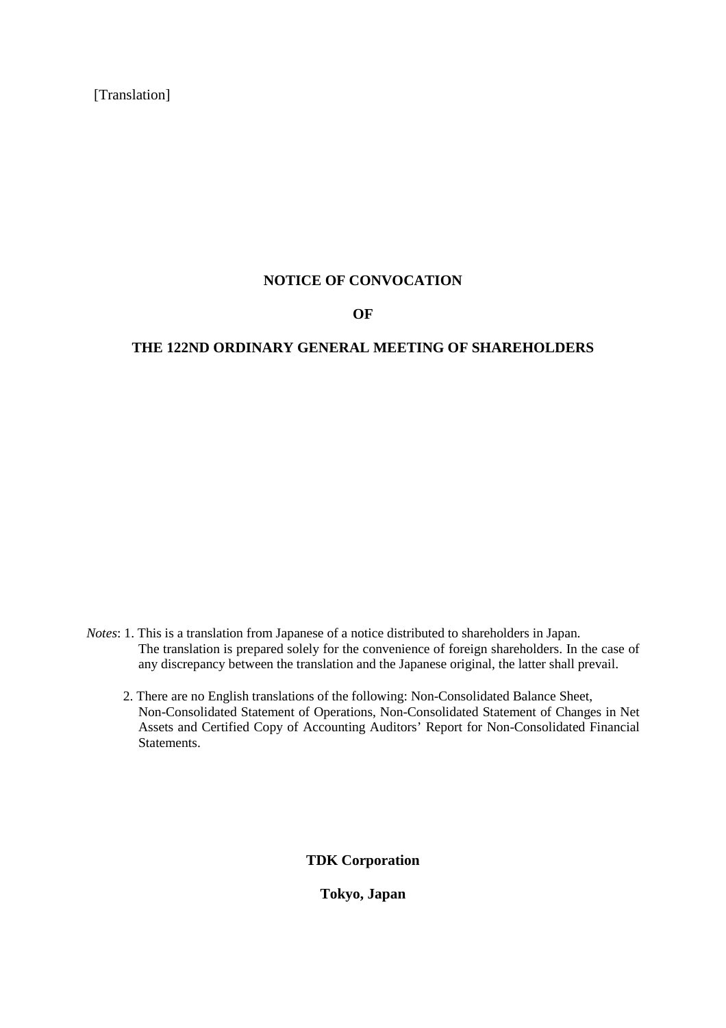[Translation]

# NOTICE OF CONVOCATION

# OF

# THE 122ND ORDINARY GENERAL MEETING OF SHAREHOLDERS

*Notes*: 1. This is a translation from Japanese of a notice distributed to shareholders in Japan. The translation is prepared solely for the convenience of foreign shareholders. In the case of any discrepancy between the translation and the Japanese original, the latter shall prevail.

2. There are no English translations of the following: Non-Consolidated Balance Sheet, Non-Consolidated Statement of Operations, Non-Consolidated Statement of Changes in Net Assets and Certified Copy of Accounting Auditors' Report for Non-Consolidated Financial Statements.

**TDK Corporation**

**Tokyo, Japan**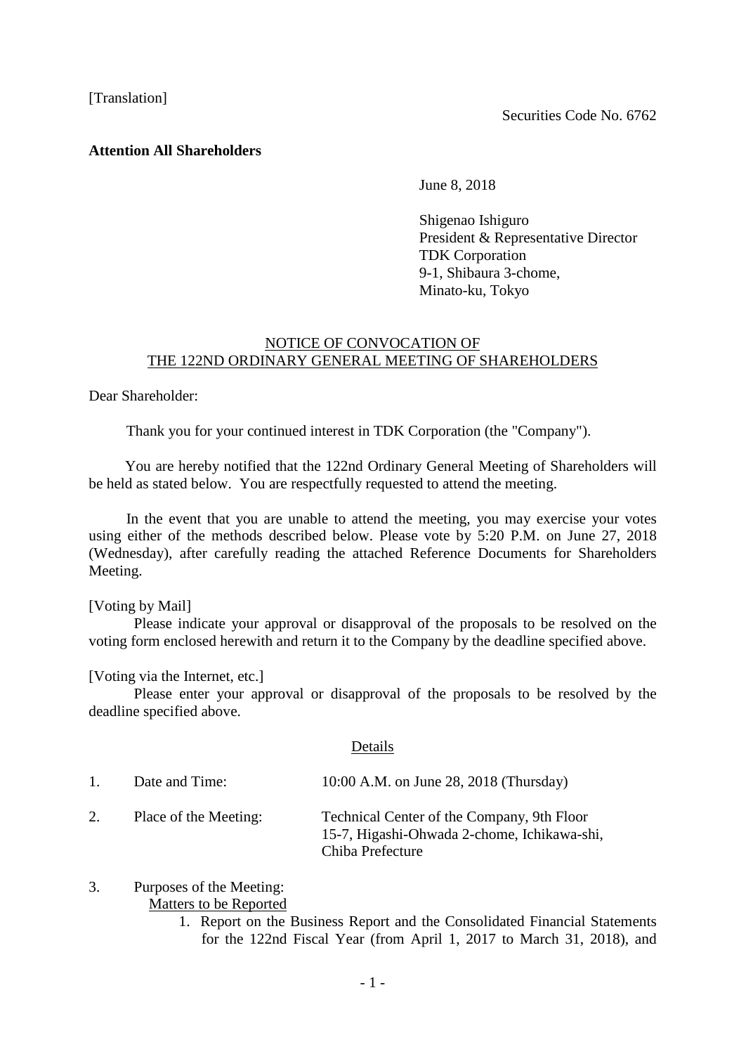[Translation]

Securities Code No. 6762

**Attention All Shareholders**

June 8, 2018

Shigenao Ishiguro
President & Representative Director
TDK Corporation
9-1, Shibaura 3-chome,
Minato-ku, Tokyo

## NOTICE OF CONVOCATION OF THE 122ND ORDINARY GENERAL MEETING OF SHAREHOLDERS

Dear Shareholder:

Thank you for your continued interest in TDK Corporation (the "Company").

You are hereby notified that the 122nd Ordinary General Meeting of Shareholders will be held as stated below. You are respectfully requested to attend the meeting.

In the event that you are unable to attend the meeting, you may exercise your votes using either of the methods described below. Please vote by 5:20 P.M. on June 27, 2018 (Wednesday), after carefully reading the attached Reference Documents for Shareholders Meeting.

[Voting by Mail]

Please indicate your approval or disapproval of the proposals to be resolved on the voting form enclosed herewith and return it to the Company by the deadline specified above.

[Voting via the Internet, etc.]

Please enter your approval or disapproval of the proposals to be resolved by the deadline specified above.

### Details

1. Date and Time: 10:00 A.M. on June 28, 2018 (Thursday)

2. Place of the Meeting: Technical Center of the Company, 9th Floor
15-7, Higashi-Ohwada 2-chome, Ichikawa-shi, Chiba Prefecture

3. Purposes of the Meeting:

Matters to be Reported

1. Report on the Business Report and the Consolidated Financial Statements for the 122nd Fiscal Year (from April 1, 2017 to March 31, 2018), and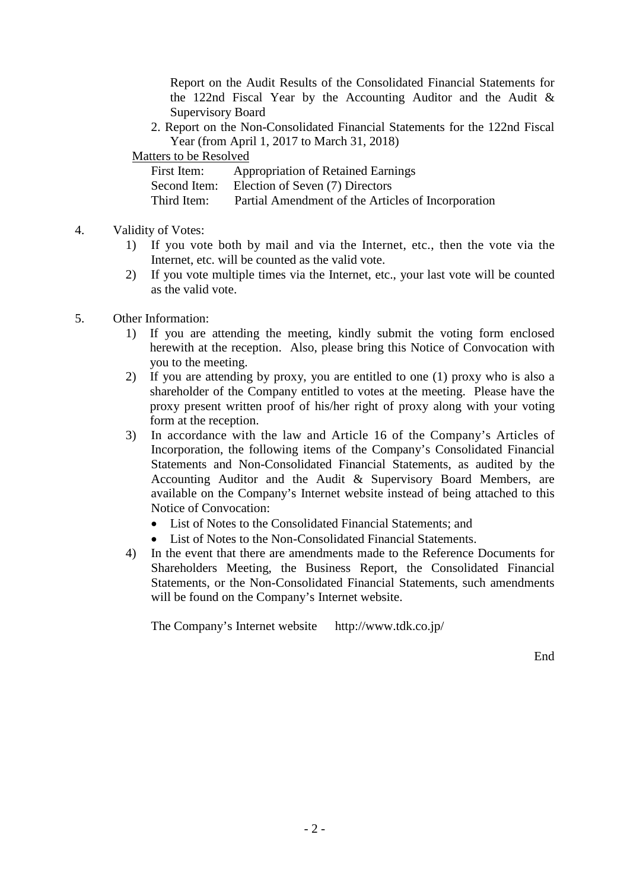Report on the Audit Results of the Consolidated Financial Statements for the 122nd Fiscal Year by the Accounting Auditor and the Audit & Supervisory Board

2. Report on the Non-Consolidated Financial Statements for the 122nd Fiscal Year (from April 1, 2017 to March 31, 2018)

Matters to be Resolved

First Item: Appropriation of Retained Earnings
Second Item: Election of Seven (7) Directors
Third Item: Partial Amendment of the Articles of Incorporation

4. Validity of Votes:
   1) If you vote both by mail and via the Internet, etc., then the vote via the Internet, etc. will be counted as the valid vote.
   2) If you vote multiple times via the Internet, etc., your last vote will be counted as the valid vote.

5. Other Information:
   1) If you are attending the meeting, kindly submit the voting form enclosed herewith at the reception. Also, please bring this Notice of Convocation with you to the meeting.
   2) If you are attending by proxy, you are entitled to one (1) proxy who is also a shareholder of the Company entitled to votes at the meeting. Please have the proxy present written proof of his/her right of proxy along with your voting form at the reception.
   3) In accordance with the law and Article 16 of the Company's Articles of Incorporation, the following items of the Company's Consolidated Financial Statements and Non-Consolidated Financial Statements, as audited by the Accounting Auditor and the Audit & Supervisory Board Members, are available on the Company's Internet website instead of being attached to this Notice of Convocation:
      - List of Notes to the Consolidated Financial Statements; and
      - List of Notes to the Non-Consolidated Financial Statements.
   4) In the event that there are amendments made to the Reference Documents for Shareholders Meeting, the Business Report, the Consolidated Financial Statements, or the Non-Consolidated Financial Statements, such amendments will be found on the Company's Internet website.

   The Company's Internet website http://www.tdk.co.jp/

End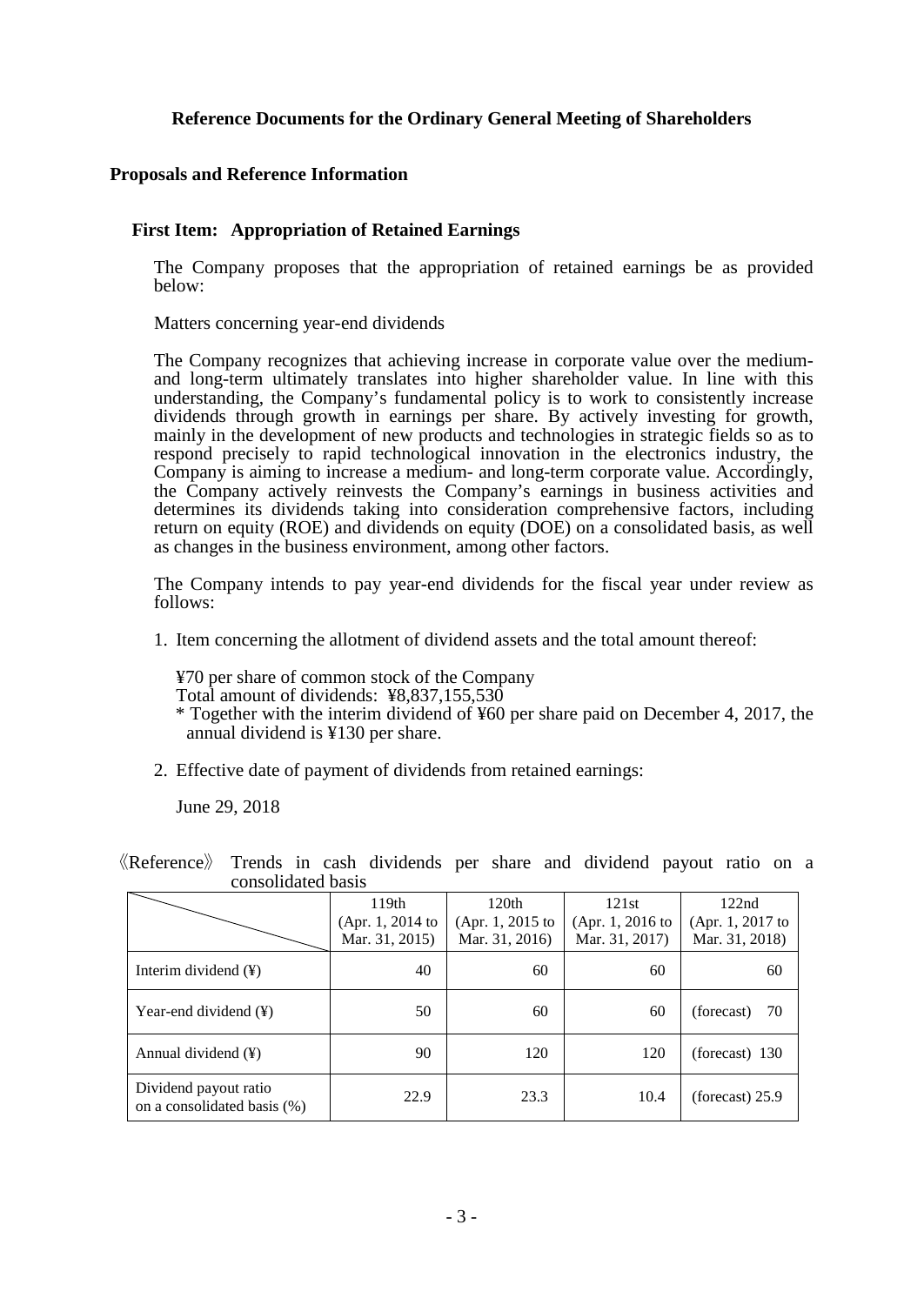## Reference Documents for the Ordinary General Meeting of Shareholders

### Proposals and Reference Information

#### First Item: Appropriation of Retained Earnings

The Company proposes that the appropriation of retained earnings be as provided below:

Matters concerning year-end dividends

The Company recognizes that achieving increase in corporate value over the medium- and long-term ultimately translates into higher shareholder value. In line with this understanding, the Company's fundamental policy is to work to consistently increase dividends through growth in earnings per share. By actively investing for growth, mainly in the development of new products and technologies in strategic fields so as to respond precisely to rapid technological innovation in the electronics industry, the Company is aiming to increase a medium- and long-term corporate value. Accordingly, the Company actively reinvests the Company's earnings in business activities and determines its dividends taking into consideration comprehensive factors, including return on equity (ROE) and dividends on equity (DOE) on a consolidated basis, as well as changes in the business environment, among other factors.

The Company intends to pay year-end dividends for the fiscal year under review as follows:

1. Item concerning the allotment of dividend assets and the total amount thereof:

   ¥70 per share of common stock of the Company
   Total amount of dividends: ¥8,837,155,530
   * Together with the interim dividend of ¥60 per share paid on December 4, 2017, the annual dividend is ¥130 per share.

2. Effective date of payment of dividends from retained earnings:

   June 29, 2018

《Reference》 Trends in cash dividends per share and dividend payout ratio on a consolidated basis

| | 119th (Apr. 1, 2014 to Mar. 31, 2015) | 120th (Apr. 1, 2015 to Mar. 31, 2016) | 121st (Apr. 1, 2016 to Mar. 31, 2017) | 122nd (Apr. 1, 2017 to Mar. 31, 2018) |
|---|---|---|---|---|
| Interim dividend (¥) | 40 | 60 | 60 | 60 |
| Year-end dividend (¥) | 50 | 60 | 60 | (forecast) 70 |
| Annual dividend (¥) | 90 | 120 | 120 | (forecast) 130 |
| Dividend payout ratio on a consolidated basis (%) | 22.9 | 23.3 | 10.4 | (forecast) 25.9 |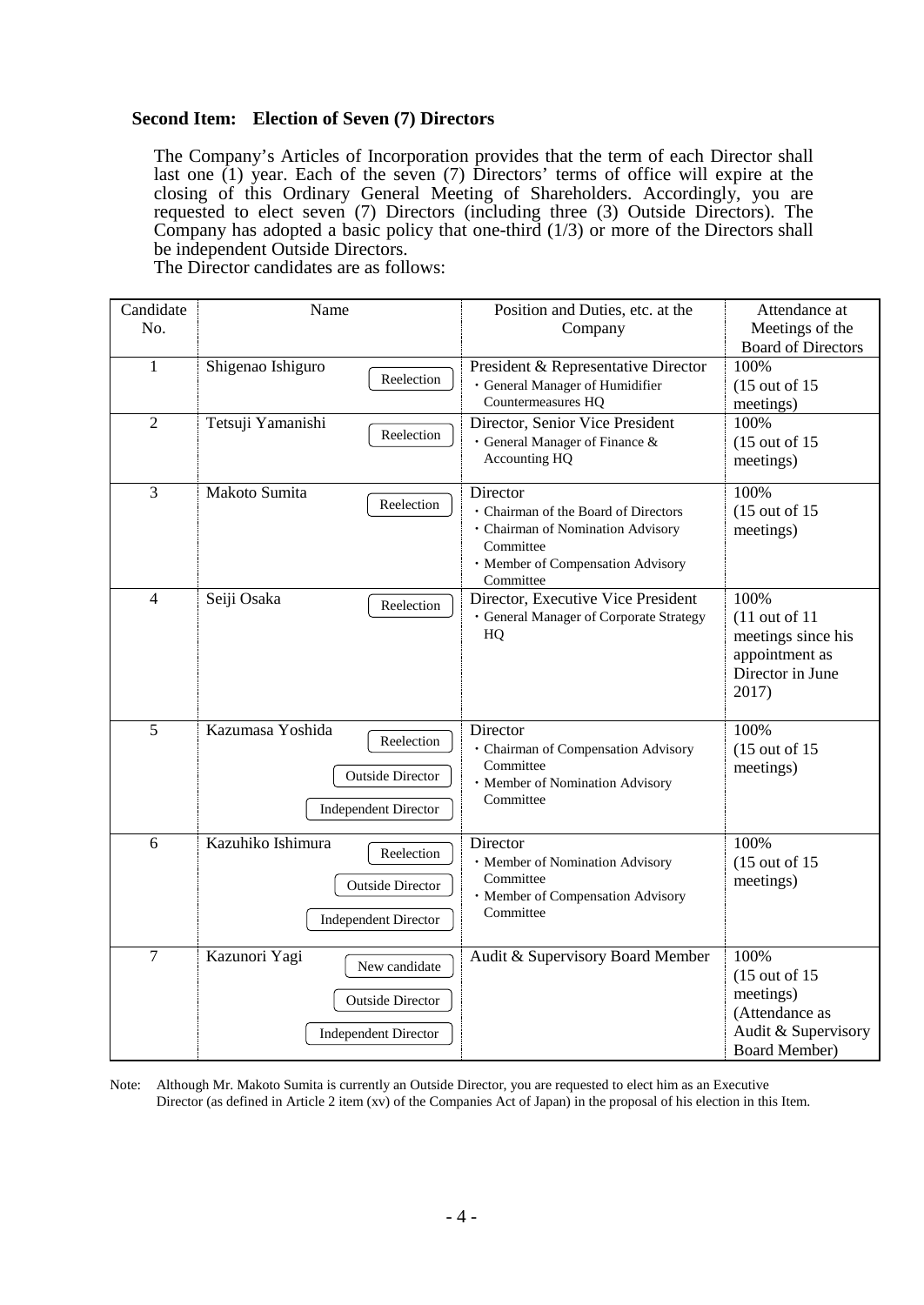**Second Item: Election of Seven (7) Directors**

The Company's Articles of Incorporation provides that the term of each Director shall last one (1) year. Each of the seven (7) Directors' terms of office will expire at the closing of this Ordinary General Meeting of Shareholders. Accordingly, you are requested to elect seven (7) Directors (including three (3) Outside Directors). The Company has adopted a basic policy that one-third (1/3) or more of the Directors shall be independent Outside Directors.

The Director candidates are as follows:

| Candidate No. | Name | Position and Duties, etc. at the Company | Attendance at Meetings of the Board of Directors |
|---|---|---|---|
| 1 | Shigenao Ishiguro<br>Reelection | President & Representative Director<br>・General Manager of Humidifier Countermeasures HQ | 100%<br>(15 out of 15 meetings) |
| 2 | Tetsuji Yamanishi<br>Reelection | Director, Senior Vice President<br>・General Manager of Finance & Accounting HQ | 100%<br>(15 out of 15 meetings) |
| 3 | Makoto Sumita<br>Reelection | Director<br>・Chairman of the Board of Directors<br>・Chairman of Nomination Advisory Committee<br>・Member of Compensation Advisory Committee | 100%<br>(15 out of 15 meetings) |
| 4 | Seiji Osaka<br>Reelection | Director, Executive Vice President<br>・General Manager of Corporate Strategy HQ | 100%<br>(11 out of 11 meetings since his appointment as Director in June 2017) |
| 5 | Kazumasa Yoshida<br>Reelection<br>Outside Director<br>Independent Director | Director<br>・Chairman of Compensation Advisory Committee<br>・Member of Nomination Advisory Committee | 100%<br>(15 out of 15 meetings) |
| 6 | Kazuhiko Ishimura<br>Reelection<br>Outside Director<br>Independent Director | Director<br>・Member of Nomination Advisory Committee<br>・Member of Compensation Advisory Committee | 100%<br>(15 out of 15 meetings) |
| 7 | Kazunori Yagi<br>New candidate<br>Outside Director<br>Independent Director | Audit & Supervisory Board Member | 100%<br>(15 out of 15 meetings)<br>(Attendance as Audit & Supervisory Board Member) |

Note: Although Mr. Makoto Sumita is currently an Outside Director, you are requested to elect him as an Executive Director (as defined in Article 2 item (xv) of the Companies Act of Japan) in the proposal of his election in this Item.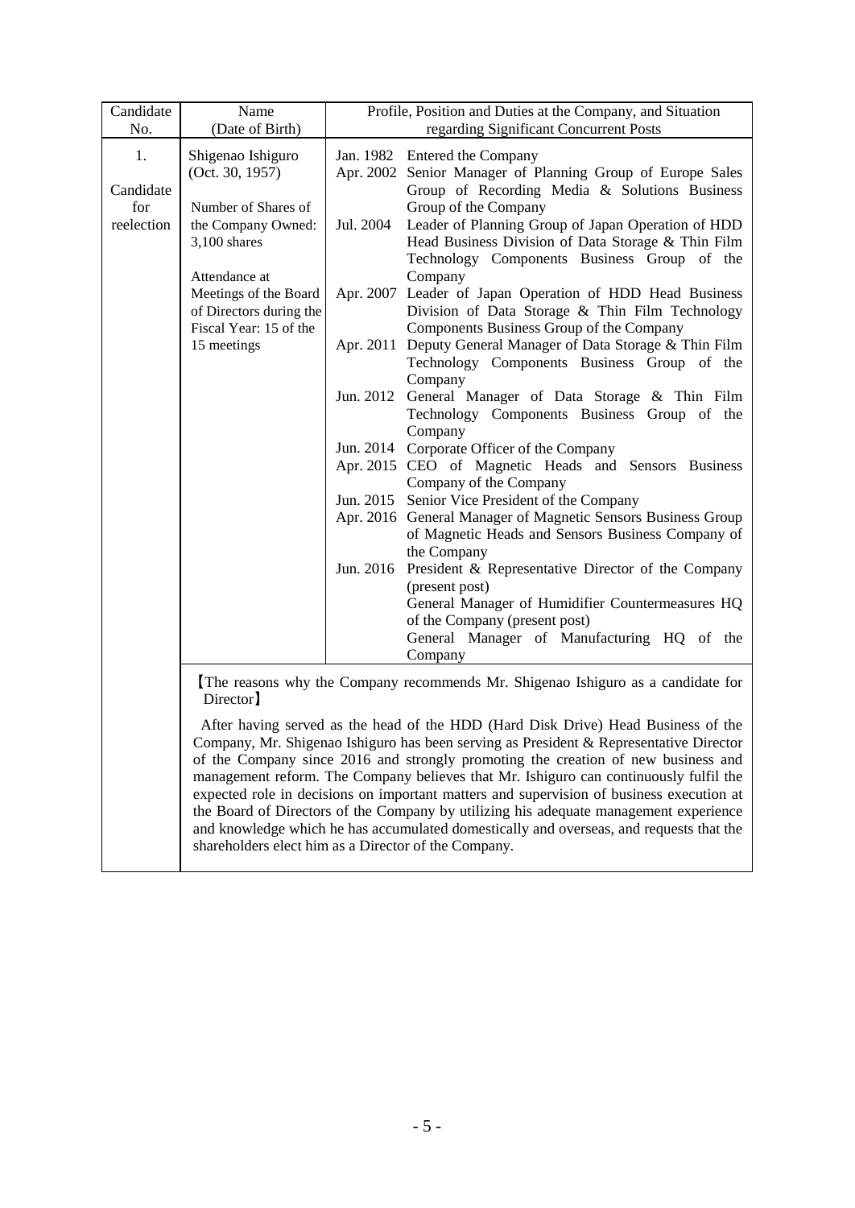| Candidate No. | Name (Date of Birth) | Profile, Position and Duties at the Company, and Situation regarding Significant Concurrent Posts | |
|---|---|---|---|
| 1. Candidate for reelection | Shigenao Ishiguro (Oct. 30, 1957) Number of Shares of the Company Owned: 3,100 shares Attendance at Meetings of the Board of Directors during the Fiscal Year: 15 of the 15 meetings | Jan. 1982 | Entered the Company |
| | | Apr. 2002 | Senior Manager of Planning Group of Europe Sales Group of Recording Media & Solutions Business Group of the Company |
| | | Jul. 2004 | Leader of Planning Group of Japan Operation of HDD Head Business Division of Data Storage & Thin Film Technology Components Business Group of the Company |
| | | Apr. 2007 | Leader of Japan Operation of HDD Head Business Division of Data Storage & Thin Film Technology Components Business Group of the Company |
| | | Apr. 2011 | Deputy General Manager of Data Storage & Thin Film Technology Components Business Group of the Company |
| | | Jun. 2012 | General Manager of Data Storage & Thin Film Technology Components Business Group of the Company |
| | | Jun. 2014 | Corporate Officer of the Company |
| | | Apr. 2015 | CEO of Magnetic Heads and Sensors Business Company of the Company |
| | | Jun. 2015 | Senior Vice President of the Company |
| | | Apr. 2016 | General Manager of Magnetic Sensors Business Group of Magnetic Heads and Sensors Business Company of the Company |
| | | Jun. 2016 | President & Representative Director of the Company (present post) General Manager of Humidifier Countermeasures HQ of the Company (present post) General Manager of Manufacturing HQ of the Company |

【The reasons why the Company recommends Mr. Shigenao Ishiguro as a candidate for Director】

After having served as the head of the HDD (Hard Disk Drive) Head Business of the Company, Mr. Shigenao Ishiguro has been serving as President & Representative Director of the Company since 2016 and strongly promoting the creation of new business and management reform. The Company believes that Mr. Ishiguro can continuously fulfil the expected role in decisions on important matters and supervision of business execution at the Board of Directors of the Company by utilizing his adequate management experience and knowledge which he has accumulated domestically and overseas, and requests that the shareholders elect him as a Director of the Company.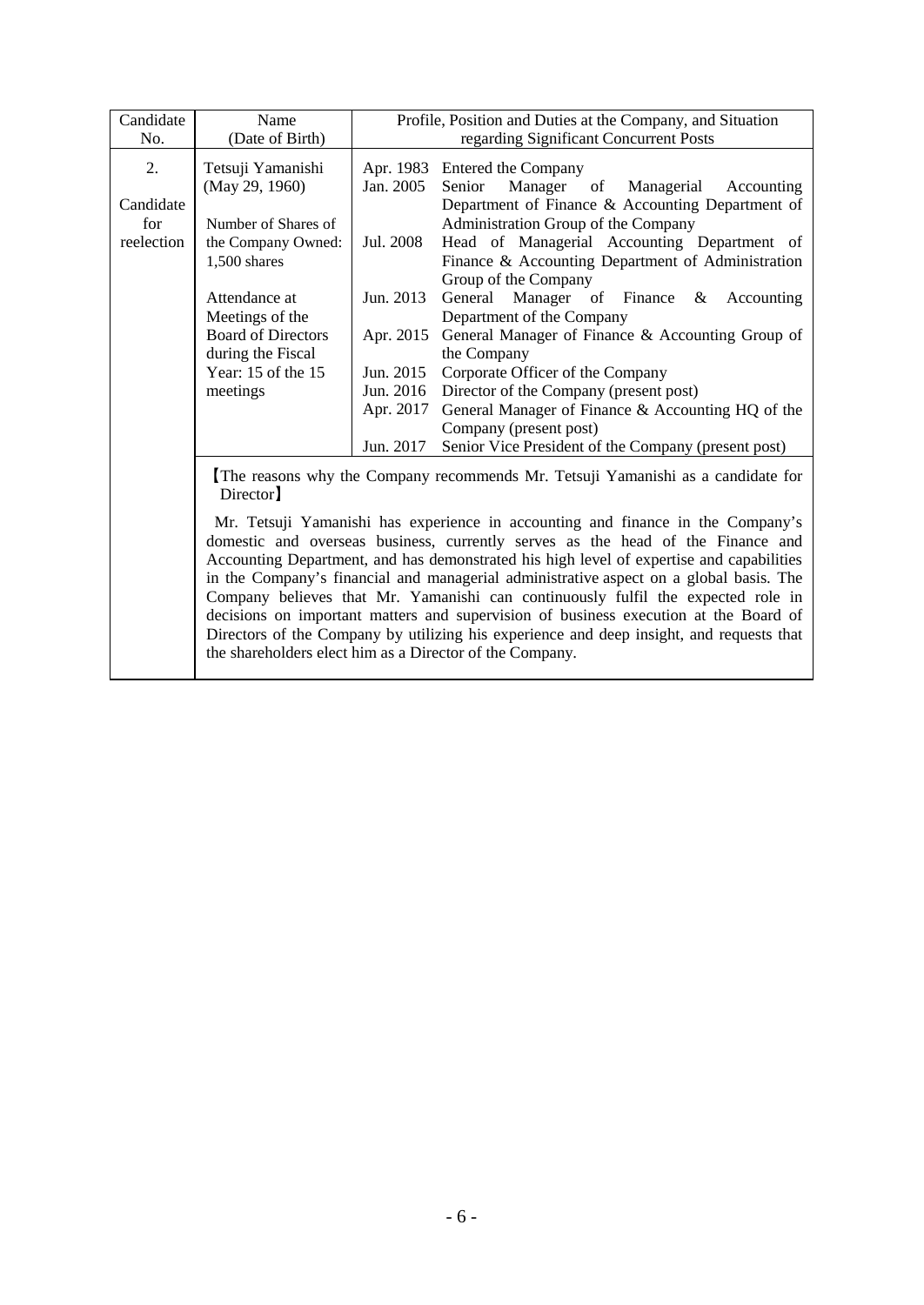| Candidate No. | Name (Date of Birth) | Profile, Position and Duties at the Company, and Situation regarding Significant Concurrent Posts | |
|---|---|---|---|
| 2. Candidate for reelection | Tetsuji Yamanishi (May 29, 1960)<br><br>Number of Shares of the Company Owned: 1,500 shares<br><br>Attendance at Meetings of the Board of Directors during the Fiscal Year: 15 of the 15 meetings | Apr. 1983 | Entered the Company |
| | | Jan. 2005 | Senior Manager of Managerial Accounting Department of Finance & Accounting Department of Administration Group of the Company |
| | | Jul. 2008 | Head of Managerial Accounting Department of Finance & Accounting Department of Administration Group of the Company |
| | | Jun. 2013 | General Manager of Finance & Accounting Department of the Company |
| | | Apr. 2015 | General Manager of Finance & Accounting Group of the Company |
| | | Jun. 2015 | Corporate Officer of the Company |
| | | Jun. 2016 | Director of the Company (present post) |
| | | Apr. 2017 | General Manager of Finance & Accounting HQ of the Company (present post) |
| | | Jun. 2017 | Senior Vice President of the Company (present post) |

【The reasons why the Company recommends Mr. Tetsuji Yamanishi as a candidate for Director】

Mr. Tetsuji Yamanishi has experience in accounting and finance in the Company's domestic and overseas business, currently serves as the head of the Finance and Accounting Department, and has demonstrated his high level of expertise and capabilities in the Company's financial and managerial administrative aspect on a global basis. The Company believes that Mr. Yamanishi can continuously fulfil the expected role in decisions on important matters and supervision of business execution at the Board of Directors of the Company by utilizing his experience and deep insight, and requests that the shareholders elect him as a Director of the Company.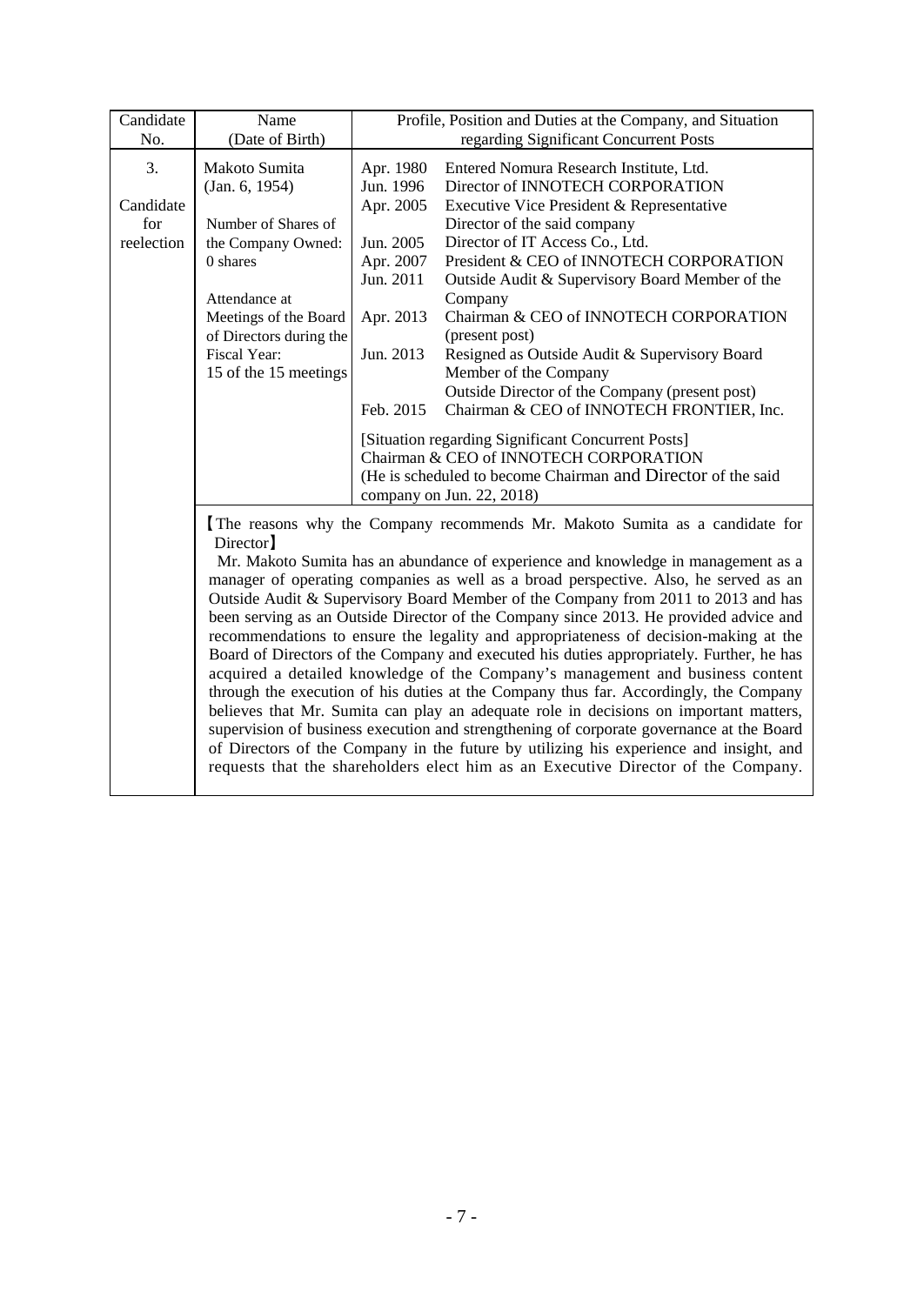| Candidate No. | Name (Date of Birth) | Profile, Position and Duties at the Company, and Situation regarding Significant Concurrent Posts | |
|---|---|---|---|
| 3.<br><br>Candidate for reelection | Makoto Sumita<br>(Jan. 6, 1954)<br><br>Number of Shares of the Company Owned:<br>0 shares<br><br>Attendance at Meetings of the Board of Directors during the Fiscal Year:<br>15 of the 15 meetings | Apr. 1980<br>Jun. 1996<br>Apr. 2005<br><br>Jun. 2005<br>Apr. 2007<br>Jun. 2011<br><br>Apr. 2013<br><br>Jun. 2013<br><br><br>Feb. 2015 | Entered Nomura Research Institute, Ltd.<br>Director of INNOTECH CORPORATION<br>Executive Vice President & Representative Director of the said company<br>Director of IT Access Co., Ltd.<br>President & CEO of INNOTECH CORPORATION<br>Outside Audit & Supervisory Board Member of the Company<br>Chairman & CEO of INNOTECH CORPORATION (present post)<br>Resigned as Outside Audit & Supervisory Board Member of the Company<br>Outside Director of the Company (present post)<br>Chairman & CEO of INNOTECH FRONTIER, Inc.<br><br>[Situation regarding Significant Concurrent Posts]<br>Chairman & CEO of INNOTECH CORPORATION<br>(He is scheduled to become Chairman and Director of the said company on Jun. 22, 2018) |
| | 【The reasons why the Company recommends Mr. Makoto Sumita as a candidate for Director】<br>Mr. Makoto Sumita has an abundance of experience and knowledge in management as a manager of operating companies as well as a broad perspective. Also, he served as an Outside Audit & Supervisory Board Member of the Company from 2011 to 2013 and has been serving as an Outside Director of the Company since 2013. He provided advice and recommendations to ensure the legality and appropriateness of decision-making at the Board of Directors of the Company and executed his duties appropriately. Further, he has acquired a detailed knowledge of the Company's management and business content through the execution of his duties at the Company thus far. Accordingly, the Company believes that Mr. Sumita can play an adequate role in decisions on important matters, supervision of business execution and strengthening of corporate governance at the Board of Directors of the Company in the future by utilizing his experience and insight, and requests that the shareholders elect him as an Executive Director of the Company. | | |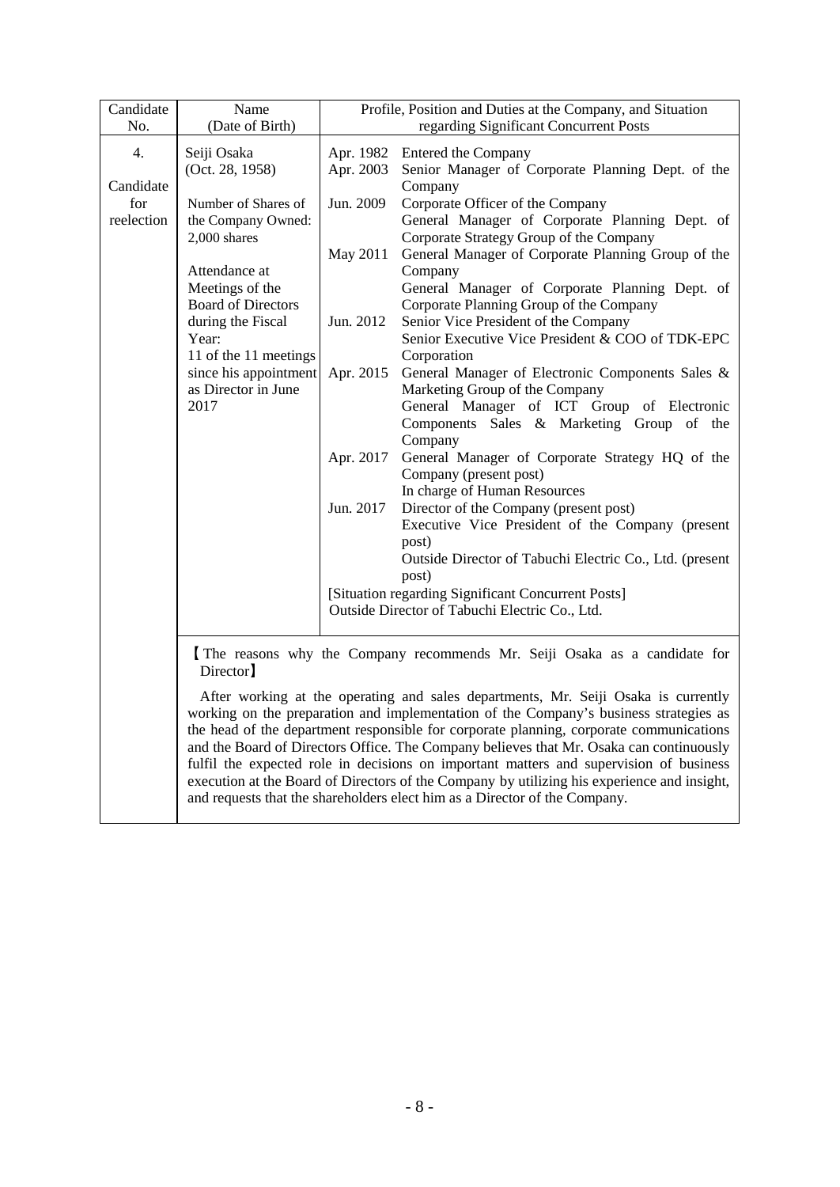| Candidate No. | Name (Date of Birth) | Profile, Position and Duties at the Company, and Situation regarding Significant Concurrent Posts | |
|---|---|---|---|
| 4.<br><br>Candidate for reelection | Seiji Osaka<br>(Oct. 28, 1958)<br><br>Number of Shares of the Company Owned: 2,000 shares<br><br>Attendance at Meetings of the Board of Directors during the Fiscal Year:<br>11 of the 11 meetings since his appointment as Director in June 2017 | Apr. 1982 | Entered the Company |
| | | Apr. 2003 | Senior Manager of Corporate Planning Dept. of the Company |
| | | Jun. 2009 | Corporate Officer of the Company<br>General Manager of Corporate Planning Dept. of Corporate Strategy Group of the Company |
| | | May 2011 | General Manager of Corporate Planning Group of the Company<br>General Manager of Corporate Planning Dept. of Corporate Planning Group of the Company |
| | | Jun. 2012 | Senior Vice President of the Company<br>Senior Executive Vice President & COO of TDK-EPC Corporation |
| | | Apr. 2015 | General Manager of Electronic Components Sales & Marketing Group of the Company<br>General Manager of ICT Group of Electronic Components Sales & Marketing Group of the Company |
| | | Apr. 2017 | General Manager of Corporate Strategy HQ of the Company (present post)<br>In charge of Human Resources |
| | | Jun. 2017 | Director of the Company (present post)<br>Executive Vice President of the Company (present post)<br>Outside Director of Tabuchi Electric Co., Ltd. (present post) |
| | | [Situation regarding Significant Concurrent Posts]<br>Outside Director of Tabuchi Electric Co., Ltd. | |

【The reasons why the Company recommends Mr. Seiji Osaka as a candidate for Director】

After working at the operating and sales departments, Mr. Seiji Osaka is currently working on the preparation and implementation of the Company's business strategies as the head of the department responsible for corporate planning, corporate communications and the Board of Directors Office. The Company believes that Mr. Osaka can continuously fulfil the expected role in decisions on important matters and supervision of business execution at the Board of Directors of the Company by utilizing his experience and insight, and requests that the shareholders elect him as a Director of the Company.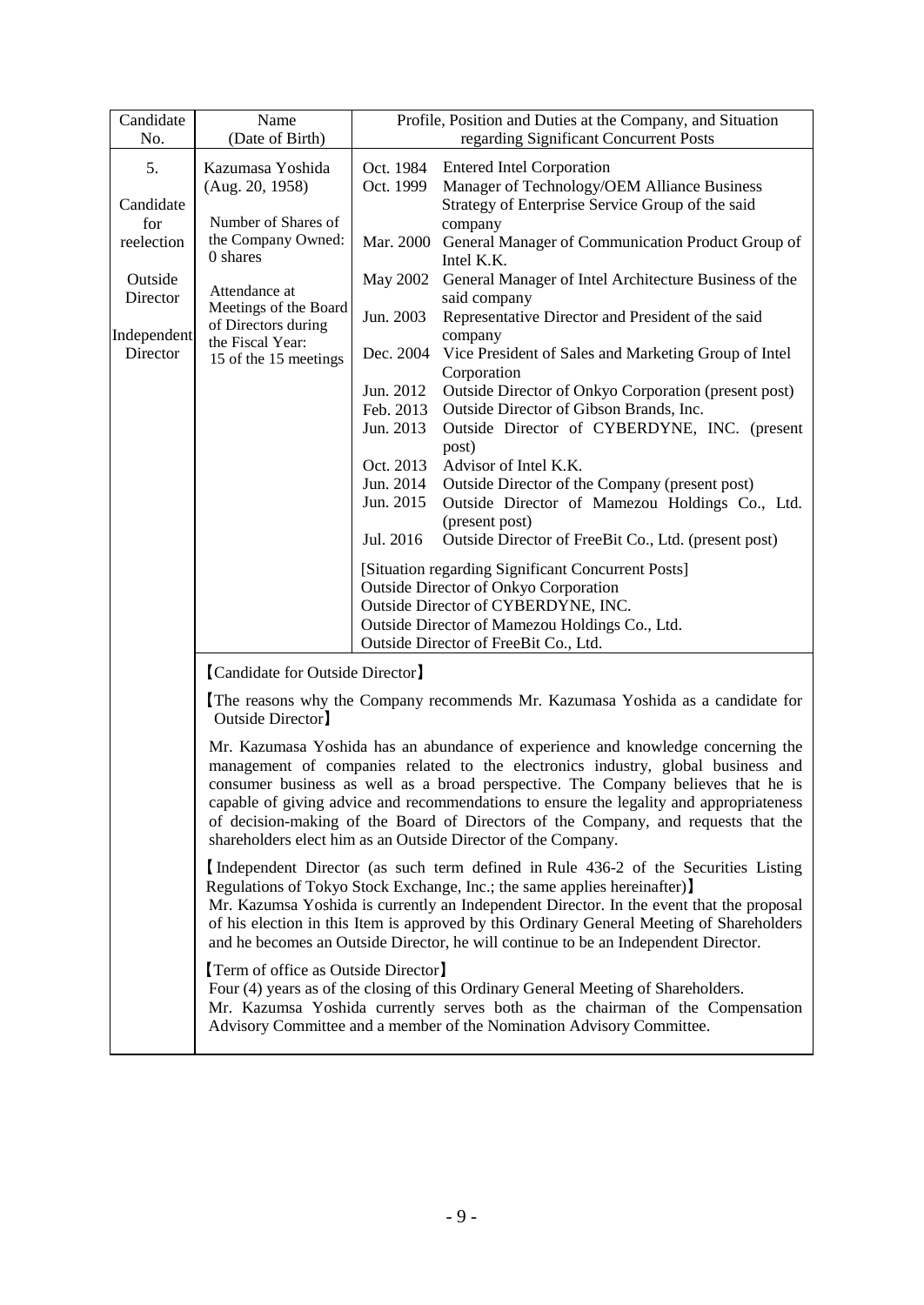| Candidate No. | Name (Date of Birth) | Profile, Position and Duties at the Company, and Situation regarding Significant Concurrent Posts |
|---|---|---|
| 5.<br><br>Candidate for reelection<br><br>Outside Director<br><br>Independent Director | Kazumasa Yoshida (Aug. 20, 1958)<br><br>Number of Shares of the Company Owned: 0 shares<br><br>Attendance at Meetings of the Board of Directors during the Fiscal Year: 15 of the 15 meetings | Oct. 1984 Entered Intel Corporation<br>Oct. 1999 Manager of Technology/OEM Alliance Business Strategy of Enterprise Service Group of the said company<br>Mar. 2000 General Manager of Communication Product Group of Intel K.K.<br>May 2002 General Manager of Intel Architecture Business of the said company<br>Jun. 2003 Representative Director and President of the said company<br>Dec. 2004 Vice President of Sales and Marketing Group of Intel Corporation<br>Jun. 2012 Outside Director of Onkyo Corporation (present post)<br>Feb. 2013 Outside Director of Gibson Brands, Inc.<br>Jun. 2013 Outside Director of CYBERDYNE, INC. (present post)<br>Oct. 2013 Advisor of Intel K.K.<br>Jun. 2014 Outside Director of the Company (present post)<br>Jun. 2015 Outside Director of Mamezou Holdings Co., Ltd. (present post)<br>Jul. 2016 Outside Director of FreeBit Co., Ltd. (present post)<br><br>[Situation regarding Significant Concurrent Posts]<br>Outside Director of Onkyo Corporation<br>Outside Director of CYBERDYNE, INC.<br>Outside Director of Mamezou Holdings Co., Ltd.<br>Outside Director of FreeBit Co., Ltd. |

【Candidate for Outside Director】

【The reasons why the Company recommends Mr. Kazumasa Yoshida as a candidate for Outside Director】

Mr. Kazumasa Yoshida has an abundance of experience and knowledge concerning the management of companies related to the electronics industry, global business and consumer business as well as a broad perspective. The Company believes that he is capable of giving advice and recommendations to ensure the legality and appropriateness of decision-making of the Board of Directors of the Company, and requests that the shareholders elect him as an Outside Director of the Company.

【Independent Director (as such term defined in Rule 436-2 of the Securities Listing Regulations of Tokyo Stock Exchange, Inc.; the same applies hereinafter)】

Mr. Kazumsa Yoshida is currently an Independent Director. In the event that the proposal of his election in this Item is approved by this Ordinary General Meeting of Shareholders and he becomes an Outside Director, he will continue to be an Independent Director.

【Term of office as Outside Director】

Four (4) years as of the closing of this Ordinary General Meeting of Shareholders.

Mr. Kazumsa Yoshida currently serves both as the chairman of the Compensation Advisory Committee and a member of the Nomination Advisory Committee.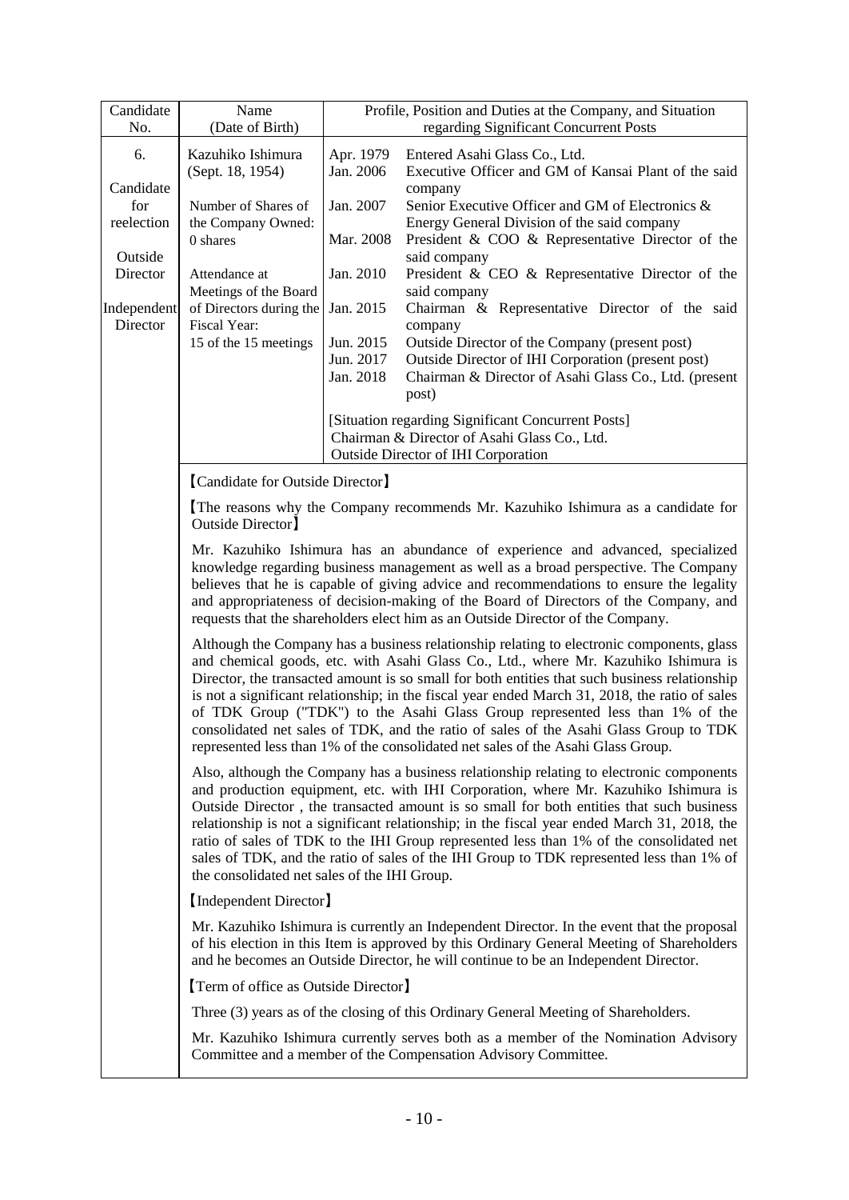| Candidate No. | Name (Date of Birth) | Profile, Position and Duties at the Company, and Situation regarding Significant Concurrent Posts | |
|---|---|---|---|
| 6.<br><br>Candidate for reelection<br><br>Outside Director<br><br>Independent Director | Kazuhiko Ishimura (Sept. 18, 1954)<br><br>Number of Shares of the Company Owned: 0 shares<br><br>Attendance at Meetings of the Board of Directors during the Fiscal Year: 15 of the 15 meetings | Apr. 1979 | Entered Asahi Glass Co., Ltd. |
| | | Jan. 2006 | Executive Officer and GM of Kansai Plant of the said company |
| | | Jan. 2007 | Senior Executive Officer and GM of Electronics & Energy General Division of the said company |
| | | Mar. 2008 | President & COO & Representative Director of the said company |
| | | Jan. 2010 | President & CEO & Representative Director of the said company |
| | | Jan. 2015 | Chairman & Representative Director of the said company |
| | | Jun. 2015 | Outside Director of the Company (present post) |
| | | Jun. 2017 | Outside Director of IHI Corporation (present post) |
| | | Jan. 2018 | Chairman & Director of Asahi Glass Co., Ltd. (present post) |
| | | [Situation regarding Significant Concurrent Posts]<br>Chairman & Director of Asahi Glass Co., Ltd.<br>Outside Director of IHI Corporation | |

【Candidate for Outside Director】

【The reasons why the Company recommends Mr. Kazuhiko Ishimura as a candidate for Outside Director】

Mr. Kazuhiko Ishimura has an abundance of experience and advanced, specialized knowledge regarding business management as well as a broad perspective. The Company believes that he is capable of giving advice and recommendations to ensure the legality and appropriateness of decision-making of the Board of Directors of the Company, and requests that the shareholders elect him as an Outside Director of the Company.

Although the Company has a business relationship relating to electronic components, glass and chemical goods, etc. with Asahi Glass Co., Ltd., where Mr. Kazuhiko Ishimura is Director, the transacted amount is so small for both entities that such business relationship is not a significant relationship; in the fiscal year ended March 31, 2018, the ratio of sales of TDK Group ("TDK") to the Asahi Glass Group represented less than 1% of the consolidated net sales of TDK, and the ratio of sales of the Asahi Glass Group to TDK represented less than 1% of the consolidated net sales of the Asahi Glass Group.

Also, although the Company has a business relationship relating to electronic components and production equipment, etc. with IHI Corporation, where Mr. Kazuhiko Ishimura is Outside Director , the transacted amount is so small for both entities that such business relationship is not a significant relationship; in the fiscal year ended March 31, 2018, the ratio of sales of TDK to the IHI Group represented less than 1% of the consolidated net sales of TDK, and the ratio of sales of the IHI Group to TDK represented less than 1% of the consolidated net sales of the IHI Group.

【Independent Director】

Mr. Kazuhiko Ishimura is currently an Independent Director. In the event that the proposal of his election in this Item is approved by this Ordinary General Meeting of Shareholders and he becomes an Outside Director, he will continue to be an Independent Director.

【Term of office as Outside Director】

Three (3) years as of the closing of this Ordinary General Meeting of Shareholders.

Mr. Kazuhiko Ishimura currently serves both as a member of the Nomination Advisory Committee and a member of the Compensation Advisory Committee.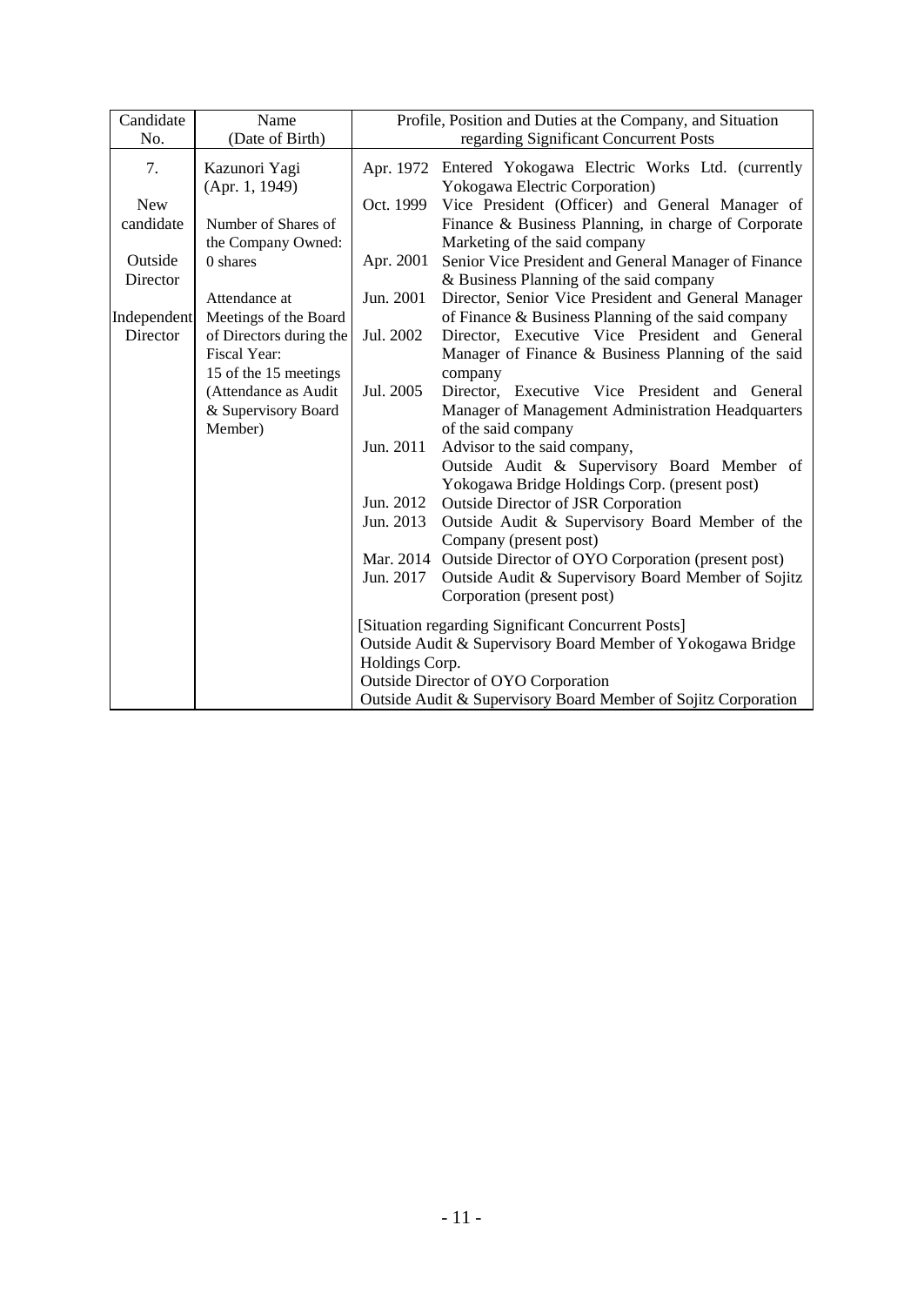| Candidate No. | Name (Date of Birth) | Profile, Position and Duties at the Company, and Situation regarding Significant Concurrent Posts | |
|---|---|---|---|
| 7.<br><br>New candidate<br><br>Outside Director<br><br>Independent Director | Kazunori Yagi (Apr. 1, 1949)<br><br>Number of Shares of the Company Owned: 0 shares<br><br>Attendance at Meetings of the Board of Directors during the Fiscal Year: 15 of the 15 meetings (Attendance as Audit & Supervisory Board Member) | Apr. 1972 | Entered Yokogawa Electric Works Ltd. (currently Yokogawa Electric Corporation) |
| | | Oct. 1999 | Vice President (Officer) and General Manager of Finance & Business Planning, in charge of Corporate Marketing of the said company |
| | | Apr. 2001 | Senior Vice President and General Manager of Finance & Business Planning of the said company |
| | | Jun. 2001 | Director, Senior Vice President and General Manager of Finance & Business Planning of the said company |
| | | Jul. 2002 | Director, Executive Vice President and General Manager of Finance & Business Planning of the said company |
| | | Jul. 2005 | Director, Executive Vice President and General Manager of Management Administration Headquarters of the said company |
| | | Jun. 2011 | Advisor to the said company, Outside Audit & Supervisory Board Member of Yokogawa Bridge Holdings Corp. (present post) |
| | | Jun. 2012 | Outside Director of JSR Corporation |
| | | Jun. 2013 | Outside Audit & Supervisory Board Member of the Company (present post) |
| | | Mar. 2014 | Outside Director of OYO Corporation (present post) |
| | | Jun. 2017 | Outside Audit & Supervisory Board Member of Sojitz Corporation (present post) |
| | | [Situation regarding Significant Concurrent Posts]<br>Outside Audit & Supervisory Board Member of Yokogawa Bridge Holdings Corp.<br>Outside Director of OYO Corporation<br>Outside Audit & Supervisory Board Member of Sojitz Corporation | |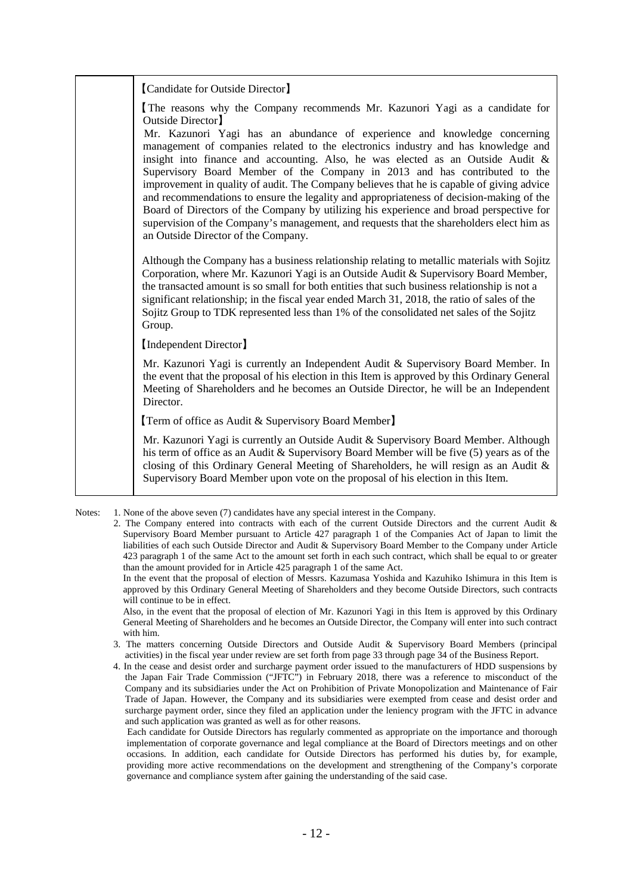| | 【Candidate for Outside Director】<br><br>【The reasons why the Company recommends Mr. Kazunori Yagi as a candidate for Outside Director】<br>Mr. Kazunori Yagi has an abundance of experience and knowledge concerning management of companies related to the electronics industry and has knowledge and insight into finance and accounting. Also, he was elected as an Outside Audit & Supervisory Board Member of the Company in 2013 and has contributed to the improvement in quality of audit. The Company believes that he is capable of giving advice and recommendations to ensure the legality and appropriateness of decision-making of the Board of Directors of the Company by utilizing his experience and broad perspective for supervision of the Company's management, and requests that the shareholders elect him as an Outside Director of the Company.<br><br>Although the Company has a business relationship relating to metallic materials with Sojitz Corporation, where Mr. Kazunori Yagi is an Outside Audit & Supervisory Board Member, the transacted amount is so small for both entities that such business relationship is not a significant relationship; in the fiscal year ended March 31, 2018, the ratio of sales of the Sojitz Group to TDK represented less than 1% of the consolidated net sales of the Sojitz Group.<br><br>【Independent Director】<br><br>Mr. Kazunori Yagi is currently an Independent Audit & Supervisory Board Member. In the event that the proposal of his election in this Item is approved by this Ordinary General Meeting of Shareholders and he becomes an Outside Director, he will be an Independent Director.<br><br>【Term of office as Audit & Supervisory Board Member】<br><br>Mr. Kazunori Yagi is currently an Outside Audit & Supervisory Board Member. Although his term of office as an Audit & Supervisory Board Member will be five (5) years as of the closing of this Ordinary General Meeting of Shareholders, he will resign as an Audit & Supervisory Board Member upon vote on the proposal of his election in this Item. |
|---|---|

Notes:

1. None of the above seven (7) candidates have any special interest in the Company.
2. The Company entered into contracts with each of the current Outside Directors and the current Audit & Supervisory Board Member pursuant to Article 427 paragraph 1 of the Companies Act of Japan to limit the liabilities of each such Outside Director and Audit & Supervisory Board Member to the Company under Article 423 paragraph 1 of the same Act to the amount set forth in each such contract, which shall be equal to or greater than the amount provided for in Article 425 paragraph 1 of the same Act.
   In the event that the proposal of election of Messrs. Kazumasa Yoshida and Kazuhiko Ishimura in this Item is approved by this Ordinary General Meeting of Shareholders and they become Outside Directors, such contracts will continue to be in effect.
   Also, in the event that the proposal of election of Mr. Kazunori Yagi in this Item is approved by this Ordinary General Meeting of Shareholders and he becomes an Outside Director, the Company will enter into such contract with him.
3. The matters concerning Outside Directors and Outside Audit & Supervisory Board Members (principal activities) in the fiscal year under review are set forth from page 33 through page 34 of the Business Report.
4. In the cease and desist order and surcharge payment order issued to the manufacturers of HDD suspensions by the Japan Fair Trade Commission ("JFTC") in February 2018, there was a reference to misconduct of the Company and its subsidiaries under the Act on Prohibition of Private Monopolization and Maintenance of Fair Trade of Japan. However, the Company and its subsidiaries were exempted from cease and desist order and surcharge payment order, since they filed an application under the leniency program with the JFTC in advance and such application was granted as well as for other reasons.
   Each candidate for Outside Directors has regularly commented as appropriate on the importance and thorough implementation of corporate governance and legal compliance at the Board of Directors meetings and on other occasions. In addition, each candidate for Outside Directors has performed his duties by, for example, providing more active recommendations on the development and strengthening of the Company's corporate governance and compliance system after gaining the understanding of the said case.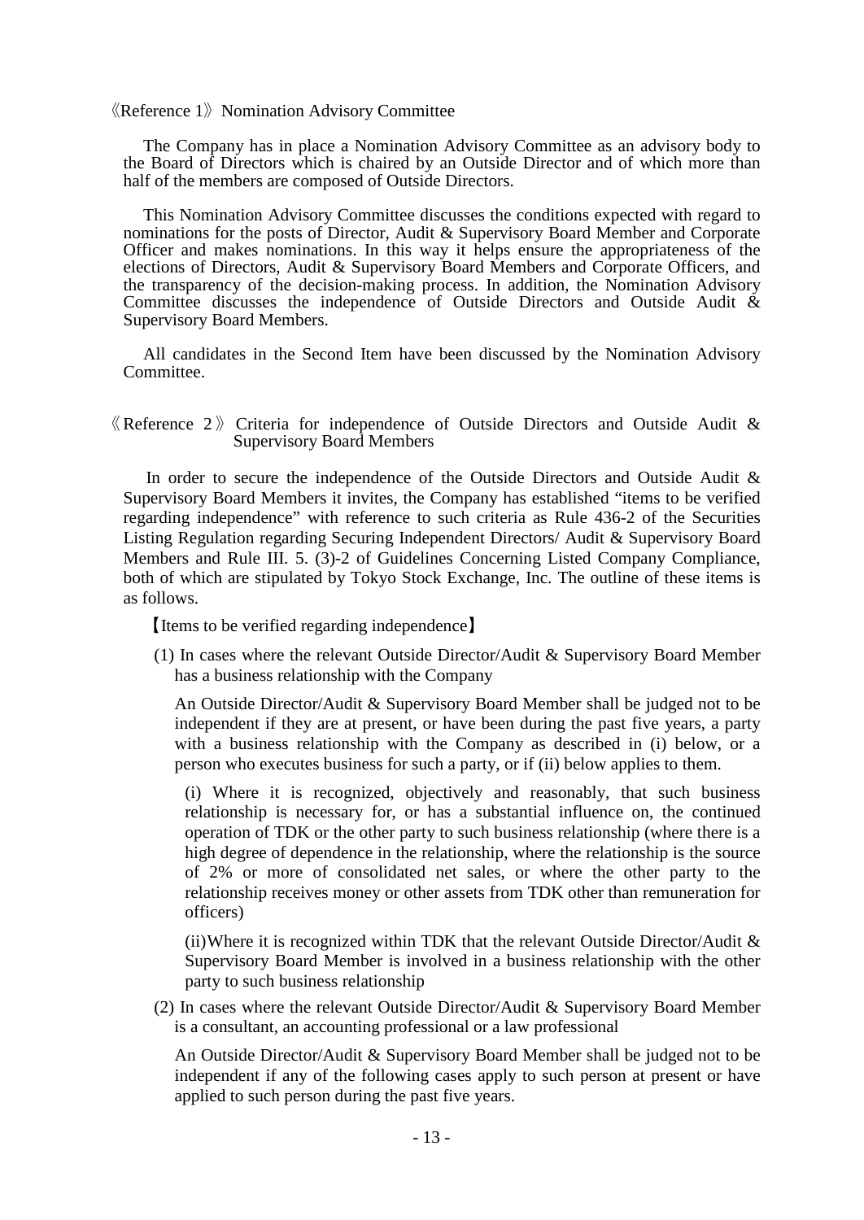《Reference 1》Nomination Advisory Committee

The Company has in place a Nomination Advisory Committee as an advisory body to the Board of Directors which is chaired by an Outside Director and of which more than half of the members are composed of Outside Directors.

This Nomination Advisory Committee discusses the conditions expected with regard to nominations for the posts of Director, Audit & Supervisory Board Member and Corporate Officer and makes nominations. In this way it helps ensure the appropriateness of the elections of Directors, Audit & Supervisory Board Members and Corporate Officers, and the transparency of the decision-making process. In addition, the Nomination Advisory Committee discusses the independence of Outside Directors and Outside Audit & Supervisory Board Members.

All candidates in the Second Item have been discussed by the Nomination Advisory Committee.

《Reference 2》Criteria for independence of Outside Directors and Outside Audit & Supervisory Board Members

In order to secure the independence of the Outside Directors and Outside Audit & Supervisory Board Members it invites, the Company has established "items to be verified regarding independence" with reference to such criteria as Rule 436-2 of the Securities Listing Regulation regarding Securing Independent Directors/ Audit & Supervisory Board Members and Rule III. 5. (3)-2 of Guidelines Concerning Listed Company Compliance, both of which are stipulated by Tokyo Stock Exchange, Inc. The outline of these items is as follows.

【Items to be verified regarding independence】

(1) In cases where the relevant Outside Director/Audit & Supervisory Board Member has a business relationship with the Company

An Outside Director/Audit & Supervisory Board Member shall be judged not to be independent if they are at present, or have been during the past five years, a party with a business relationship with the Company as described in (i) below, or a person who executes business for such a party, or if (ii) below applies to them.

(i) Where it is recognized, objectively and reasonably, that such business relationship is necessary for, or has a substantial influence on, the continued operation of TDK or the other party to such business relationship (where there is a high degree of dependence in the relationship, where the relationship is the source of 2% or more of consolidated net sales, or where the other party to the relationship receives money or other assets from TDK other than remuneration for officers)

(ii)Where it is recognized within TDK that the relevant Outside Director/Audit & Supervisory Board Member is involved in a business relationship with the other party to such business relationship

(2) In cases where the relevant Outside Director/Audit & Supervisory Board Member is a consultant, an accounting professional or a law professional

An Outside Director/Audit & Supervisory Board Member shall be judged not to be independent if any of the following cases apply to such person at present or have applied to such person during the past five years.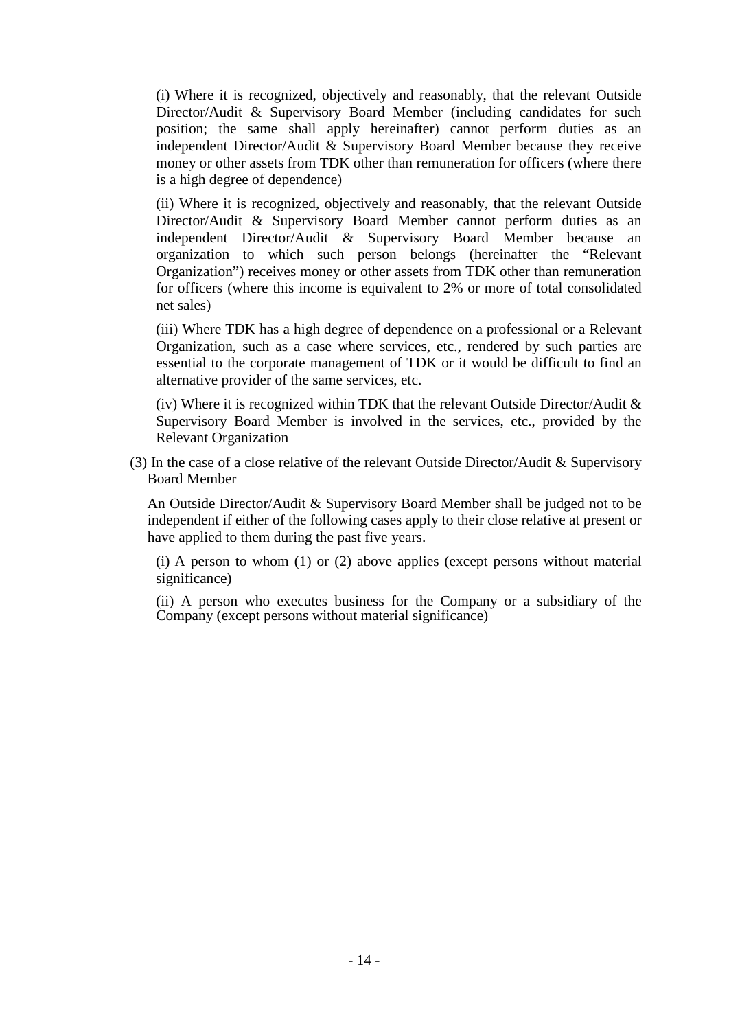(i) Where it is recognized, objectively and reasonably, that the relevant Outside Director/Audit & Supervisory Board Member (including candidates for such position; the same shall apply hereinafter) cannot perform duties as an independent Director/Audit & Supervisory Board Member because they receive money or other assets from TDK other than remuneration for officers (where there is a high degree of dependence)

(ii) Where it is recognized, objectively and reasonably, that the relevant Outside Director/Audit & Supervisory Board Member cannot perform duties as an independent Director/Audit & Supervisory Board Member because an organization to which such person belongs (hereinafter the "Relevant Organization") receives money or other assets from TDK other than remuneration for officers (where this income is equivalent to 2% or more of total consolidated net sales)

(iii) Where TDK has a high degree of dependence on a professional or a Relevant Organization, such as a case where services, etc., rendered by such parties are essential to the corporate management of TDK or it would be difficult to find an alternative provider of the same services, etc.

(iv) Where it is recognized within TDK that the relevant Outside Director/Audit & Supervisory Board Member is involved in the services, etc., provided by the Relevant Organization

(3) In the case of a close relative of the relevant Outside Director/Audit & Supervisory Board Member

An Outside Director/Audit & Supervisory Board Member shall be judged not to be independent if either of the following cases apply to their close relative at present or have applied to them during the past five years.

(i) A person to whom (1) or (2) above applies (except persons without material significance)

(ii) A person who executes business for the Company or a subsidiary of the Company (except persons without material significance)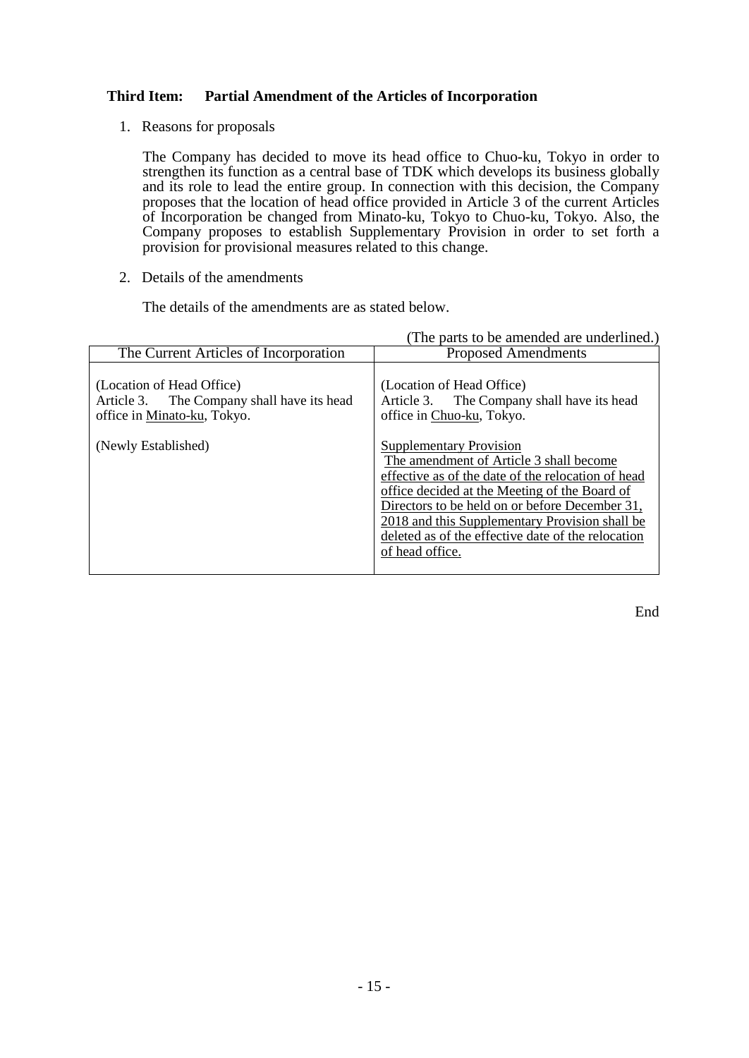## Third Item: Partial Amendment of the Articles of Incorporation

1. Reasons for proposals

   The Company has decided to move its head office to Chuo-ku, Tokyo in order to strengthen its function as a central base of TDK which develops its business globally and its role to lead the entire group. In connection with this decision, the Company proposes that the location of head office provided in Article 3 of the current Articles of Incorporation be changed from Minato-ku, Tokyo to Chuo-ku, Tokyo. Also, the Company proposes to establish Supplementary Provision in order to set forth a provision for provisional measures related to this change.

2. Details of the amendments

   The details of the amendments are as stated below.

(The parts to be amended are underlined.)

| The Current Articles of Incorporation | Proposed Amendments |
|---|---|
| (Location of Head Office)<br>Article 3. The Company shall have its head office in <u>Minato-ku</u>, Tokyo. | (Location of Head Office)<br>Article 3. The Company shall have its head office in <u>Chuo-ku</u>, Tokyo. |
| (Newly Established) | <u>Supplementary Provision</u><br><u>The amendment of Article 3 shall become effective as of the date of the relocation of head office decided at the Meeting of the Board of Directors to be held on or before December 31, 2018 and this Supplementary Provision shall be deleted as of the effective date of the relocation of head office.</u> |

End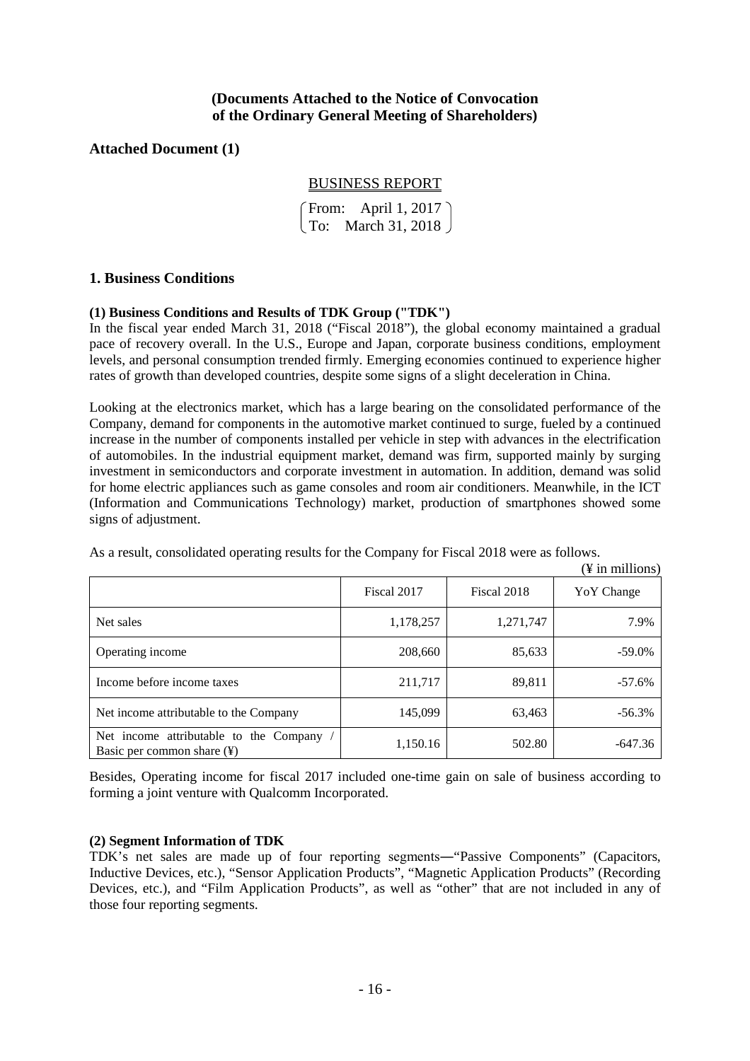**(Documents Attached to the Notice of Convocation of the Ordinary General Meeting of Shareholders)**

**Attached Document (1)**

BUSINESS REPORT

(From: April 1, 2017
To: March 31, 2018)

## 1. Business Conditions

### (1) Business Conditions and Results of TDK Group ("TDK")

In the fiscal year ended March 31, 2018 ("Fiscal 2018"), the global economy maintained a gradual pace of recovery overall. In the U.S., Europe and Japan, corporate business conditions, employment levels, and personal consumption trended firmly. Emerging economies continued to experience higher rates of growth than developed countries, despite some signs of a slight deceleration in China.

Looking at the electronics market, which has a large bearing on the consolidated performance of the Company, demand for components in the automotive market continued to surge, fueled by a continued increase in the number of components installed per vehicle in step with advances in the electrification of automobiles. In the industrial equipment market, demand was firm, supported mainly by surging investment in semiconductors and corporate investment in automation. In addition, demand was solid for home electric appliances such as game consoles and room air conditioners. Meanwhile, in the ICT (Information and Communications Technology) market, production of smartphones showed some signs of adjustment.

As a result, consolidated operating results for the Company for Fiscal 2018 were as follows.

(¥ in millions)

| | Fiscal 2017 | Fiscal 2018 | YoY Change |
|---|---|---|---|
| Net sales | 1,178,257 | 1,271,747 | 7.9% |
| Operating income | 208,660 | 85,633 | -59.0% |
| Income before income taxes | 211,717 | 89,811 | -57.6% |
| Net income attributable to the Company | 145,099 | 63,463 | -56.3% |
| Net income attributable to the Company / Basic per common share (¥) | 1,150.16 | 502.80 | -647.36 |

Besides, Operating income for fiscal 2017 included one-time gain on sale of business according to forming a joint venture with Qualcomm Incorporated.

### (2) Segment Information of TDK

TDK's net sales are made up of four reporting segments―"Passive Components" (Capacitors, Inductive Devices, etc.), "Sensor Application Products", "Magnetic Application Products" (Recording Devices, etc.), and "Film Application Products", as well as "other" that are not included in any of those four reporting segments.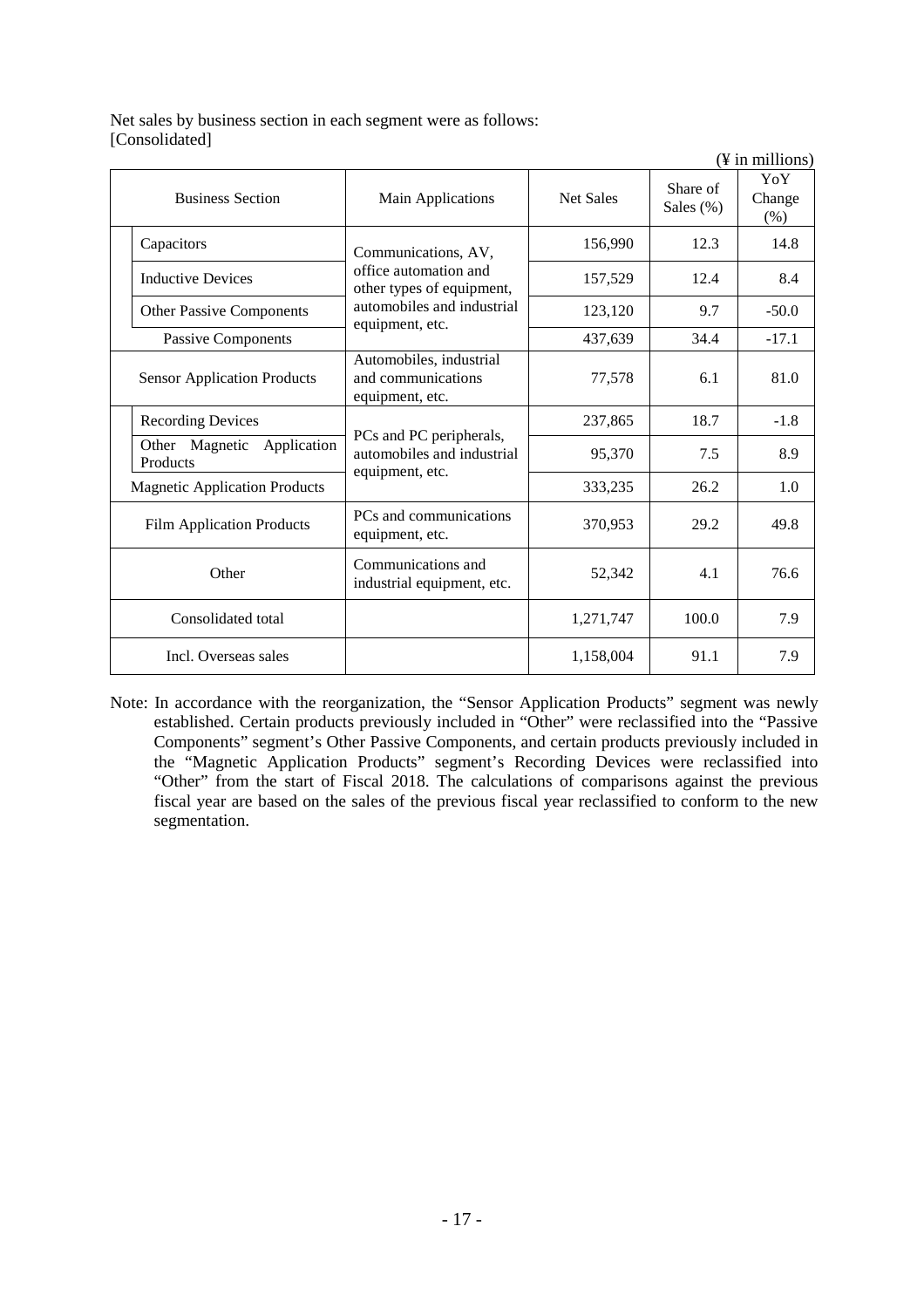Net sales by business section in each segment were as follows:
[Consolidated]

(¥ in millions)

| Business Section | | Main Applications | Net Sales | Share of Sales (%) | YoY Change (%) |
|---|---|---|---|---|---|
| | Capacitors | Communications, AV, office automation and other types of equipment, automobiles and industrial equipment, etc. | 156,990 | 12.3 | 14.8 |
| | Inductive Devices | | 157,529 | 12.4 | 8.4 |
| | Other Passive Components | | 123,120 | 9.7 | -50.0 |
| Passive Components | | | 437,639 | 34.4 | -17.1 |
| Sensor Application Products | | Automobiles, industrial and communications equipment, etc. | 77,578 | 6.1 | 81.0 |
| | Recording Devices | PCs and PC peripherals, automobiles and industrial equipment, etc. | 237,865 | 18.7 | -1.8 |
| | Other Magnetic Application Products | | 95,370 | 7.5 | 8.9 |
| Magnetic Application Products | | | 333,235 | 26.2 | 1.0 |
| Film Application Products | | PCs and communications equipment, etc. | 370,953 | 29.2 | 49.8 |
| Other | | Communications and industrial equipment, etc. | 52,342 | 4.1 | 76.6 |
| Consolidated total | | | 1,271,747 | 100.0 | 7.9 |
| Incl. Overseas sales | | | 1,158,004 | 91.1 | 7.9 |

Note: In accordance with the reorganization, the "Sensor Application Products" segment was newly established. Certain products previously included in "Other" were reclassified into the "Passive Components" segment's Other Passive Components, and certain products previously included in the "Magnetic Application Products" segment's Recording Devices were reclassified into "Other" from the start of Fiscal 2018. The calculations of comparisons against the previous fiscal year are based on the sales of the previous fiscal year reclassified to conform to the new segmentation.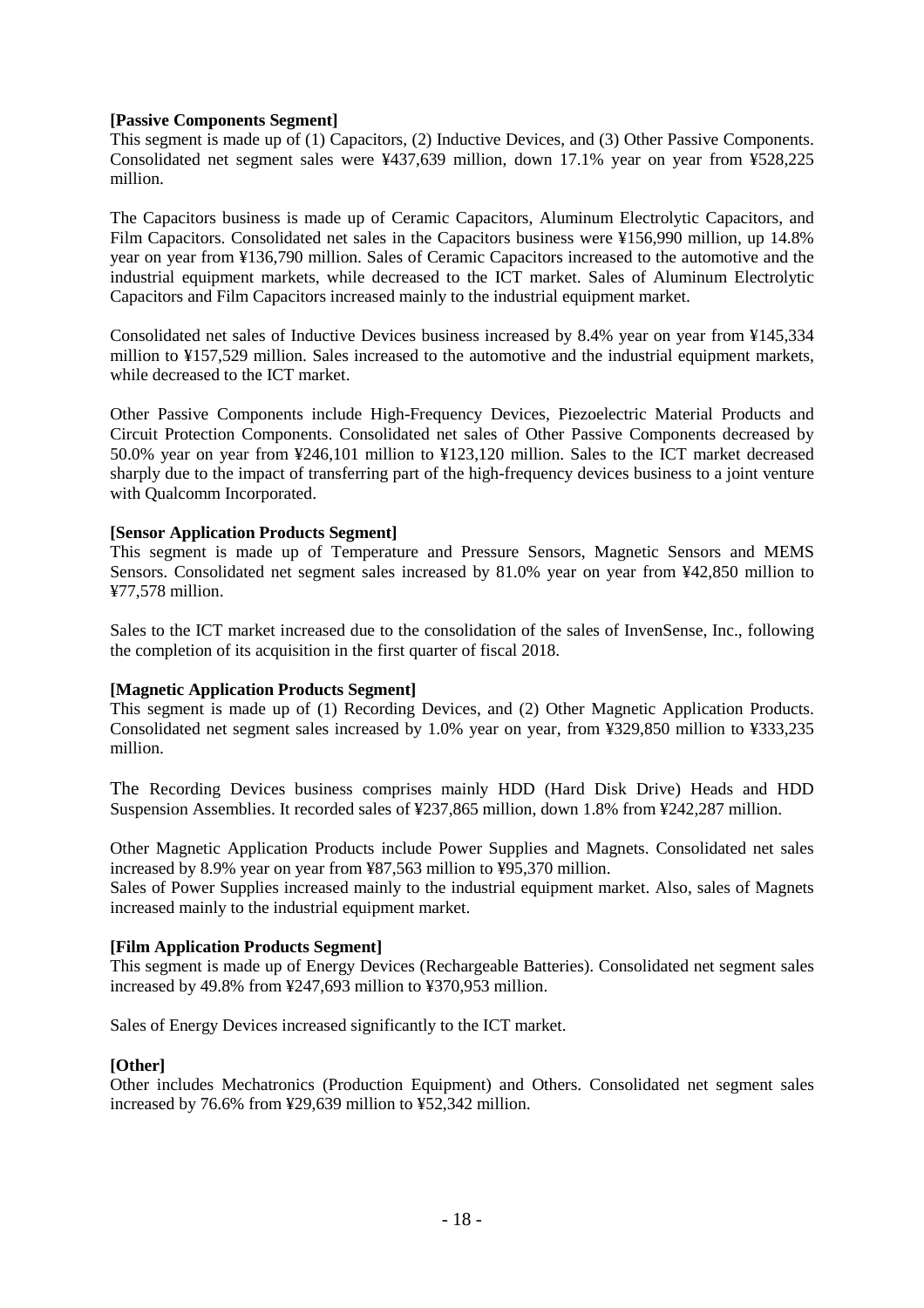**[Passive Components Segment]**
This segment is made up of (1) Capacitors, (2) Inductive Devices, and (3) Other Passive Components. Consolidated net segment sales were ¥437,639 million, down 17.1% year on year from ¥528,225 million.

The Capacitors business is made up of Ceramic Capacitors, Aluminum Electrolytic Capacitors, and Film Capacitors. Consolidated net sales in the Capacitors business were ¥156,990 million, up 14.8% year on year from ¥136,790 million. Sales of Ceramic Capacitors increased to the automotive and the industrial equipment markets, while decreased to the ICT market. Sales of Aluminum Electrolytic Capacitors and Film Capacitors increased mainly to the industrial equipment market.

Consolidated net sales of Inductive Devices business increased by 8.4% year on year from ¥145,334 million to ¥157,529 million. Sales increased to the automotive and the industrial equipment markets, while decreased to the ICT market.

Other Passive Components include High-Frequency Devices, Piezoelectric Material Products and Circuit Protection Components. Consolidated net sales of Other Passive Components decreased by 50.0% year on year from ¥246,101 million to ¥123,120 million. Sales to the ICT market decreased sharply due to the impact of transferring part of the high-frequency devices business to a joint venture with Qualcomm Incorporated.

**[Sensor Application Products Segment]**
This segment is made up of Temperature and Pressure Sensors, Magnetic Sensors and MEMS Sensors. Consolidated net segment sales increased by 81.0% year on year from ¥42,850 million to ¥77,578 million.

Sales to the ICT market increased due to the consolidation of the sales of InvenSense, Inc., following the completion of its acquisition in the first quarter of fiscal 2018.

**[Magnetic Application Products Segment]**
This segment is made up of (1) Recording Devices, and (2) Other Magnetic Application Products. Consolidated net segment sales increased by 1.0% year on year, from ¥329,850 million to ¥333,235 million.

The Recording Devices business comprises mainly HDD (Hard Disk Drive) Heads and HDD Suspension Assemblies. It recorded sales of ¥237,865 million, down 1.8% from ¥242,287 million.

Other Magnetic Application Products include Power Supplies and Magnets. Consolidated net sales increased by 8.9% year on year from ¥87,563 million to ¥95,370 million.
Sales of Power Supplies increased mainly to the industrial equipment market. Also, sales of Magnets increased mainly to the industrial equipment market.

**[Film Application Products Segment]**
This segment is made up of Energy Devices (Rechargeable Batteries). Consolidated net segment sales increased by 49.8% from ¥247,693 million to ¥370,953 million.

Sales of Energy Devices increased significantly to the ICT market.

**[Other]**
Other includes Mechatronics (Production Equipment) and Others. Consolidated net segment sales increased by 76.6% from ¥29,639 million to ¥52,342 million.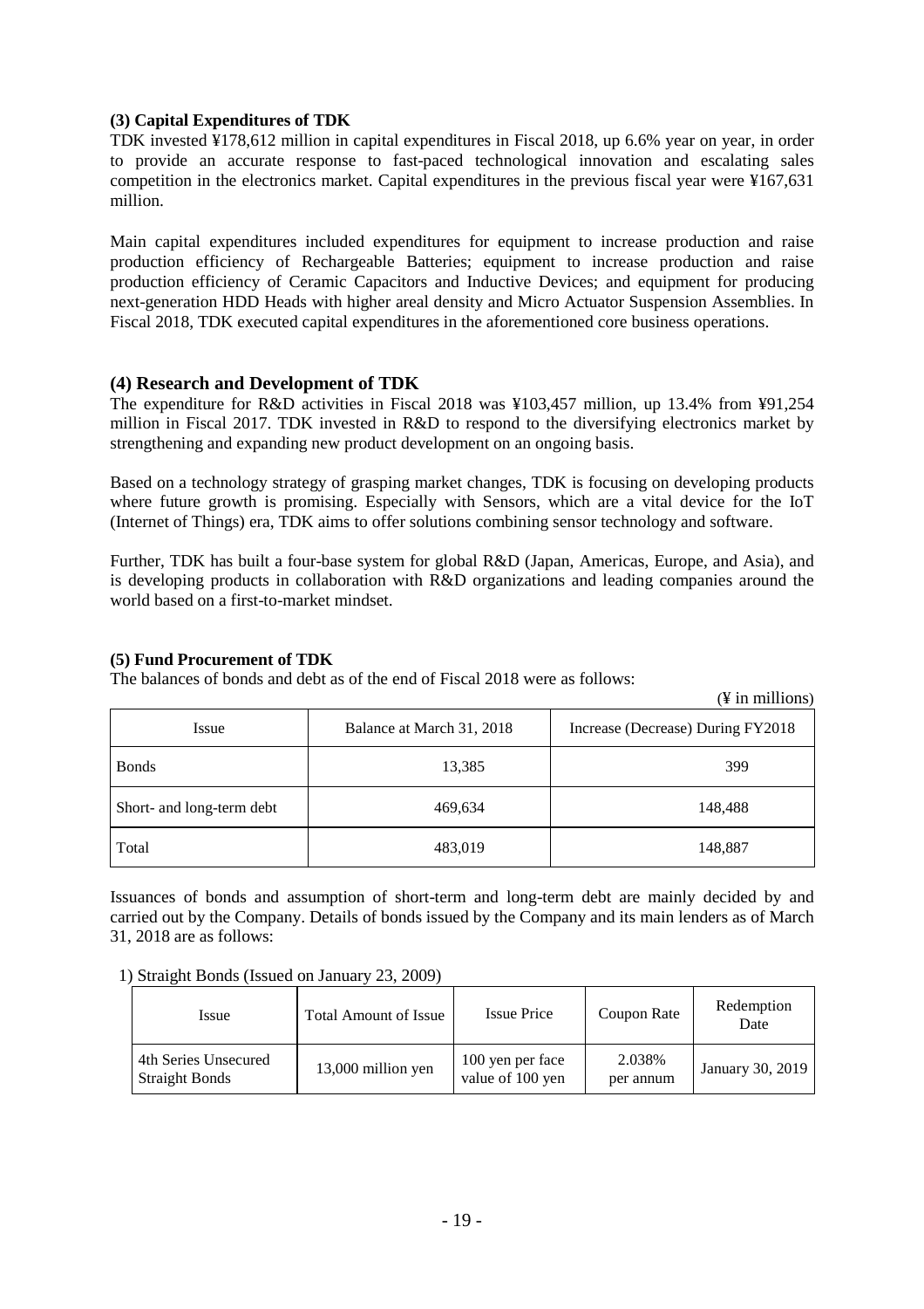### (3) Capital Expenditures of TDK

TDK invested ¥178,612 million in capital expenditures in Fiscal 2018, up 6.6% year on year, in order to provide an accurate response to fast-paced technological innovation and escalating sales competition in the electronics market. Capital expenditures in the previous fiscal year were ¥167,631 million.

Main capital expenditures included expenditures for equipment to increase production and raise production efficiency of Rechargeable Batteries; equipment to increase production and raise production efficiency of Ceramic Capacitors and Inductive Devices; and equipment for producing next-generation HDD Heads with higher areal density and Micro Actuator Suspension Assemblies. In Fiscal 2018, TDK executed capital expenditures in the aforementioned core business operations.

### (4) Research and Development of TDK

The expenditure for R&D activities in Fiscal 2018 was ¥103,457 million, up 13.4% from ¥91,254 million in Fiscal 2017. TDK invested in R&D to respond to the diversifying electronics market by strengthening and expanding new product development on an ongoing basis.

Based on a technology strategy of grasping market changes, TDK is focusing on developing products where future growth is promising. Especially with Sensors, which are a vital device for the IoT (Internet of Things) era, TDK aims to offer solutions combining sensor technology and software.

Further, TDK has built a four-base system for global R&D (Japan, Americas, Europe, and Asia), and is developing products in collaboration with R&D organizations and leading companies around the world based on a first-to-market mindset.

### (5) Fund Procurement of TDK

The balances of bonds and debt as of the end of Fiscal 2018 were as follows:

(¥ in millions)

| Issue | Balance at March 31, 2018 | Increase (Decrease) During FY2018 |
|---|---|---|
| Bonds | 13,385 | 399 |
| Short- and long-term debt | 469,634 | 148,488 |
| Total | 483,019 | 148,887 |

Issuances of bonds and assumption of short-term and long-term debt are mainly decided by and carried out by the Company. Details of bonds issued by the Company and its main lenders as of March 31, 2018 are as follows:

1) Straight Bonds (Issued on January 23, 2009)

| Issue | Total Amount of Issue | Issue Price | Coupon Rate | Redemption Date |
|---|---|---|---|---|
| 4th Series Unsecured Straight Bonds | 13,000 million yen | 100 yen per face value of 100 yen | 2.038% per annum | January 30, 2019 |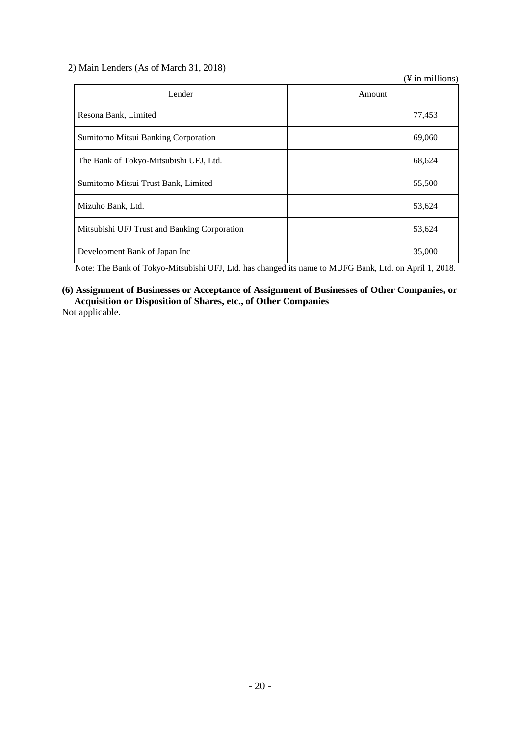2) Main Lenders (As of March 31, 2018)

(¥ in millions)

| Lender | Amount |
|---|---|
| Resona Bank, Limited | 77,453 |
| Sumitomo Mitsui Banking Corporation | 69,060 |
| The Bank of Tokyo-Mitsubishi UFJ, Ltd. | 68,624 |
| Sumitomo Mitsui Trust Bank, Limited | 55,500 |
| Mizuho Bank, Ltd. | 53,624 |
| Mitsubishi UFJ Trust and Banking Corporation | 53,624 |
| Development Bank of Japan Inc | 35,000 |

Note: The Bank of Tokyo-Mitsubishi UFJ, Ltd. has changed its name to MUFG Bank, Ltd. on April 1, 2018.

**(6) Assignment of Businesses or Acceptance of Assignment of Businesses of Other Companies, or Acquisition or Disposition of Shares, etc., of Other Companies**

Not applicable.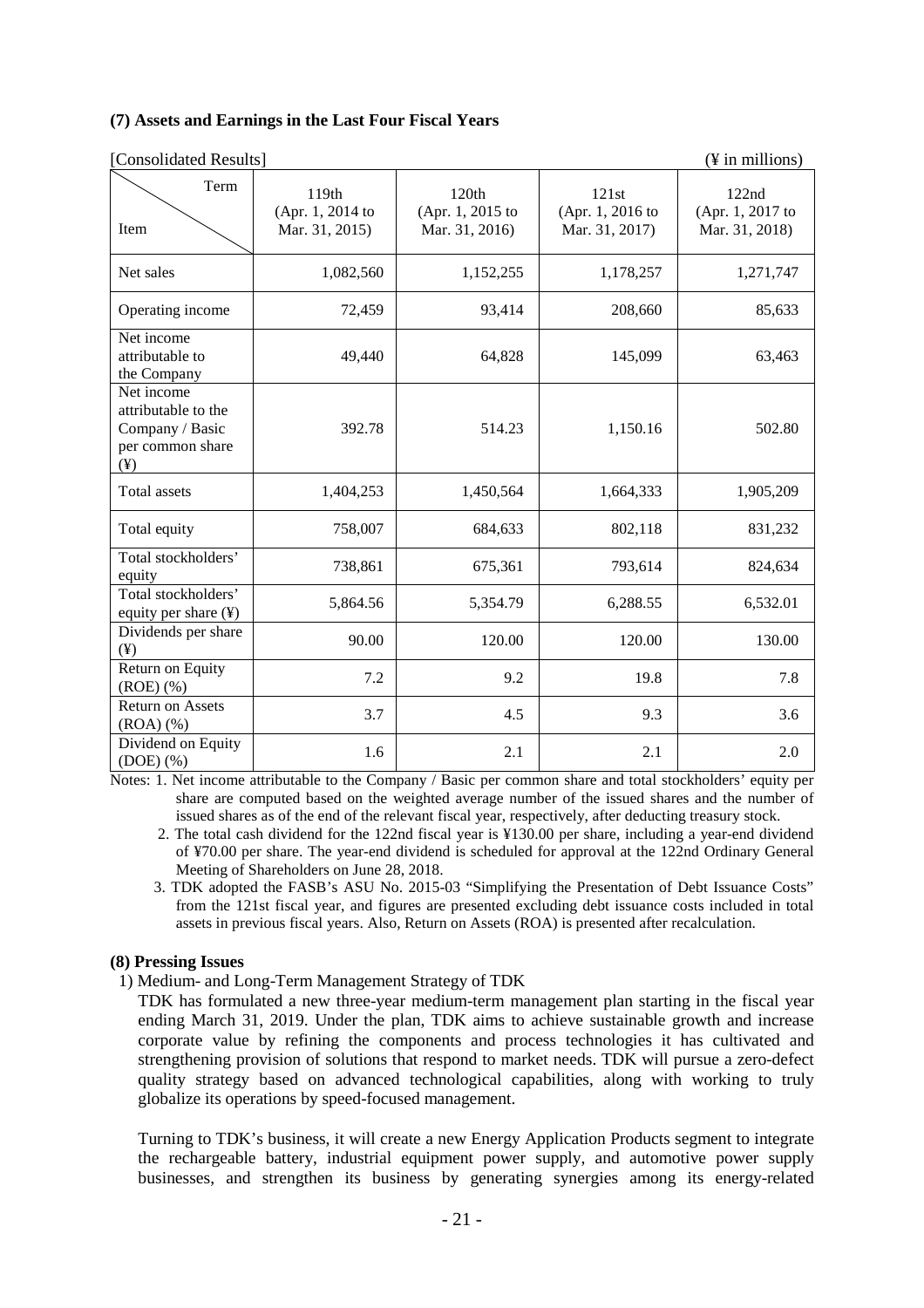### (7) Assets and Earnings in the Last Four Fiscal Years

[Consolidated Results] (¥ in millions)

| Item \ Term | 119th (Apr. 1, 2014 to Mar. 31, 2015) | 120th (Apr. 1, 2015 to Mar. 31, 2016) | 121st (Apr. 1, 2016 to Mar. 31, 2017) | 122nd (Apr. 1, 2017 to Mar. 31, 2018) |
|---|---|---|---|---|
| Net sales | 1,082,560 | 1,152,255 | 1,178,257 | 1,271,747 |
| Operating income | 72,459 | 93,414 | 208,660 | 85,633 |
| Net income attributable to the Company | 49,440 | 64,828 | 145,099 | 63,463 |
| Net income attributable to the Company / Basic per common share (¥) | 392.78 | 514.23 | 1,150.16 | 502.80 |
| Total assets | 1,404,253 | 1,450,564 | 1,664,333 | 1,905,209 |
| Total equity | 758,007 | 684,633 | 802,118 | 831,232 |
| Total stockholders' equity | 738,861 | 675,361 | 793,614 | 824,634 |
| Total stockholders' equity per share (¥) | 5,864.56 | 5,354.79 | 6,288.55 | 6,532.01 |
| Dividends per share (¥) | 90.00 | 120.00 | 120.00 | 130.00 |
| Return on Equity (ROE) (%) | 7.2 | 9.2 | 19.8 | 7.8 |
| Return on Assets (ROA) (%) | 3.7 | 4.5 | 9.3 | 3.6 |
| Dividend on Equity (DOE) (%) | 1.6 | 2.1 | 2.1 | 2.0 |

Notes: 1. Net income attributable to the Company / Basic per common share and total stockholders' equity per share are computed based on the weighted average number of the issued shares and the number of issued shares as of the end of the relevant fiscal year, respectively, after deducting treasury stock.

2. The total cash dividend for the 122nd fiscal year is ¥130.00 per share, including a year-end dividend of ¥70.00 per share. The year-end dividend is scheduled for approval at the 122nd Ordinary General Meeting of Shareholders on June 28, 2018.

3. TDK adopted the FASB's ASU No. 2015-03 "Simplifying the Presentation of Debt Issuance Costs" from the 121st fiscal year, and figures are presented excluding debt issuance costs included in total assets in previous fiscal years. Also, Return on Assets (ROA) is presented after recalculation.

### (8) Pressing Issues

1) Medium- and Long-Term Management Strategy of TDK

TDK has formulated a new three-year medium-term management plan starting in the fiscal year ending March 31, 2019. Under the plan, TDK aims to achieve sustainable growth and increase corporate value by refining the components and process technologies it has cultivated and strengthening provision of solutions that respond to market needs. TDK will pursue a zero-defect quality strategy based on advanced technological capabilities, along with working to truly globalize its operations by speed-focused management.

Turning to TDK's business, it will create a new Energy Application Products segment to integrate the rechargeable battery, industrial equipment power supply, and automotive power supply businesses, and strengthen its business by generating synergies among its energy-related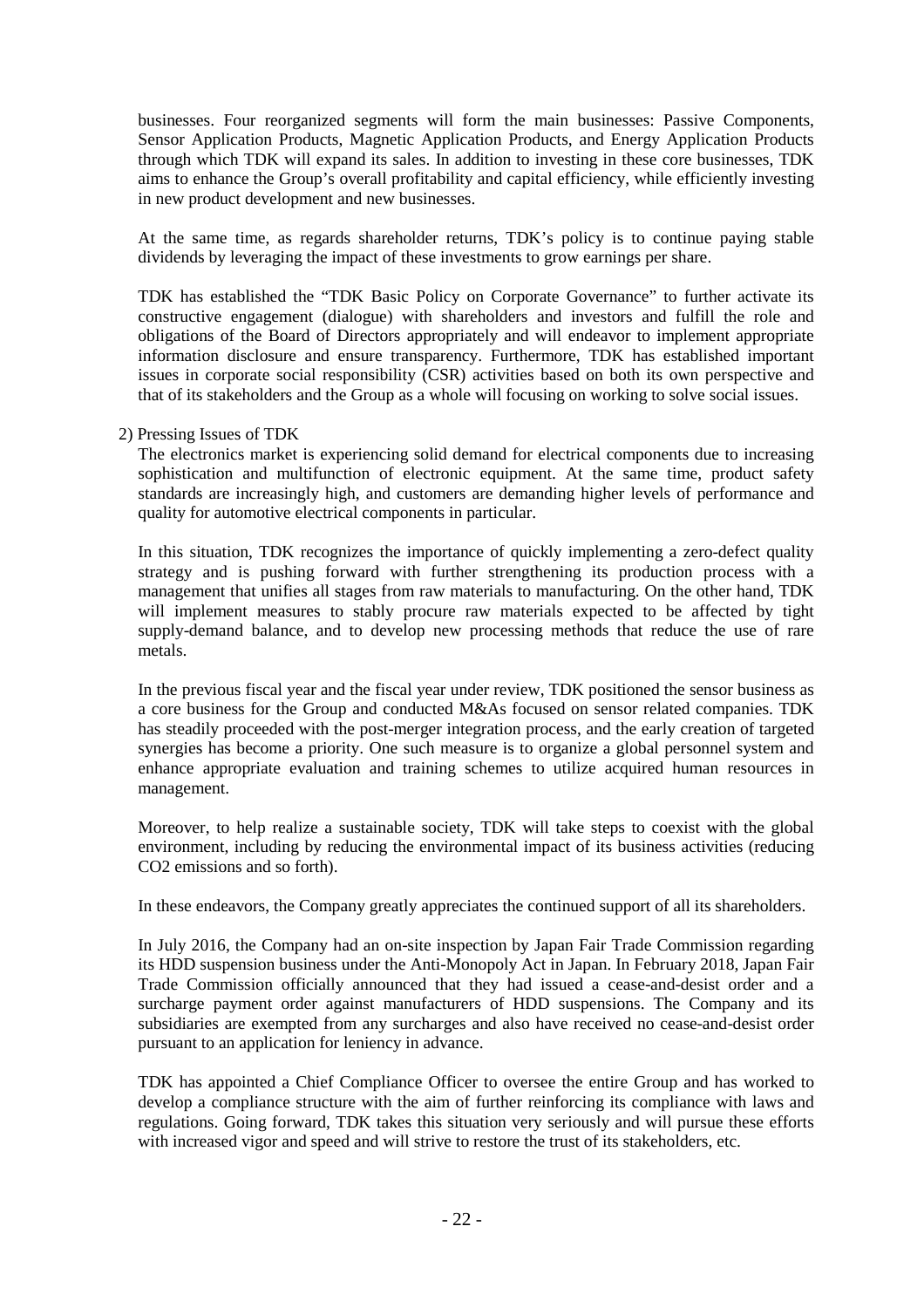businesses. Four reorganized segments will form the main businesses: Passive Components, Sensor Application Products, Magnetic Application Products, and Energy Application Products through which TDK will expand its sales. In addition to investing in these core businesses, TDK aims to enhance the Group's overall profitability and capital efficiency, while efficiently investing in new product development and new businesses.

At the same time, as regards shareholder returns, TDK's policy is to continue paying stable dividends by leveraging the impact of these investments to grow earnings per share.

TDK has established the "TDK Basic Policy on Corporate Governance" to further activate its constructive engagement (dialogue) with shareholders and investors and fulfill the role and obligations of the Board of Directors appropriately and will endeavor to implement appropriate information disclosure and ensure transparency. Furthermore, TDK has established important issues in corporate social responsibility (CSR) activities based on both its own perspective and that of its stakeholders and the Group as a whole will focusing on working to solve social issues.

2) Pressing Issues of TDK

The electronics market is experiencing solid demand for electrical components due to increasing sophistication and multifunction of electronic equipment. At the same time, product safety standards are increasingly high, and customers are demanding higher levels of performance and quality for automotive electrical components in particular.

In this situation, TDK recognizes the importance of quickly implementing a zero-defect quality strategy and is pushing forward with further strengthening its production process with a management that unifies all stages from raw materials to manufacturing. On the other hand, TDK will implement measures to stably procure raw materials expected to be affected by tight supply-demand balance, and to develop new processing methods that reduce the use of rare metals.

In the previous fiscal year and the fiscal year under review, TDK positioned the sensor business as a core business for the Group and conducted M&As focused on sensor related companies. TDK has steadily proceeded with the post-merger integration process, and the early creation of targeted synergies has become a priority. One such measure is to organize a global personnel system and enhance appropriate evaluation and training schemes to utilize acquired human resources in management.

Moreover, to help realize a sustainable society, TDK will take steps to coexist with the global environment, including by reducing the environmental impact of its business activities (reducing $CO_2$ emissions and so forth).

In these endeavors, the Company greatly appreciates the continued support of all its shareholders.

In July 2016, the Company had an on-site inspection by Japan Fair Trade Commission regarding its HDD suspension business under the Anti-Monopoly Act in Japan. In February 2018, Japan Fair Trade Commission officially announced that they had issued a cease-and-desist order and a surcharge payment order against manufacturers of HDD suspensions. The Company and its subsidiaries are exempted from any surcharges and also have received no cease-and-desist order pursuant to an application for leniency in advance.

TDK has appointed a Chief Compliance Officer to oversee the entire Group and has worked to develop a compliance structure with the aim of further reinforcing its compliance with laws and regulations. Going forward, TDK takes this situation very seriously and will pursue these efforts with increased vigor and speed and will strive to restore the trust of its stakeholders, etc.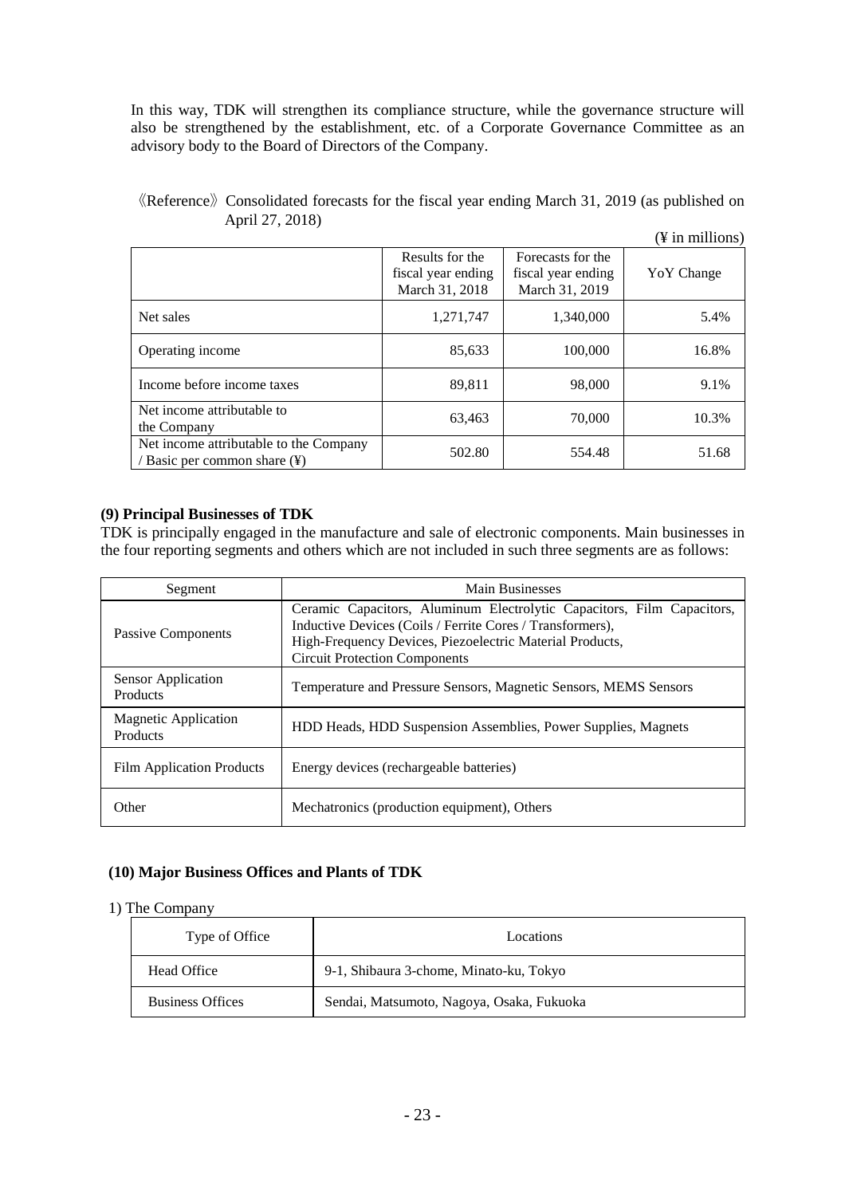In this way, TDK will strengthen its compliance structure, while the governance structure will also be strengthened by the establishment, etc. of a Corporate Governance Committee as an advisory body to the Board of Directors of the Company.

《Reference》 Consolidated forecasts for the fiscal year ending March 31, 2019 (as published on April 27, 2018)

(¥ in millions)

| | Results for the fiscal year ending March 31, 2018 | Forecasts for the fiscal year ending March 31, 2019 | YoY Change |
|---|---|---|---|
| Net sales | 1,271,747 | 1,340,000 | 5.4% |
| Operating income | 85,633 | 100,000 | 16.8% |
| Income before income taxes | 89,811 | 98,000 | 9.1% |
| Net income attributable to the Company | 63,463 | 70,000 | 10.3% |
| Net income attributable to the Company / Basic per common share (¥) | 502.80 | 554.48 | 51.68 |

**(9) Principal Businesses of TDK**

TDK is principally engaged in the manufacture and sale of electronic components. Main businesses in the four reporting segments and others which are not included in such three segments are as follows:

| Segment | Main Businesses |
|---|---|
| Passive Components | Ceramic Capacitors, Aluminum Electrolytic Capacitors, Film Capacitors, Inductive Devices (Coils / Ferrite Cores / Transformers), High-Frequency Devices, Piezoelectric Material Products, Circuit Protection Components |
| Sensor Application Products | Temperature and Pressure Sensors, Magnetic Sensors, MEMS Sensors |
| Magnetic Application Products | HDD Heads, HDD Suspension Assemblies, Power Supplies, Magnets |
| Film Application Products | Energy devices (rechargeable batteries) |
| Other | Mechatronics (production equipment), Others |

**(10) Major Business Offices and Plants of TDK**

1) The Company

| Type of Office | Locations |
|---|---|
| Head Office | 9-1, Shibaura 3-chome, Minato-ku, Tokyo |
| Business Offices | Sendai, Matsumoto, Nagoya, Osaka, Fukuoka |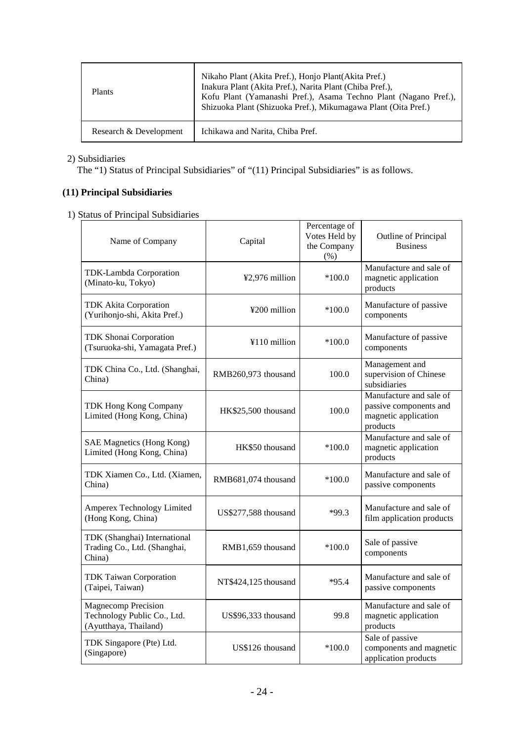| Plants | Nikaho Plant (Akita Pref.), Honjo Plant(Akita Pref.) Inakura Plant (Akita Pref.), Narita Plant (Chiba Pref.), Kofu Plant (Yamanashi Pref.), Asama Techno Plant (Nagano Pref.), Shizuoka Plant (Shizuoka Pref.), Mikumagawa Plant (Oita Pref.) |
|---|---|
| Research & Development | Ichikawa and Narita, Chiba Pref. |

2) Subsidiaries

The "1) Status of Principal Subsidiaries" of "(11) Principal Subsidiaries" is as follows.

**(11) Principal Subsidiaries**

1) Status of Principal Subsidiaries

| Name of Company | Capital | Percentage of Votes Held by the Company (%) | Outline of Principal Business |
|---|---|---|---|
| TDK-Lambda Corporation (Minato-ku, Tokyo) | ¥2,976 million | *100.0 | Manufacture and sale of magnetic application products |
| TDK Akita Corporation (Yurihonjo-shi, Akita Pref.) | ¥200 million | *100.0 | Manufacture of passive components |
| TDK Shonai Corporation (Tsuruoka-shi, Yamagata Pref.) | ¥110 million | *100.0 | Manufacture of passive components |
| TDK China Co., Ltd. (Shanghai, China) | RMB260,973 thousand | 100.0 | Management and supervision of Chinese subsidiaries |
| TDK Hong Kong Company Limited (Hong Kong, China) | HK$25,500 thousand | 100.0 | Manufacture and sale of passive components and magnetic application products |
| SAE Magnetics (Hong Kong) Limited (Hong Kong, China) | HK$50 thousand | *100.0 | Manufacture and sale of magnetic application products |
| TDK Xiamen Co., Ltd. (Xiamen, China) | RMB681,074 thousand | *100.0 | Manufacture and sale of passive components |
| Amperex Technology Limited (Hong Kong, China) | US$277,588 thousand | *99.3 | Manufacture and sale of film application products |
| TDK (Shanghai) International Trading Co., Ltd. (Shanghai, China) | RMB1,659 thousand | *100.0 | Sale of passive components |
| TDK Taiwan Corporation (Taipei, Taiwan) | NT$424,125 thousand | *95.4 | Manufacture and sale of passive components |
| Magnecomp Precision Technology Public Co., Ltd. (Ayutthaya, Thailand) | US$96,333 thousand | 99.8 | Manufacture and sale of magnetic application products |
| TDK Singapore (Pte) Ltd. (Singapore) | US$126 thousand | *100.0 | Sale of passive components and magnetic application products |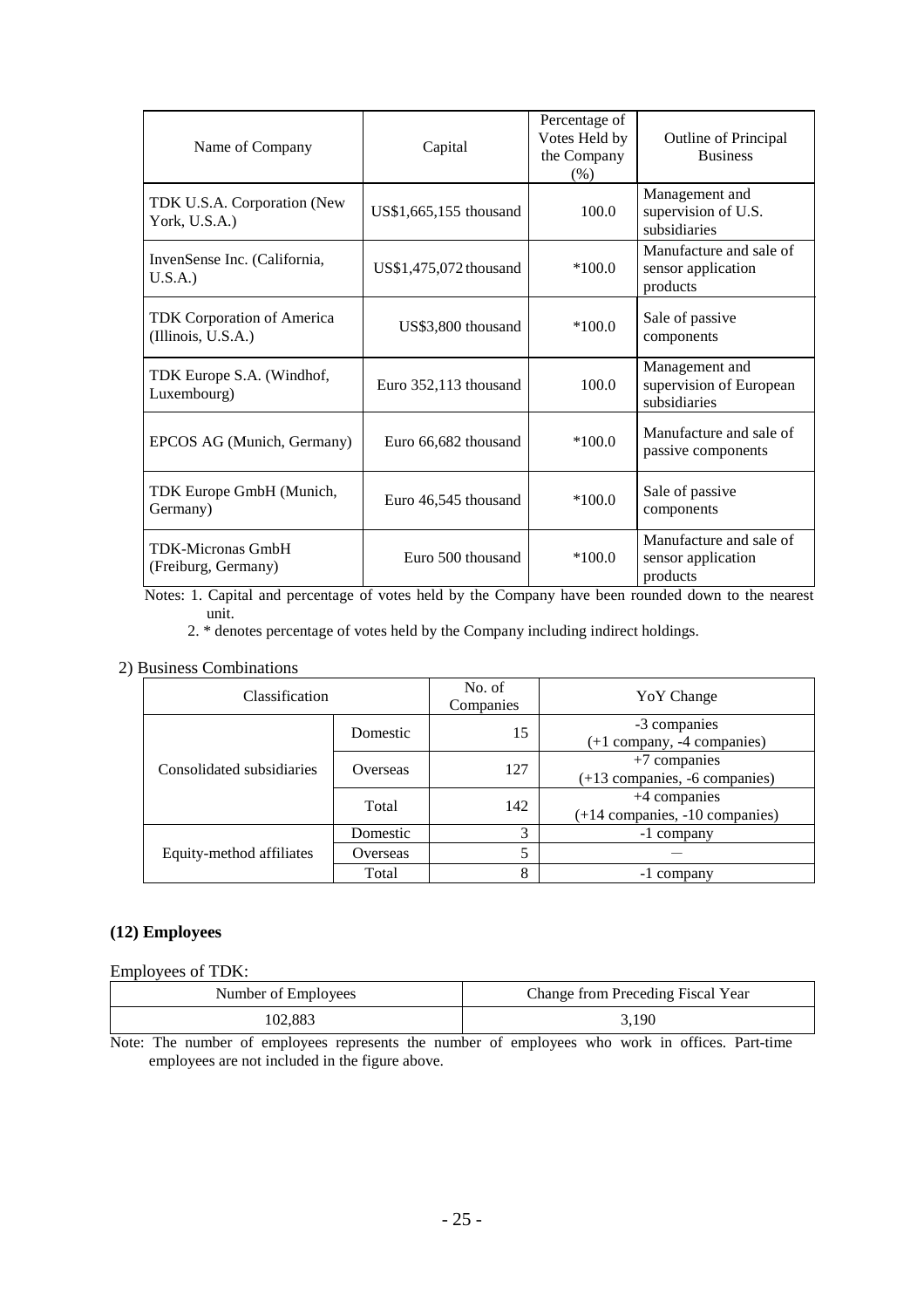| Name of Company | Capital | Percentage of Votes Held by the Company (%) | Outline of Principal Business |
|---|---|---|---|
| TDK U.S.A. Corporation (New York, U.S.A.) | US$1,665,155 thousand | 100.0 | Management and supervision of U.S. subsidiaries |
| InvenSense Inc. (California, U.S.A.) | US$1,475,072 thousand | *100.0 | Manufacture and sale of sensor application products |
| TDK Corporation of America (Illinois, U.S.A.) | US$3,800 thousand | *100.0 | Sale of passive components |
| TDK Europe S.A. (Windhof, Luxembourg) | Euro 352,113 thousand | 100.0 | Management and supervision of European subsidiaries |
| EPCOS AG (Munich, Germany) | Euro 66,682 thousand | *100.0 | Manufacture and sale of passive components |
| TDK Europe GmbH (Munich, Germany) | Euro 46,545 thousand | *100.0 | Sale of passive components |
| TDK-Micronas GmbH (Freiburg, Germany) | Euro 500 thousand | *100.0 | Manufacture and sale of sensor application products |

Notes: 1. Capital and percentage of votes held by the Company have been rounded down to the nearest unit.

2. * denotes percentage of votes held by the Company including indirect holdings.

2) Business Combinations

| Classification | | No. of Companies | YoY Change |
|---|---|---|---|
| Consolidated subsidiaries | Domestic | 15 | -3 companies (+1 company, -4 companies) |
| | Overseas | 127 | +7 companies (+13 companies, -6 companies) |
| | Total | 142 | +4 companies (+14 companies, -10 companies) |
| Equity-method affiliates | Domestic | 3 | -1 company |
| | Overseas | 5 | — |
| | Total | 8 | -1 company |

### (12) Employees

Employees of TDK:

| Number of Employees | Change from Preceding Fiscal Year |
|---|---|
| 102,883 | 3,190 |

Note: The number of employees represents the number of employees who work in offices. Part-time employees are not included in the figure above.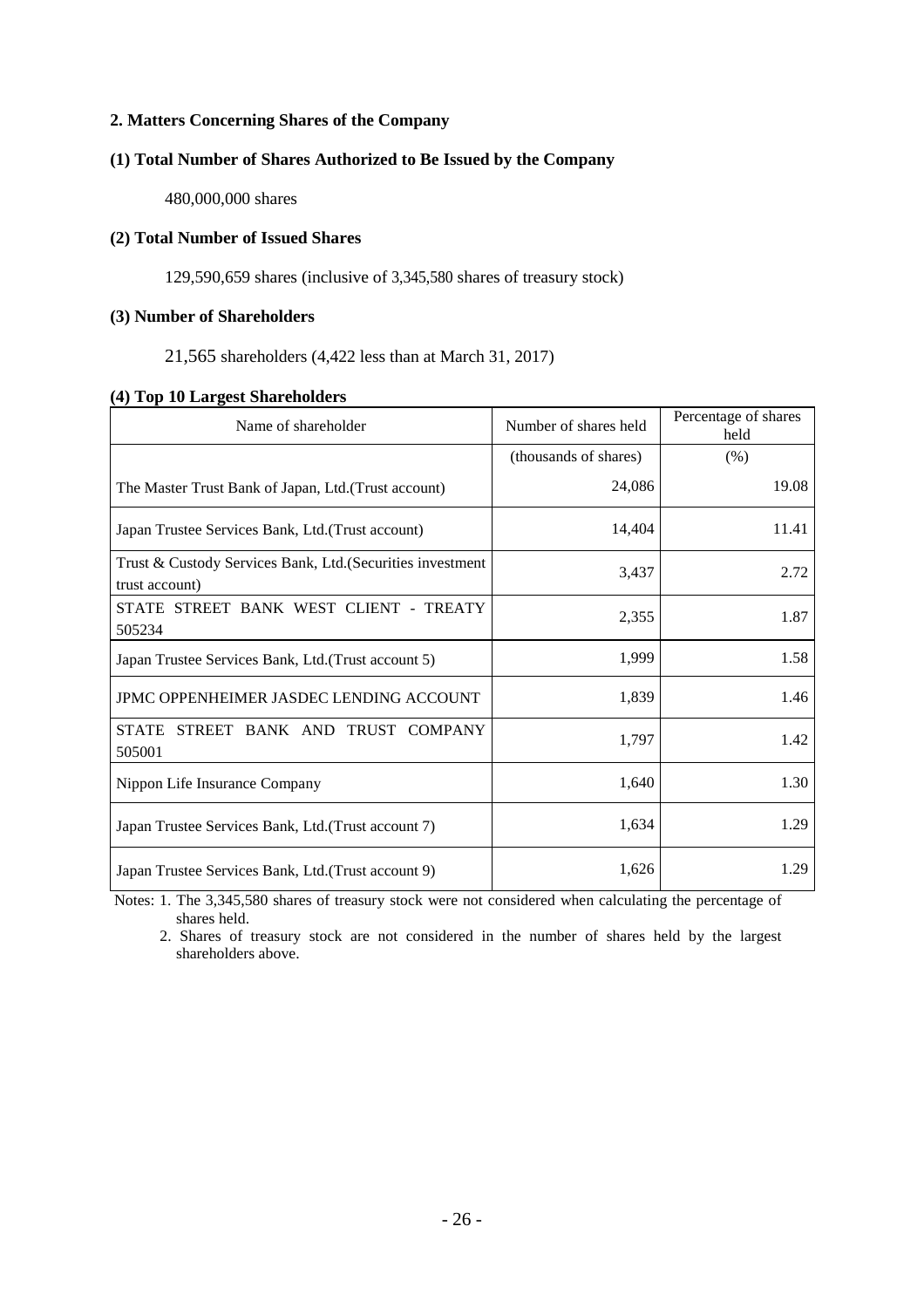## 2. Matters Concerning Shares of the Company

### (1) Total Number of Shares Authorized to Be Issued by the Company

480,000,000 shares

### (2) Total Number of Issued Shares

129,590,659 shares (inclusive of 3,345,580 shares of treasury stock)

### (3) Number of Shareholders

21,565 shareholders (4,422 less than at March 31, 2017)

### (4) Top 10 Largest Shareholders

| Name of shareholder | Number of shares held | Percentage of shares held |
|---|---|---|
| | (thousands of shares) | (%) |
| The Master Trust Bank of Japan, Ltd.(Trust account) | 24,086 | 19.08 |
| Japan Trustee Services Bank, Ltd.(Trust account) | 14,404 | 11.41 |
| Trust & Custody Services Bank, Ltd.(Securities investment trust account) | 3,437 | 2.72 |
| STATE STREET BANK WEST CLIENT - TREATY 505234 | 2,355 | 1.87 |
| Japan Trustee Services Bank, Ltd.(Trust account 5) | 1,999 | 1.58 |
| JPMC OPPENHEIMER JASDEC LENDING ACCOUNT | 1,839 | 1.46 |
| STATE STREET BANK AND TRUST COMPANY 505001 | 1,797 | 1.42 |
| Nippon Life Insurance Company | 1,640 | 1.30 |
| Japan Trustee Services Bank, Ltd.(Trust account 7) | 1,634 | 1.29 |
| Japan Trustee Services Bank, Ltd.(Trust account 9) | 1,626 | 1.29 |

Notes: 1. The 3,345,580 shares of treasury stock were not considered when calculating the percentage of shares held.

2. Shares of treasury stock are not considered in the number of shares held by the largest shareholders above.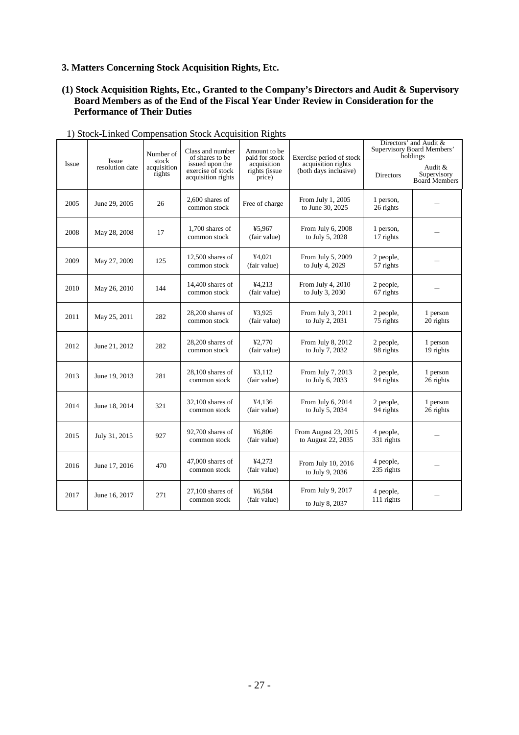### 3. Matters Concerning Stock Acquisition Rights, Etc.

#### (1) Stock Acquisition Rights, Etc., Granted to the Company's Directors and Audit & Supervisory Board Members as of the End of the Fiscal Year Under Review in Consideration for the Performance of Their Duties

1) Stock-Linked Compensation Stock Acquisition Rights

| Issue | Issue resolution date | Number of stock acquisition rights | Class and number of shares to be issued upon the exercise of stock acquisition rights | Amount to be paid for stock acquisition rights (issue price) | Exercise period of stock acquisition rights (both days inclusive) | Directors' and Audit & Supervisory Board Members' holdings | |
|---|---|---|---|---|---|---|---|
| | | | | | | Directors | Audit & Supervisory Board Members |
| 2005 | June 29, 2005 | 26 | 2,600 shares of common stock | Free of charge | From July 1, 2005 to June 30, 2025 | 1 person, 26 rights | — |
| 2008 | May 28, 2008 | 17 | 1,700 shares of common stock | ¥5,967 (fair value) | From July 6, 2008 to July 5, 2028 | 1 person, 17 rights | — |
| 2009 | May 27, 2009 | 125 | 12,500 shares of common stock | ¥4,021 (fair value) | From July 5, 2009 to July 4, 2029 | 2 people, 57 rights | — |
| 2010 | May 26, 2010 | 144 | 14,400 shares of common stock | ¥4,213 (fair value) | From July 4, 2010 to July 3, 2030 | 2 people, 67 rights | — |
| 2011 | May 25, 2011 | 282 | 28,200 shares of common stock | ¥3,925 (fair value) | From July 3, 2011 to July 2, 2031 | 2 people, 75 rights | 1 person 20 rights |
| 2012 | June 21, 2012 | 282 | 28,200 shares of common stock | ¥2,770 (fair value) | From July 8, 2012 to July 7, 2032 | 2 people, 98 rights | 1 person 19 rights |
| 2013 | June 19, 2013 | 281 | 28,100 shares of common stock | ¥3,112 (fair value) | From July 7, 2013 to July 6, 2033 | 2 people, 94 rights | 1 person 26 rights |
| 2014 | June 18, 2014 | 321 | 32,100 shares of common stock | ¥4,136 (fair value) | From July 6, 2014 to July 5, 2034 | 2 people, 94 rights | 1 person 26 rights |
| 2015 | July 31, 2015 | 927 | 92,700 shares of common stock | ¥6,806 (fair value) | From August 23, 2015 to August 22, 2035 | 4 people, 331 rights | — |
| 2016 | June 17, 2016 | 470 | 47,000 shares of common stock | ¥4,273 (fair value) | From July 10, 2016 to July 9, 2036 | 4 people, 235 rights | — |
| 2017 | June 16, 2017 | 271 | 27,100 shares of common stock | ¥6,584 (fair value) | From July 9, 2017 to July 8, 2037 | 4 people, 111 rights | — |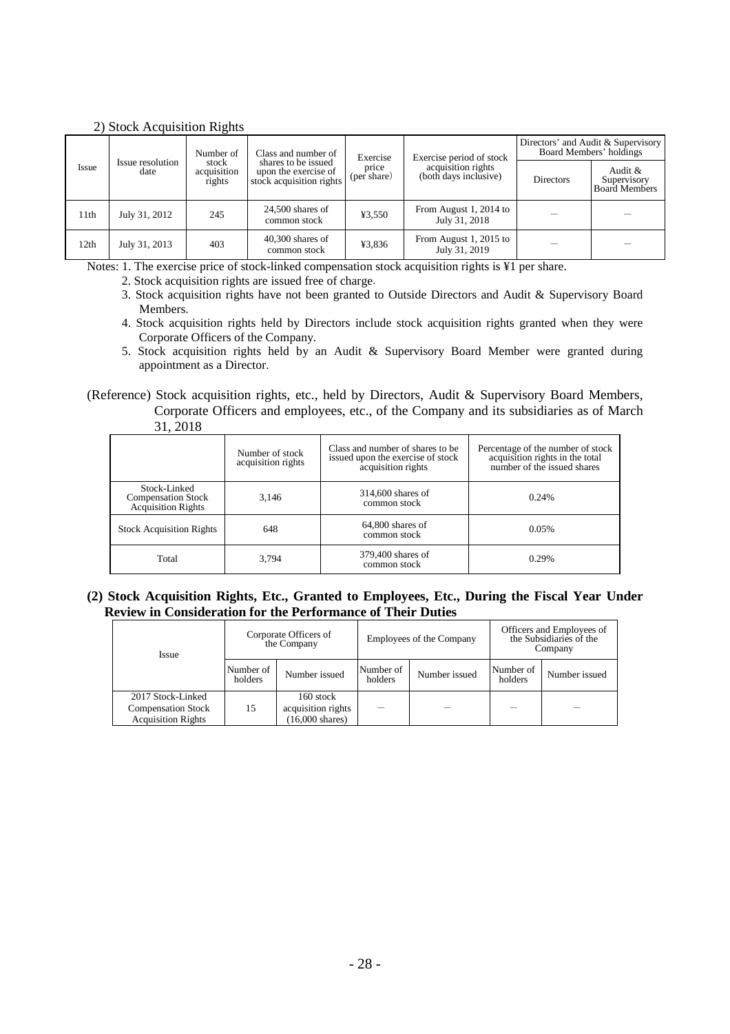2) Stock Acquisition Rights

| Issue | Issue resolution date | Number of stock acquisition rights | Class and number of shares to be issued upon the exercise of stock acquisition rights | Exercise price (per share) | Exercise period of stock acquisition rights (both days inclusive) | Directors' and Audit & Supervisory Board Members' holdings | |
|---|---|---|---|---|---|---|---|
| | | | | | | Directors | Audit & Supervisory Board Members |
| 11th | July 31, 2012 | 245 | 24,500 shares of common stock | ¥3,550 | From August 1, 2014 to July 31, 2018 | — | — |
| 12th | July 31, 2013 | 403 | 40,300 shares of common stock | ¥3,836 | From August 1, 2015 to July 31, 2019 | — | — |

Notes: 1. The exercise price of stock-linked compensation stock acquisition rights is ¥1 per share.

2. Stock acquisition rights are issued free of charge.

3. Stock acquisition rights have not been granted to Outside Directors and Audit & Supervisory Board Members.

4. Stock acquisition rights held by Directors include stock acquisition rights granted when they were Corporate Officers of the Company.

5. Stock acquisition rights held by an Audit & Supervisory Board Member were granted during appointment as a Director.

(Reference) Stock acquisition rights, etc., held by Directors, Audit & Supervisory Board Members, Corporate Officers and employees, etc., of the Company and its subsidiaries as of March 31, 2018

| | Number of stock acquisition rights | Class and number of shares to be issued upon the exercise of stock acquisition rights | Percentage of the number of stock acquisition rights in the total number of the issued shares |
|---|---|---|---|
| Stock-Linked Compensation Stock Acquisition Rights | 3,146 | 314,600 shares of common stock | 0.24% |
| Stock Acquisition Rights | 648 | 64,800 shares of common stock | 0.05% |
| Total | 3,794 | 379,400 shares of common stock | 0.29% |

**(2) Stock Acquisition Rights, Etc., Granted to Employees, Etc., During the Fiscal Year Under Review in Consideration for the Performance of Their Duties**

| Issue | Corporate Officers of the Company | | Employees of the Company | | Officers and Employees of the Subsidiaries of the Company | |
|---|---|---|---|---|---|---|
| | Number of holders | Number issued | Number of holders | Number issued | Number of holders | Number issued |
| 2017 Stock-Linked Compensation Stock Acquisition Rights | 15 | 160 stock acquisition rights (16,000 shares) | — | — | — | — |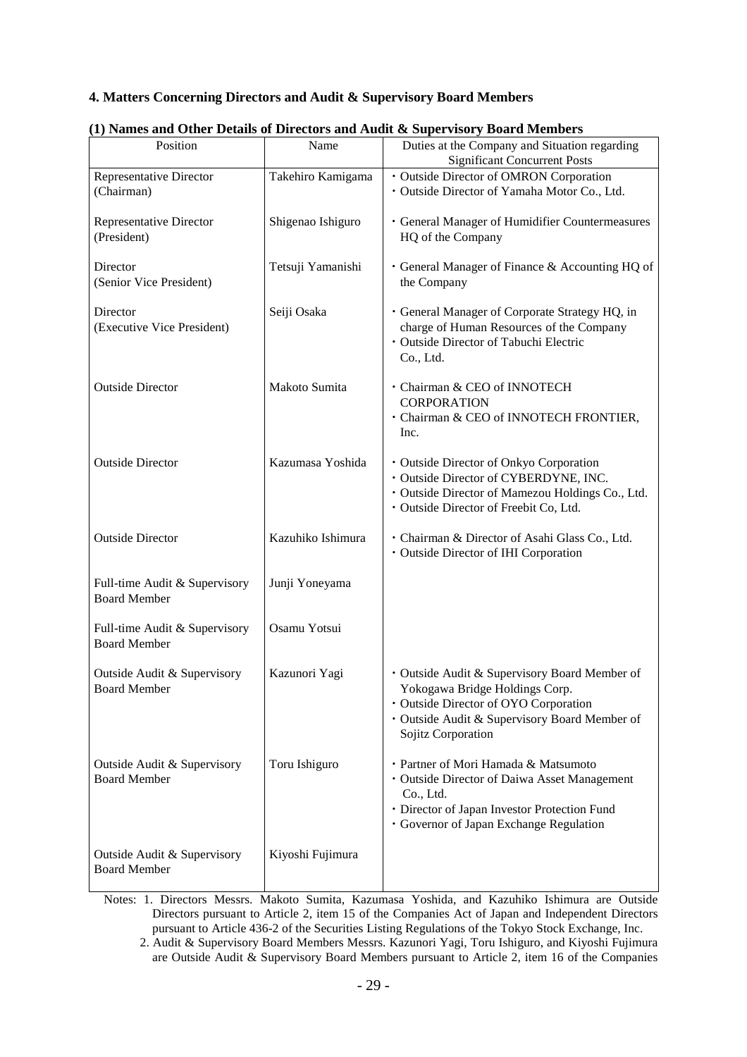## 4. Matters Concerning Directors and Audit & Supervisory Board Members

### (1) Names and Other Details of Directors and Audit & Supervisory Board Members

| Position | Name | Duties at the Company and Situation regarding Significant Concurrent Posts |
|---|---|---|
| Representative Director (Chairman) | Takehiro Kamigama | ・Outside Director of OMRON Corporation<br>・Outside Director of Yamaha Motor Co., Ltd. |
| Representative Director (President) | Shigenao Ishiguro | ・General Manager of Humidifier Countermeasures HQ of the Company |
| Director (Senior Vice President) | Tetsuji Yamanishi | ・General Manager of Finance & Accounting HQ of the Company |
| Director (Executive Vice President) | Seiji Osaka | ・General Manager of Corporate Strategy HQ, in charge of Human Resources of the Company<br>・Outside Director of Tabuchi Electric Co., Ltd. |
| Outside Director | Makoto Sumita | ・Chairman & CEO of INNOTECH CORPORATION<br>・Chairman & CEO of INNOTECH FRONTIER, Inc. |
| Outside Director | Kazumasa Yoshida | ・Outside Director of Onkyo Corporation<br>・Outside Director of CYBERDYNE, INC.<br>・Outside Director of Mamezou Holdings Co., Ltd.<br>・Outside Director of Freebit Co, Ltd. |
| Outside Director | Kazuhiko Ishimura | ・Chairman & Director of Asahi Glass Co., Ltd.<br>・Outside Director of IHI Corporation |
| Full-time Audit & Supervisory Board Member | Junji Yoneyama | |
| Full-time Audit & Supervisory Board Member | Osamu Yotsui | |
| Outside Audit & Supervisory Board Member | Kazunori Yagi | ・Outside Audit & Supervisory Board Member of Yokogawa Bridge Holdings Corp.<br>・Outside Director of OYO Corporation<br>・Outside Audit & Supervisory Board Member of Sojitz Corporation |
| Outside Audit & Supervisory Board Member | Toru Ishiguro | ・Partner of Mori Hamada & Matsumoto<br>・Outside Director of Daiwa Asset Management Co., Ltd.<br>・Director of Japan Investor Protection Fund<br>・Governor of Japan Exchange Regulation |
| Outside Audit & Supervisory Board Member | Kiyoshi Fujimura | |

Notes: 1. Directors Messrs. Makoto Sumita, Kazumasa Yoshida, and Kazuhiko Ishimura are Outside Directors pursuant to Article 2, item 15 of the Companies Act of Japan and Independent Directors pursuant to Article 436-2 of the Securities Listing Regulations of the Tokyo Stock Exchange, Inc.

2. Audit & Supervisory Board Members Messrs. Kazunori Yagi, Toru Ishiguro, and Kiyoshi Fujimura are Outside Audit & Supervisory Board Members pursuant to Article 2, item 16 of the Companies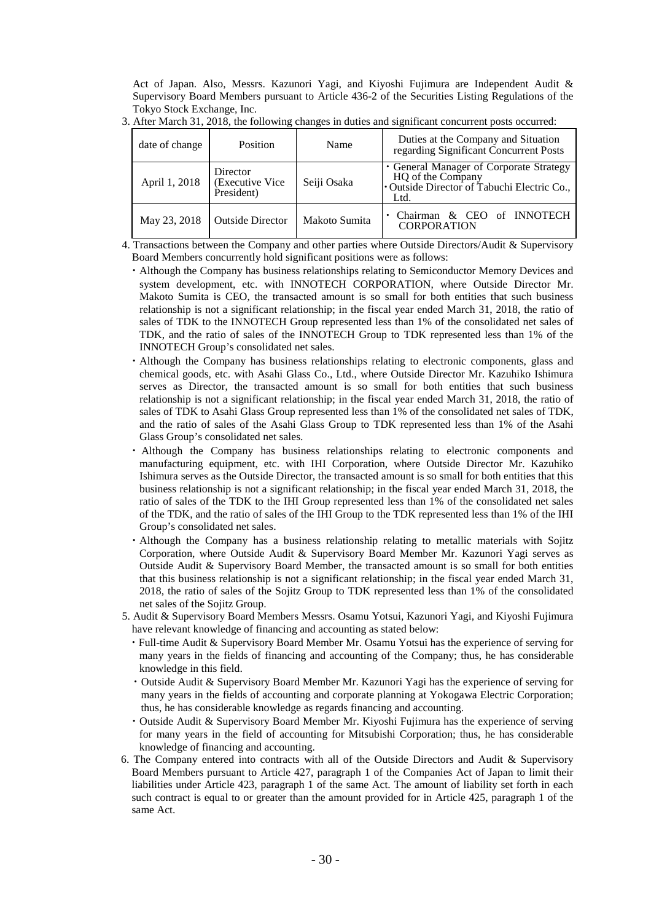Act of Japan. Also, Messrs. Kazunori Yagi, and Kiyoshi Fujimura are Independent Audit & Supervisory Board Members pursuant to Article 436-2 of the Securities Listing Regulations of the Tokyo Stock Exchange, Inc.

3. After March 31, 2018, the following changes in duties and significant concurrent posts occurred:

| date of change | Position | Name | Duties at the Company and Situation regarding Significant Concurrent Posts |
|---|---|---|---|
| April 1, 2018 | Director (Executive Vice President) | Seiji Osaka | ・General Manager of Corporate Strategy HQ of the Company<br>・Outside Director of Tabuchi Electric Co., Ltd. |
| May 23, 2018 | Outside Director | Makoto Sumita | ・Chairman & CEO of INNOTECH CORPORATION |

4. Transactions between the Company and other parties where Outside Directors/Audit & Supervisory Board Members concurrently hold significant positions were as follows:
   - Although the Company has business relationships relating to Semiconductor Memory Devices and system development, etc. with INNOTECH CORPORATION, where Outside Director Mr. Makoto Sumita is CEO, the transacted amount is so small for both entities that such business relationship is not a significant relationship; in the fiscal year ended March 31, 2018, the ratio of sales of TDK to the INNOTECH Group represented less than 1% of the consolidated net sales of TDK, and the ratio of sales of the INNOTECH Group to TDK represented less than 1% of the INNOTECH Group's consolidated net sales.
   - Although the Company has business relationships relating to electronic components, glass and chemical goods, etc. with Asahi Glass Co., Ltd., where Outside Director Mr. Kazuhiko Ishimura serves as Director, the transacted amount is so small for both entities that such business relationship is not a significant relationship; in the fiscal year ended March 31, 2018, the ratio of sales of TDK to Asahi Glass Group represented less than 1% of the consolidated net sales of TDK, and the ratio of sales of the Asahi Glass Group to TDK represented less than 1% of the Asahi Glass Group's consolidated net sales.
   - Although the Company has business relationships relating to electronic components and manufacturing equipment, etc. with IHI Corporation, where Outside Director Mr. Kazuhiko Ishimura serves as the Outside Director, the transacted amount is so small for both entities that this business relationship is not a significant relationship; in the fiscal year ended March 31, 2018, the ratio of sales of the TDK to the IHI Group represented less than 1% of the consolidated net sales of the TDK, and the ratio of sales of the IHI Group to the TDK represented less than 1% of the IHI Group's consolidated net sales.
   - Although the Company has a business relationship relating to metallic materials with Sojitz Corporation, where Outside Audit & Supervisory Board Member Mr. Kazunori Yagi serves as Outside Audit & Supervisory Board Member, the transacted amount is so small for both entities that this business relationship is not a significant relationship; in the fiscal year ended March 31, 2018, the ratio of sales of the Sojitz Group to TDK represented less than 1% of the consolidated net sales of the Sojitz Group.
5. Audit & Supervisory Board Members Messrs. Osamu Yotsui, Kazunori Yagi, and Kiyoshi Fujimura have relevant knowledge of financing and accounting as stated below:
   - Full-time Audit & Supervisory Board Member Mr. Osamu Yotsui has the experience of serving for many years in the fields of financing and accounting of the Company; thus, he has considerable knowledge in this field.
   - Outside Audit & Supervisory Board Member Mr. Kazunori Yagi has the experience of serving for many years in the fields of accounting and corporate planning at Yokogawa Electric Corporation; thus, he has considerable knowledge as regards financing and accounting.
   - Outside Audit & Supervisory Board Member Mr. Kiyoshi Fujimura has the experience of serving for many years in the field of accounting for Mitsubishi Corporation; thus, he has considerable knowledge of financing and accounting.
6. The Company entered into contracts with all of the Outside Directors and Audit & Supervisory Board Members pursuant to Article 427, paragraph 1 of the Companies Act of Japan to limit their liabilities under Article 423, paragraph 1 of the same Act. The amount of liability set forth in each such contract is equal to or greater than the amount provided for in Article 425, paragraph 1 of the same Act.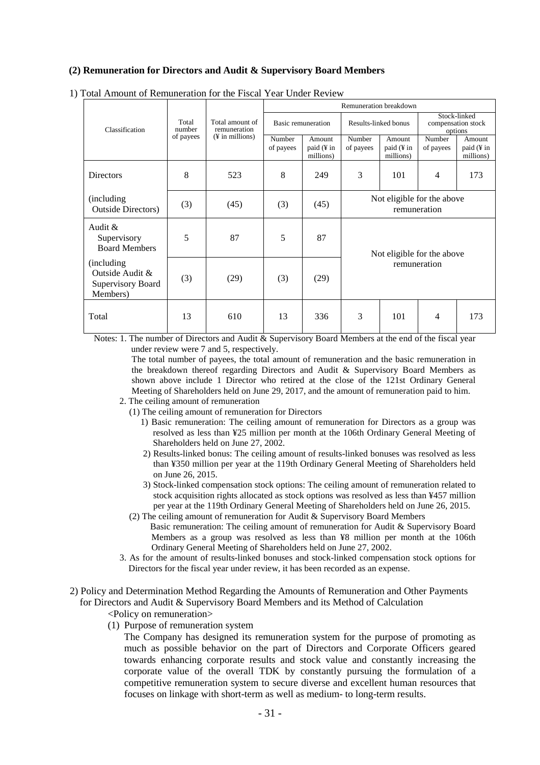**(2) Remuneration for Directors and Audit & Supervisory Board Members**

1) Total Amount of Remuneration for the Fiscal Year Under Review

| Classification | Total number of payees | Total amount of remuneration (¥ in millions) | Remuneration breakdown | | | | | |
|---|---|---|---|---|---|---|---|---|
| | | | Basic remuneration | | Results-linked bonus | | Stock-linked compensation stock options | |
| | | | Number of payees | Amount paid (¥ in millions) | Number of payees | Amount paid (¥ in millions) | Number of payees | Amount paid (¥ in millions) |
| Directors | 8 | 523 | 8 | 249 | 3 | 101 | 4 | 173 |
| (including Outside Directors) | (3) | (45) | (3) | (45) | Not eligible for the above remuneration | | | |
| Audit & Supervisory Board Members | 5 | 87 | 5 | 87 | Not eligible for the above remuneration | | | |
| (including Outside Audit & Supervisory Board Members) | (3) | (29) | (3) | (29) | | | | |
| Total | 13 | 610 | 13 | 336 | 3 | 101 | 4 | 173 |

Notes: 1. The number of Directors and Audit & Supervisory Board Members at the end of the fiscal year under review were 7 and 5, respectively.

The total number of payees, the total amount of remuneration and the basic remuneration in the breakdown thereof regarding Directors and Audit & Supervisory Board Members as shown above include 1 Director who retired at the close of the 121st Ordinary General Meeting of Shareholders held on June 29, 2017, and the amount of remuneration paid to him.

2. The ceiling amount of remuneration
   (1) The ceiling amount of remuneration for Directors
      1) Basic remuneration: The ceiling amount of remuneration for Directors as a group was resolved as less than ¥25 million per month at the 106th Ordinary General Meeting of Shareholders held on June 27, 2002.
      2) Results-linked bonus: The ceiling amount of results-linked bonuses was resolved as less than ¥350 million per year at the 119th Ordinary General Meeting of Shareholders held on June 26, 2015.
      3) Stock-linked compensation stock options: The ceiling amount of remuneration related to stock acquisition rights allocated as stock options was resolved as less than ¥457 million per year at the 119th Ordinary General Meeting of Shareholders held on June 26, 2015.
   (2) The ceiling amount of remuneration for Audit & Supervisory Board Members
      Basic remuneration: The ceiling amount of remuneration for Audit & Supervisory Board Members as a group was resolved as less than ¥8 million per month at the 106th Ordinary General Meeting of Shareholders held on June 27, 2002.
3. As for the amount of results-linked bonuses and stock-linked compensation stock options for Directors for the fiscal year under review, it has been recorded as an expense.

2) Policy and Determination Method Regarding the Amounts of Remuneration and Other Payments for Directors and Audit & Supervisory Board Members and its Method of Calculation

<Policy on remuneration>

(1) Purpose of remuneration system

The Company has designed its remuneration system for the purpose of promoting as much as possible behavior on the part of Directors and Corporate Officers geared towards enhancing corporate results and stock value and constantly increasing the corporate value of the overall TDK by constantly pursuing the formulation of a competitive remuneration system to secure diverse and excellent human resources that focuses on linkage with short-term as well as medium- to long-term results.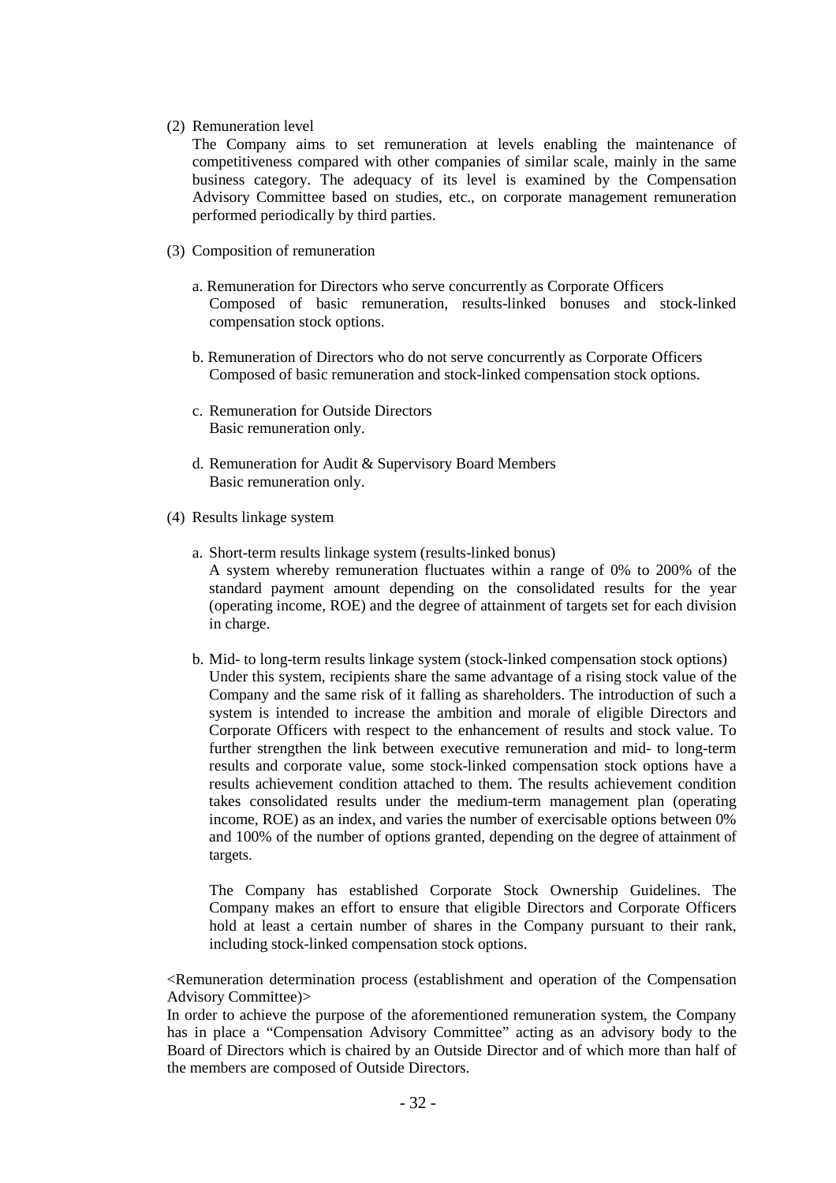(2) Remuneration level

The Company aims to set remuneration at levels enabling the maintenance of competitiveness compared with other companies of similar scale, mainly in the same business category. The adequacy of its level is examined by the Compensation Advisory Committee based on studies, etc., on corporate management remuneration performed periodically by third parties.

(3) Composition of remuneration

a. Remuneration for Directors who serve concurrently as Corporate Officers
Composed of basic remuneration, results-linked bonuses and stock-linked compensation stock options.

b. Remuneration of Directors who do not serve concurrently as Corporate Officers
Composed of basic remuneration and stock-linked compensation stock options.

c. Remuneration for Outside Directors
Basic remuneration only.

d. Remuneration for Audit & Supervisory Board Members
Basic remuneration only.

(4) Results linkage system

a. Short-term results linkage system (results-linked bonus)
A system whereby remuneration fluctuates within a range of 0% to 200% of the standard payment amount depending on the consolidated results for the year (operating income, ROE) and the degree of attainment of targets set for each division in charge.

b. Mid- to long-term results linkage system (stock-linked compensation stock options)
Under this system, recipients share the same advantage of a rising stock value of the Company and the same risk of it falling as shareholders. The introduction of such a system is intended to increase the ambition and morale of eligible Directors and Corporate Officers with respect to the enhancement of results and stock value. To further strengthen the link between executive remuneration and mid- to long-term results and corporate value, some stock-linked compensation stock options have a results achievement condition attached to them. The results achievement condition takes consolidated results under the medium-term management plan (operating income, ROE) as an index, and varies the number of exercisable options between 0% and 100% of the number of options granted, depending on the degree of attainment of targets.

The Company has established Corporate Stock Ownership Guidelines. The Company makes an effort to ensure that eligible Directors and Corporate Officers hold at least a certain number of shares in the Company pursuant to their rank, including stock-linked compensation stock options.

<Remuneration determination process (establishment and operation of the Compensation Advisory Committee)>

In order to achieve the purpose of the aforementioned remuneration system, the Company has in place a "Compensation Advisory Committee" acting as an advisory body to the Board of Directors which is chaired by an Outside Director and of which more than half of the members are composed of Outside Directors.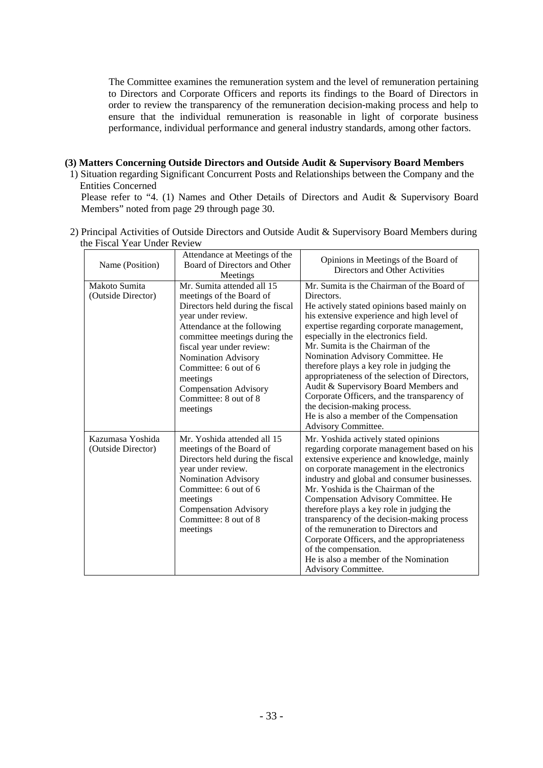The Committee examines the remuneration system and the level of remuneration pertaining to Directors and Corporate Officers and reports its findings to the Board of Directors in order to review the transparency of the remuneration decision-making process and help to ensure that the individual remuneration is reasonable in light of corporate business performance, individual performance and general industry standards, among other factors.

**(3) Matters Concerning Outside Directors and Outside Audit & Supervisory Board Members**

1) Situation regarding Significant Concurrent Posts and Relationships between the Company and the Entities Concerned

Please refer to "4. (1) Names and Other Details of Directors and Audit & Supervisory Board Members" noted from page 29 through page 30.

2) Principal Activities of Outside Directors and Outside Audit & Supervisory Board Members during the Fiscal Year Under Review

| Name (Position) | Attendance at Meetings of the Board of Directors and Other Meetings | Opinions in Meetings of the Board of Directors and Other Activities |
|---|---|---|
| Makoto Sumita (Outside Director) | Mr. Sumita attended all 15 meetings of the Board of Directors held during the fiscal year under review. Attendance at the following committee meetings during the fiscal year under review: Nomination Advisory Committee: 6 out of 6 meetings Compensation Advisory Committee: 8 out of 8 meetings | Mr. Sumita is the Chairman of the Board of Directors. He actively stated opinions based mainly on his extensive experience and high level of expertise regarding corporate management, especially in the electronics field. Mr. Sumita is the Chairman of the Nomination Advisory Committee. He therefore plays a key role in judging the appropriateness of the selection of Directors, Audit & Supervisory Board Members and Corporate Officers, and the transparency of the decision-making process. He is also a member of the Compensation Advisory Committee. |
| Kazumasa Yoshida (Outside Director) | Mr. Yoshida attended all 15 meetings of the Board of Directors held during the fiscal year under review. Nomination Advisory Committee: 6 out of 6 meetings Compensation Advisory Committee: 8 out of 8 meetings | Mr. Yoshida actively stated opinions regarding corporate management based on his extensive experience and knowledge, mainly on corporate management in the electronics industry and global and consumer businesses. Mr. Yoshida is the Chairman of the Compensation Advisory Committee. He therefore plays a key role in judging the transparency of the decision-making process of the remuneration to Directors and Corporate Officers, and the appropriateness of the compensation. He is also a member of the Nomination Advisory Committee. |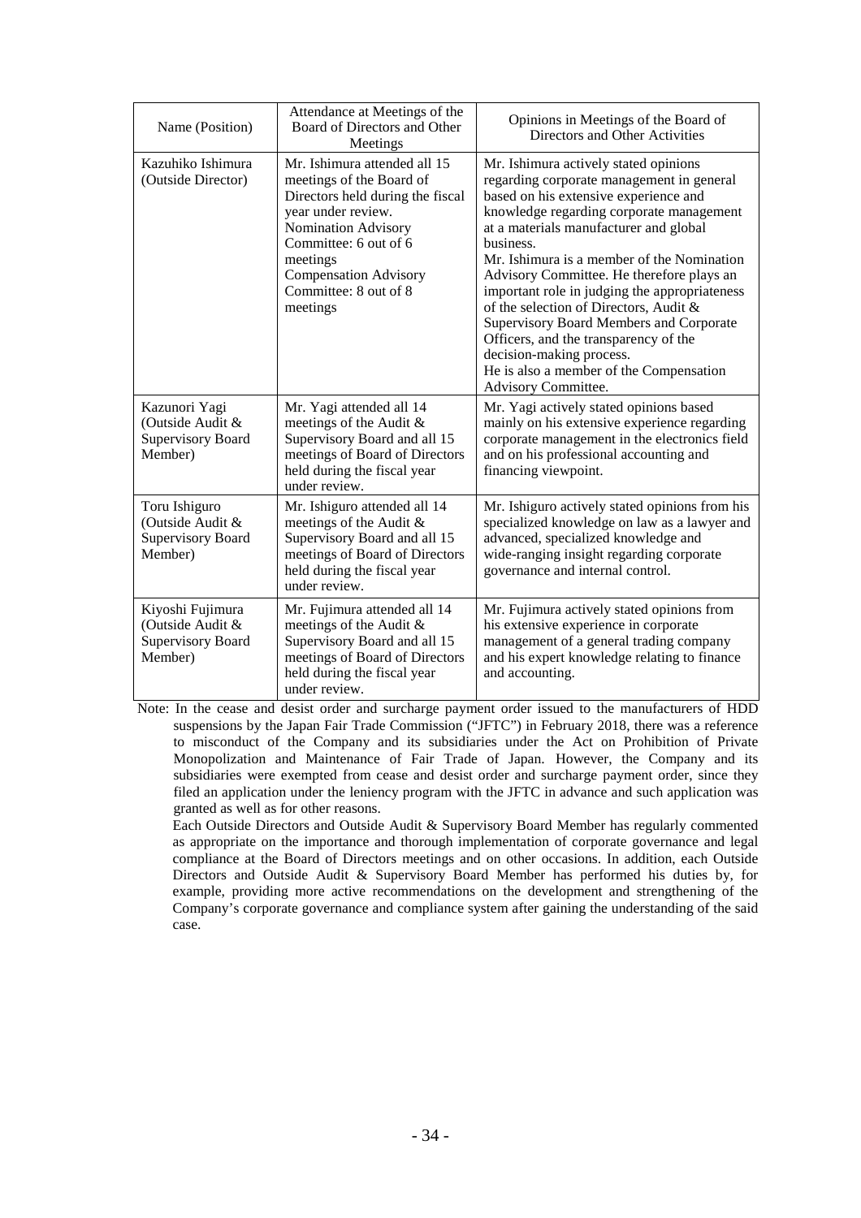| Name (Position) | Attendance at Meetings of the Board of Directors and Other Meetings | Opinions in Meetings of the Board of Directors and Other Activities |
|---|---|---|
| Kazuhiko Ishimura (Outside Director) | Mr. Ishimura attended all 15 meetings of the Board of Directors held during the fiscal year under review.<br>Nomination Advisory Committee: 6 out of 6 meetings<br>Compensation Advisory Committee: 8 out of 8 meetings | Mr. Ishimura actively stated opinions regarding corporate management in general based on his extensive experience and knowledge regarding corporate management at a materials manufacturer and global business.<br>Mr. Ishimura is a member of the Nomination Advisory Committee. He therefore plays an important role in judging the appropriateness of the selection of Directors, Audit & Supervisory Board Members and Corporate Officers, and the transparency of the decision-making process.<br>He is also a member of the Compensation Advisory Committee. |
| Kazunori Yagi (Outside Audit & Supervisory Board Member) | Mr. Yagi attended all 14 meetings of the Audit & Supervisory Board and all 15 meetings of Board of Directors held during the fiscal year under review. | Mr. Yagi actively stated opinions based mainly on his extensive experience regarding corporate management in the electronics field and on his professional accounting and financing viewpoint. |
| Toru Ishiguro (Outside Audit & Supervisory Board Member) | Mr. Ishiguro attended all 14 meetings of the Audit & Supervisory Board and all 15 meetings of Board of Directors held during the fiscal year under review. | Mr. Ishiguro actively stated opinions from his specialized knowledge on law as a lawyer and advanced, specialized knowledge and wide-ranging insight regarding corporate governance and internal control. |
| Kiyoshi Fujimura (Outside Audit & Supervisory Board Member) | Mr. Fujimura attended all 14 meetings of the Audit & Supervisory Board and all 15 meetings of Board of Directors held during the fiscal year under review. | Mr. Fujimura actively stated opinions from his extensive experience in corporate management of a general trading company and his expert knowledge relating to finance and accounting. |

Note: In the cease and desist order and surcharge payment order issued to the manufacturers of HDD suspensions by the Japan Fair Trade Commission ("JFTC") in February 2018, there was a reference to misconduct of the Company and its subsidiaries under the Act on Prohibition of Private Monopolization and Maintenance of Fair Trade of Japan. However, the Company and its subsidiaries were exempted from cease and desist order and surcharge payment order, since they filed an application under the leniency program with the JFTC in advance and such application was granted as well as for other reasons.

Each Outside Directors and Outside Audit & Supervisory Board Member has regularly commented as appropriate on the importance and thorough implementation of corporate governance and legal compliance at the Board of Directors meetings and on other occasions. In addition, each Outside Directors and Outside Audit & Supervisory Board Member has performed his duties by, for example, providing more active recommendations on the development and strengthening of the Company's corporate governance and compliance system after gaining the understanding of the said case.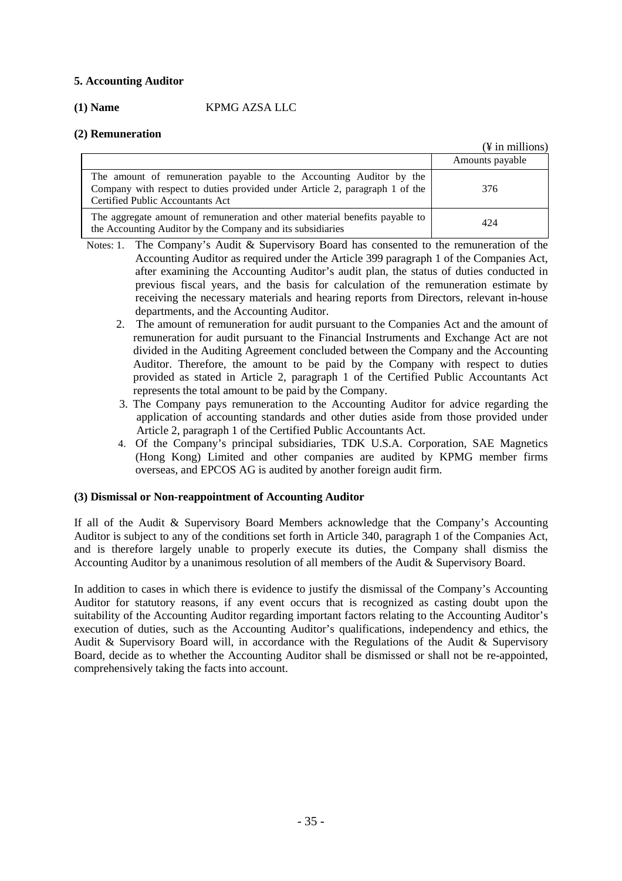## 5. Accounting Auditor

**(1) Name** KPMG AZSA LLC

**(2) Remuneration**

(¥ in millions)

| | Amounts payable |
|---|---|
| The amount of remuneration payable to the Accounting Auditor by the Company with respect to duties provided under Article 2, paragraph 1 of the Certified Public Accountants Act | 376 |
| The aggregate amount of remuneration and other material benefits payable to the Accounting Auditor by the Company and its subsidiaries | 424 |

Notes:
1. The Company's Audit & Supervisory Board has consented to the remuneration of the Accounting Auditor as required under the Article 399 paragraph 1 of the Companies Act, after examining the Accounting Auditor's audit plan, the status of duties conducted in previous fiscal years, and the basis for calculation of the remuneration estimate by receiving the necessary materials and hearing reports from Directors, relevant in-house departments, and the Accounting Auditor.
2. The amount of remuneration for audit pursuant to the Companies Act and the amount of remuneration for audit pursuant to the Financial Instruments and Exchange Act are not divided in the Auditing Agreement concluded between the Company and the Accounting Auditor. Therefore, the amount to be paid by the Company with respect to duties provided as stated in Article 2, paragraph 1 of the Certified Public Accountants Act represents the total amount to be paid by the Company.
3. The Company pays remuneration to the Accounting Auditor for advice regarding the application of accounting standards and other duties aside from those provided under Article 2, paragraph 1 of the Certified Public Accountants Act.
4. Of the Company's principal subsidiaries, TDK U.S.A. Corporation, SAE Magnetics (Hong Kong) Limited and other companies are audited by KPMG member firms overseas, and EPCOS AG is audited by another foreign audit firm.

**(3) Dismissal or Non-reappointment of Accounting Auditor**

If all of the Audit & Supervisory Board Members acknowledge that the Company's Accounting Auditor is subject to any of the conditions set forth in Article 340, paragraph 1 of the Companies Act, and is therefore largely unable to properly execute its duties, the Company shall dismiss the Accounting Auditor by a unanimous resolution of all members of the Audit & Supervisory Board.

In addition to cases in which there is evidence to justify the dismissal of the Company's Accounting Auditor for statutory reasons, if any event occurs that is recognized as casting doubt upon the suitability of the Accounting Auditor regarding important factors relating to the Accounting Auditor's execution of duties, such as the Accounting Auditor's qualifications, independency and ethics, the Audit & Supervisory Board will, in accordance with the Regulations of the Audit & Supervisory Board, decide as to whether the Accounting Auditor shall be dismissed or shall not be re-appointed, comprehensively taking the facts into account.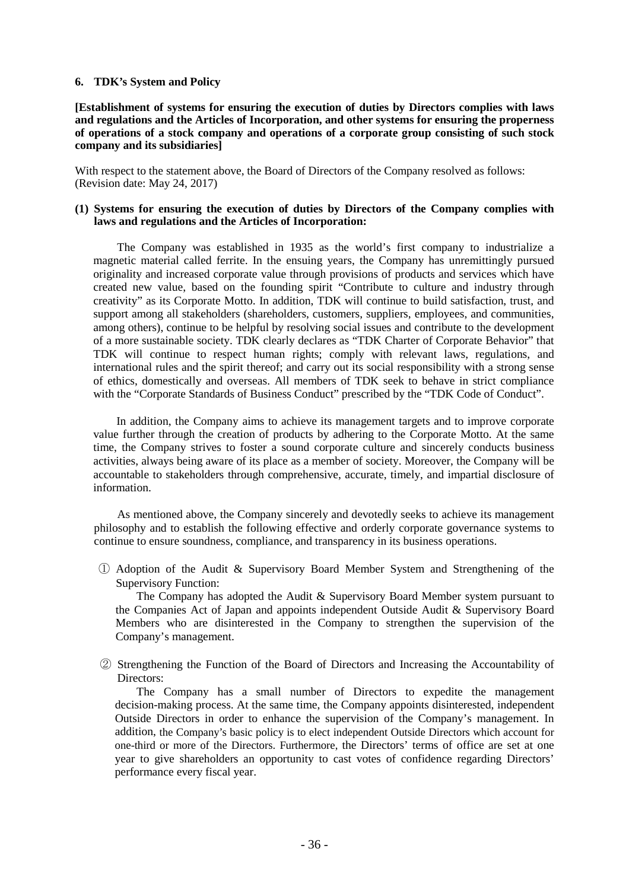## 6. TDK's System and Policy

**[Establishment of systems for ensuring the execution of duties by Directors complies with laws and regulations and the Articles of Incorporation, and other systems for ensuring the properness of operations of a stock company and operations of a corporate group consisting of such stock company and its subsidiaries]**

With respect to the statement above, the Board of Directors of the Company resolved as follows:
(Revision date: May 24, 2017)

### (1) Systems for ensuring the execution of duties by Directors of the Company complies with laws and regulations and the Articles of Incorporation:

The Company was established in 1935 as the world's first company to industrialize a magnetic material called ferrite. In the ensuing years, the Company has unremittingly pursued originality and increased corporate value through provisions of products and services which have created new value, based on the founding spirit "Contribute to culture and industry through creativity" as its Corporate Motto. In addition, TDK will continue to build satisfaction, trust, and support among all stakeholders (shareholders, customers, suppliers, employees, and communities, among others), continue to be helpful by resolving social issues and contribute to the development of a more sustainable society. TDK clearly declares as "TDK Charter of Corporate Behavior" that TDK will continue to respect human rights; comply with relevant laws, regulations, and international rules and the spirit thereof; and carry out its social responsibility with a strong sense of ethics, domestically and overseas. All members of TDK seek to behave in strict compliance with the "Corporate Standards of Business Conduct" prescribed by the "TDK Code of Conduct".

In addition, the Company aims to achieve its management targets and to improve corporate value further through the creation of products by adhering to the Corporate Motto. At the same time, the Company strives to foster a sound corporate culture and sincerely conducts business activities, always being aware of its place as a member of society. Moreover, the Company will be accountable to stakeholders through comprehensive, accurate, timely, and impartial disclosure of information.

As mentioned above, the Company sincerely and devotedly seeks to achieve its management philosophy and to establish the following effective and orderly corporate governance systems to continue to ensure soundness, compliance, and transparency in its business operations.

① Adoption of the Audit & Supervisory Board Member System and Strengthening of the Supervisory Function:

The Company has adopted the Audit & Supervisory Board Member system pursuant to the Companies Act of Japan and appoints independent Outside Audit & Supervisory Board Members who are disinterested in the Company to strengthen the supervision of the Company's management.

② Strengthening the Function of the Board of Directors and Increasing the Accountability of Directors:

The Company has a small number of Directors to expedite the management decision-making process. At the same time, the Company appoints disinterested, independent Outside Directors in order to enhance the supervision of the Company's management. In addition, the Company's basic policy is to elect independent Outside Directors which account for one-third or more of the Directors. Furthermore, the Directors' terms of office are set at one year to give shareholders an opportunity to cast votes of confidence regarding Directors' performance every fiscal year.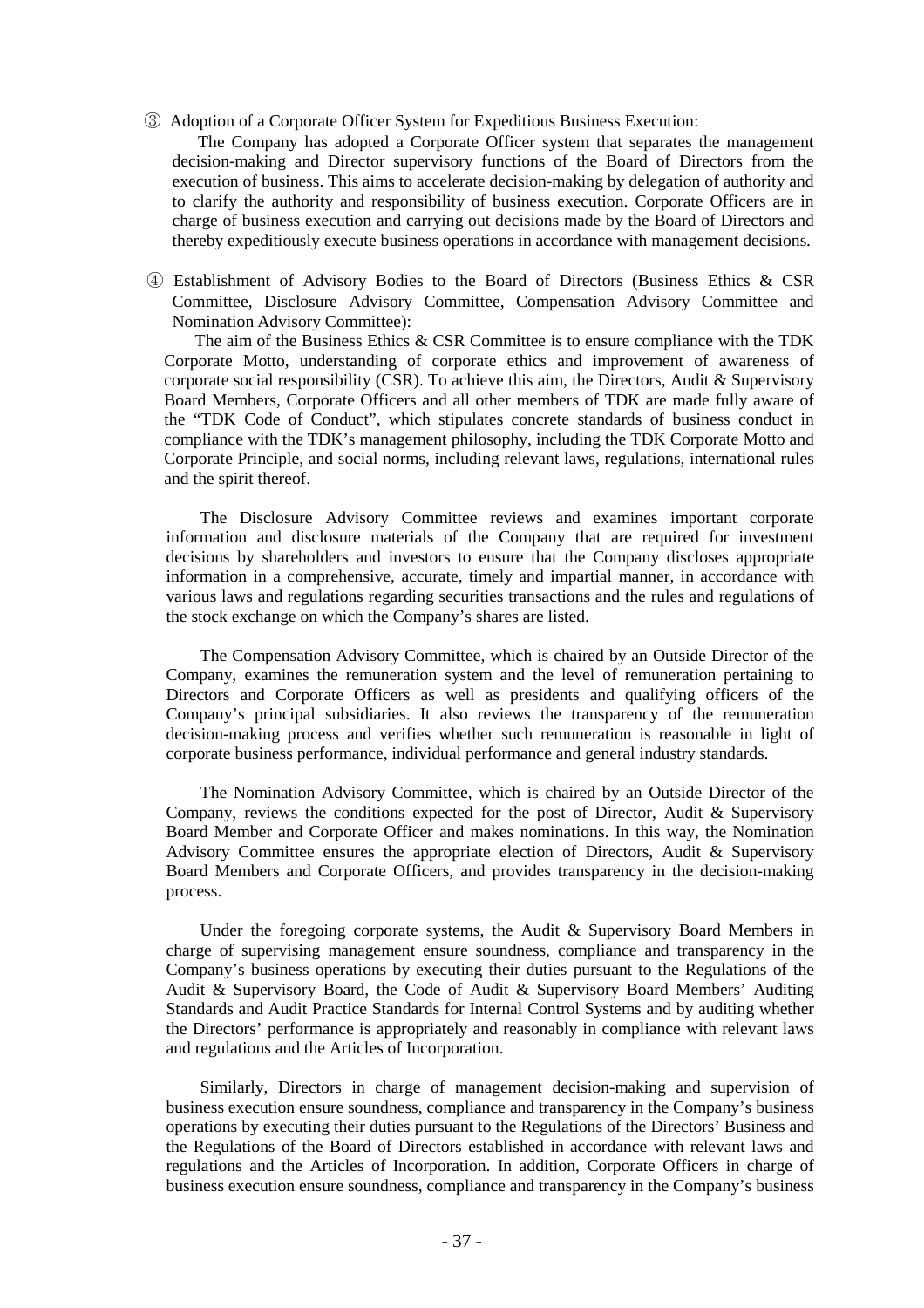③ Adoption of a Corporate Officer System for Expeditious Business Execution:

The Company has adopted a Corporate Officer system that separates the management decision-making and Director supervisory functions of the Board of Directors from the execution of business. This aims to accelerate decision-making by delegation of authority and to clarify the authority and responsibility of business execution. Corporate Officers are in charge of business execution and carrying out decisions made by the Board of Directors and thereby expeditiously execute business operations in accordance with management decisions.

④ Establishment of Advisory Bodies to the Board of Directors (Business Ethics & CSR Committee, Disclosure Advisory Committee, Compensation Advisory Committee and Nomination Advisory Committee):

The aim of the Business Ethics & CSR Committee is to ensure compliance with the TDK Corporate Motto, understanding of corporate ethics and improvement of awareness of corporate social responsibility (CSR). To achieve this aim, the Directors, Audit & Supervisory Board Members, Corporate Officers and all other members of TDK are made fully aware of the "TDK Code of Conduct", which stipulates concrete standards of business conduct in compliance with the TDK's management philosophy, including the TDK Corporate Motto and Corporate Principle, and social norms, including relevant laws, regulations, international rules and the spirit thereof.

The Disclosure Advisory Committee reviews and examines important corporate information and disclosure materials of the Company that are required for investment decisions by shareholders and investors to ensure that the Company discloses appropriate information in a comprehensive, accurate, timely and impartial manner, in accordance with various laws and regulations regarding securities transactions and the rules and regulations of the stock exchange on which the Company's shares are listed.

The Compensation Advisory Committee, which is chaired by an Outside Director of the Company, examines the remuneration system and the level of remuneration pertaining to Directors and Corporate Officers as well as presidents and qualifying officers of the Company's principal subsidiaries. It also reviews the transparency of the remuneration decision-making process and verifies whether such remuneration is reasonable in light of corporate business performance, individual performance and general industry standards.

The Nomination Advisory Committee, which is chaired by an Outside Director of the Company, reviews the conditions expected for the post of Director, Audit & Supervisory Board Member and Corporate Officer and makes nominations. In this way, the Nomination Advisory Committee ensures the appropriate election of Directors, Audit & Supervisory Board Members and Corporate Officers, and provides transparency in the decision-making process.

Under the foregoing corporate systems, the Audit & Supervisory Board Members in charge of supervising management ensure soundness, compliance and transparency in the Company's business operations by executing their duties pursuant to the Regulations of the Audit & Supervisory Board, the Code of Audit & Supervisory Board Members' Auditing Standards and Audit Practice Standards for Internal Control Systems and by auditing whether the Directors' performance is appropriately and reasonably in compliance with relevant laws and regulations and the Articles of Incorporation.

Similarly, Directors in charge of management decision-making and supervision of business execution ensure soundness, compliance and transparency in the Company's business operations by executing their duties pursuant to the Regulations of the Directors' Business and the Regulations of the Board of Directors established in accordance with relevant laws and regulations and the Articles of Incorporation. In addition, Corporate Officers in charge of business execution ensure soundness, compliance and transparency in the Company's business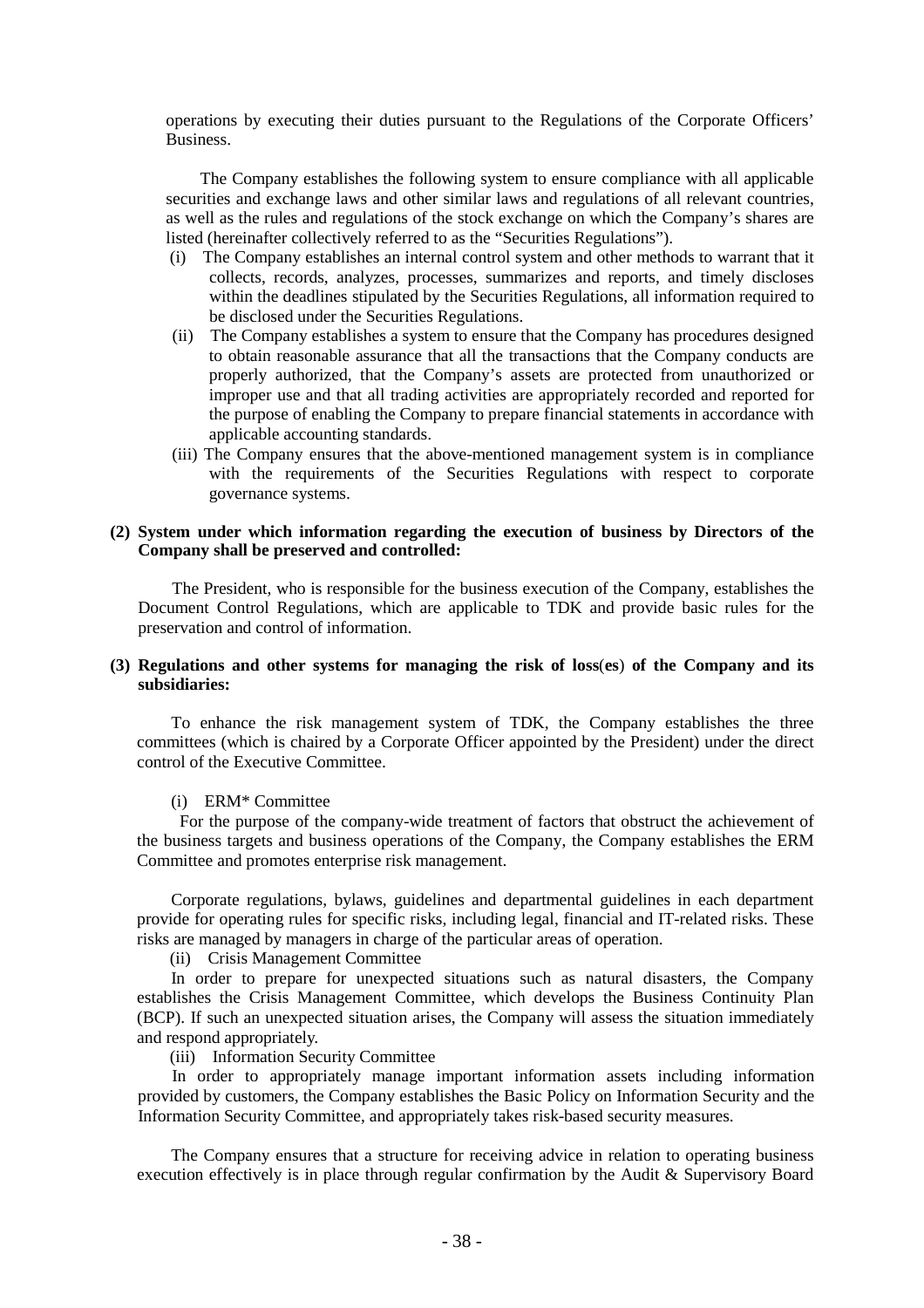operations by executing their duties pursuant to the Regulations of the Corporate Officers' Business.

The Company establishes the following system to ensure compliance with all applicable securities and exchange laws and other similar laws and regulations of all relevant countries, as well as the rules and regulations of the stock exchange on which the Company's shares are listed (hereinafter collectively referred to as the "Securities Regulations").

(i) The Company establishes an internal control system and other methods to warrant that it collects, records, analyzes, processes, summarizes and reports, and timely discloses within the deadlines stipulated by the Securities Regulations, all information required to be disclosed under the Securities Regulations.

(ii) The Company establishes a system to ensure that the Company has procedures designed to obtain reasonable assurance that all the transactions that the Company conducts are properly authorized, that the Company's assets are protected from unauthorized or improper use and that all trading activities are appropriately recorded and reported for the purpose of enabling the Company to prepare financial statements in accordance with applicable accounting standards.

(iii) The Company ensures that the above-mentioned management system is in compliance with the requirements of the Securities Regulations with respect to corporate governance systems.

**(2) System under which information regarding the execution of business by Directors of the Company shall be preserved and controlled:**

The President, who is responsible for the business execution of the Company, establishes the Document Control Regulations, which are applicable to TDK and provide basic rules for the preservation and control of information.

**(3) Regulations and other systems for managing the risk of loss(es) of the Company and its subsidiaries:**

To enhance the risk management system of TDK, the Company establishes the three committees (which is chaired by a Corporate Officer appointed by the President) under the direct control of the Executive Committee.

(i) ERM* Committee

For the purpose of the company-wide treatment of factors that obstruct the achievement of the business targets and business operations of the Company, the Company establishes the ERM Committee and promotes enterprise risk management.

Corporate regulations, bylaws, guidelines and departmental guidelines in each department provide for operating rules for specific risks, including legal, financial and IT-related risks. These risks are managed by managers in charge of the particular areas of operation.

(ii) Crisis Management Committee

In order to prepare for unexpected situations such as natural disasters, the Company establishes the Crisis Management Committee, which develops the Business Continuity Plan (BCP). If such an unexpected situation arises, the Company will assess the situation immediately and respond appropriately.

(iii) Information Security Committee

In order to appropriately manage important information assets including information provided by customers, the Company establishes the Basic Policy on Information Security and the Information Security Committee, and appropriately takes risk-based security measures.

The Company ensures that a structure for receiving advice in relation to operating business execution effectively is in place through regular confirmation by the Audit & Supervisory Board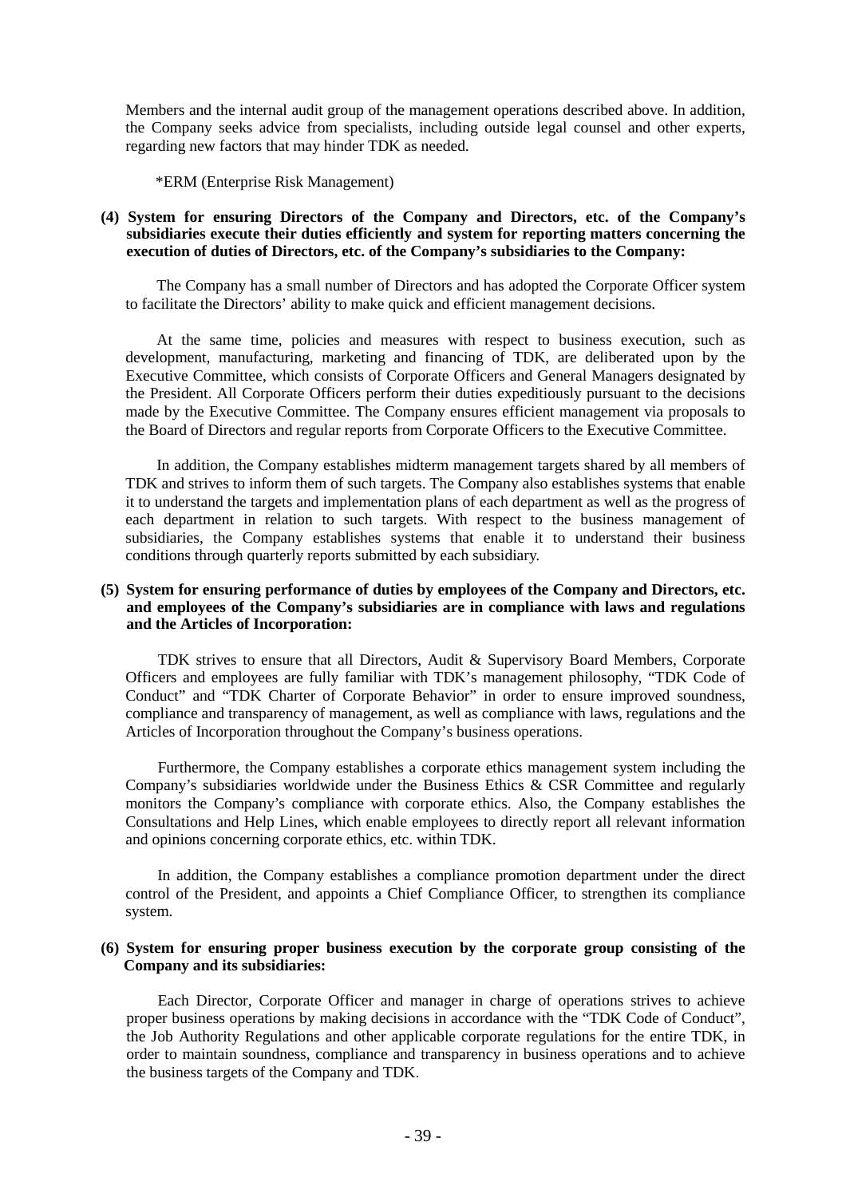Members and the internal audit group of the management operations described above. In addition, the Company seeks advice from specialists, including outside legal counsel and other experts, regarding new factors that may hinder TDK as needed.

*ERM (Enterprise Risk Management)

**(4) System for ensuring Directors of the Company and Directors, etc. of the Company's subsidiaries execute their duties efficiently and system for reporting matters concerning the execution of duties of Directors, etc. of the Company's subsidiaries to the Company:**

The Company has a small number of Directors and has adopted the Corporate Officer system to facilitate the Directors' ability to make quick and efficient management decisions.

At the same time, policies and measures with respect to business execution, such as development, manufacturing, marketing and financing of TDK, are deliberated upon by the Executive Committee, which consists of Corporate Officers and General Managers designated by the President. All Corporate Officers perform their duties expeditiously pursuant to the decisions made by the Executive Committee. The Company ensures efficient management via proposals to the Board of Directors and regular reports from Corporate Officers to the Executive Committee.

In addition, the Company establishes midterm management targets shared by all members of TDK and strives to inform them of such targets. The Company also establishes systems that enable it to understand the targets and implementation plans of each department as well as the progress of each department in relation to such targets. With respect to the business management of subsidiaries, the Company establishes systems that enable it to understand their business conditions through quarterly reports submitted by each subsidiary.

**(5) System for ensuring performance of duties by employees of the Company and Directors, etc. and employees of the Company's subsidiaries are in compliance with laws and regulations and the Articles of Incorporation:**

TDK strives to ensure that all Directors, Audit & Supervisory Board Members, Corporate Officers and employees are fully familiar with TDK's management philosophy, "TDK Code of Conduct" and "TDK Charter of Corporate Behavior" in order to ensure improved soundness, compliance and transparency of management, as well as compliance with laws, regulations and the Articles of Incorporation throughout the Company's business operations.

Furthermore, the Company establishes a corporate ethics management system including the Company's subsidiaries worldwide under the Business Ethics & CSR Committee and regularly monitors the Company's compliance with corporate ethics. Also, the Company establishes the Consultations and Help Lines, which enable employees to directly report all relevant information and opinions concerning corporate ethics, etc. within TDK.

In addition, the Company establishes a compliance promotion department under the direct control of the President, and appoints a Chief Compliance Officer, to strengthen its compliance system.

**(6) System for ensuring proper business execution by the corporate group consisting of the Company and its subsidiaries:**

Each Director, Corporate Officer and manager in charge of operations strives to achieve proper business operations by making decisions in accordance with the "TDK Code of Conduct", the Job Authority Regulations and other applicable corporate regulations for the entire TDK, in order to maintain soundness, compliance and transparency in business operations and to achieve the business targets of the Company and TDK.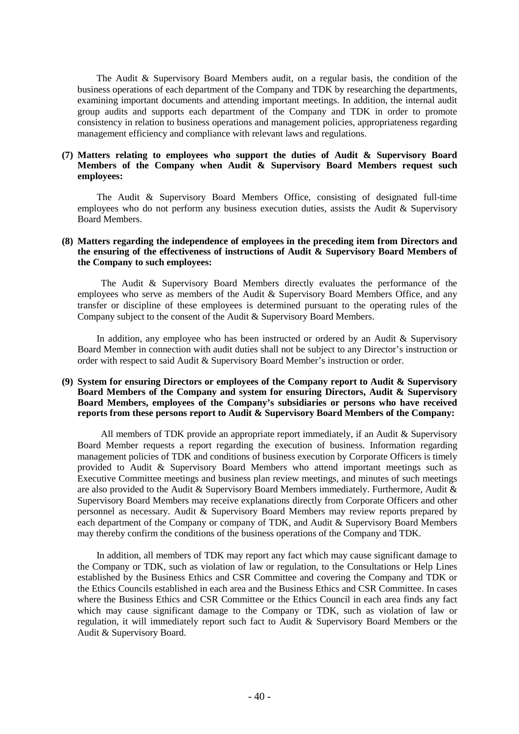The Audit & Supervisory Board Members audit, on a regular basis, the condition of the business operations of each department of the Company and TDK by researching the departments, examining important documents and attending important meetings. In addition, the internal audit group audits and supports each department of the Company and TDK in order to promote consistency in relation to business operations and management policies, appropriateness regarding management efficiency and compliance with relevant laws and regulations.

**(7) Matters relating to employees who support the duties of Audit & Supervisory Board Members of the Company when Audit & Supervisory Board Members request such employees:**

The Audit & Supervisory Board Members Office, consisting of designated full-time employees who do not perform any business execution duties, assists the Audit & Supervisory Board Members.

**(8) Matters regarding the independence of employees in the preceding item from Directors and the ensuring of the effectiveness of instructions of Audit & Supervisory Board Members of the Company to such employees:**

The Audit & Supervisory Board Members directly evaluates the performance of the employees who serve as members of the Audit & Supervisory Board Members Office, and any transfer or discipline of these employees is determined pursuant to the operating rules of the Company subject to the consent of the Audit & Supervisory Board Members.

In addition, any employee who has been instructed or ordered by an Audit & Supervisory Board Member in connection with audit duties shall not be subject to any Director's instruction or order with respect to said Audit & Supervisory Board Member's instruction or order.

**(9) System for ensuring Directors or employees of the Company report to Audit & Supervisory Board Members of the Company and system for ensuring Directors, Audit & Supervisory Board Members, employees of the Company's subsidiaries or persons who have received reports from these persons report to Audit & Supervisory Board Members of the Company:**

All members of TDK provide an appropriate report immediately, if an Audit & Supervisory Board Member requests a report regarding the execution of business. Information regarding management policies of TDK and conditions of business execution by Corporate Officers is timely provided to Audit & Supervisory Board Members who attend important meetings such as Executive Committee meetings and business plan review meetings, and minutes of such meetings are also provided to the Audit & Supervisory Board Members immediately. Furthermore, Audit & Supervisory Board Members may receive explanations directly from Corporate Officers and other personnel as necessary. Audit & Supervisory Board Members may review reports prepared by each department of the Company or company of TDK, and Audit & Supervisory Board Members may thereby confirm the conditions of the business operations of the Company and TDK.

In addition, all members of TDK may report any fact which may cause significant damage to the Company or TDK, such as violation of law or regulation, to the Consultations or Help Lines established by the Business Ethics and CSR Committee and covering the Company and TDK or the Ethics Councils established in each area and the Business Ethics and CSR Committee. In cases where the Business Ethics and CSR Committee or the Ethics Council in each area finds any fact which may cause significant damage to the Company or TDK, such as violation of law or regulation, it will immediately report such fact to Audit & Supervisory Board Members or the Audit & Supervisory Board.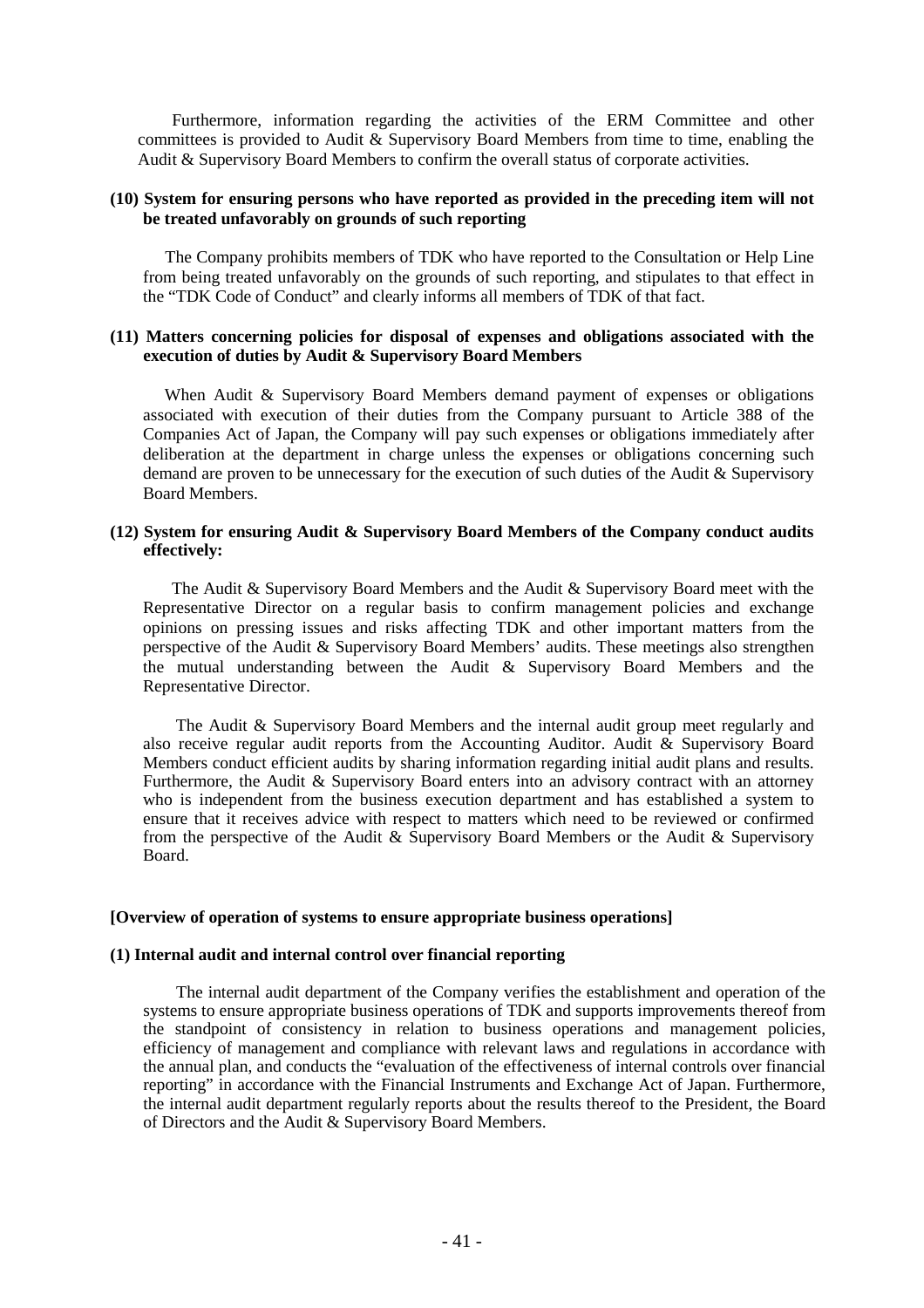Furthermore, information regarding the activities of the ERM Committee and other committees is provided to Audit & Supervisory Board Members from time to time, enabling the Audit & Supervisory Board Members to confirm the overall status of corporate activities.

**(10) System for ensuring persons who have reported as provided in the preceding item will not be treated unfavorably on grounds of such reporting**

The Company prohibits members of TDK who have reported to the Consultation or Help Line from being treated unfavorably on the grounds of such reporting, and stipulates to that effect in the "TDK Code of Conduct" and clearly informs all members of TDK of that fact.

**(11) Matters concerning policies for disposal of expenses and obligations associated with the execution of duties by Audit & Supervisory Board Members**

When Audit & Supervisory Board Members demand payment of expenses or obligations associated with execution of their duties from the Company pursuant to Article 388 of the Companies Act of Japan, the Company will pay such expenses or obligations immediately after deliberation at the department in charge unless the expenses or obligations concerning such demand are proven to be unnecessary for the execution of such duties of the Audit & Supervisory Board Members.

**(12) System for ensuring Audit & Supervisory Board Members of the Company conduct audits effectively:**

The Audit & Supervisory Board Members and the Audit & Supervisory Board meet with the Representative Director on a regular basis to confirm management policies and exchange opinions on pressing issues and risks affecting TDK and other important matters from the perspective of the Audit & Supervisory Board Members' audits. These meetings also strengthen the mutual understanding between the Audit & Supervisory Board Members and the Representative Director.

The Audit & Supervisory Board Members and the internal audit group meet regularly and also receive regular audit reports from the Accounting Auditor. Audit & Supervisory Board Members conduct efficient audits by sharing information regarding initial audit plans and results. Furthermore, the Audit & Supervisory Board enters into an advisory contract with an attorney who is independent from the business execution department and has established a system to ensure that it receives advice with respect to matters which need to be reviewed or confirmed from the perspective of the Audit & Supervisory Board Members or the Audit & Supervisory Board.

**[Overview of operation of systems to ensure appropriate business operations]**

**(1) Internal audit and internal control over financial reporting**

The internal audit department of the Company verifies the establishment and operation of the systems to ensure appropriate business operations of TDK and supports improvements thereof from the standpoint of consistency in relation to business operations and management policies, efficiency of management and compliance with relevant laws and regulations in accordance with the annual plan, and conducts the "evaluation of the effectiveness of internal controls over financial reporting" in accordance with the Financial Instruments and Exchange Act of Japan. Furthermore, the internal audit department regularly reports about the results thereof to the President, the Board of Directors and the Audit & Supervisory Board Members.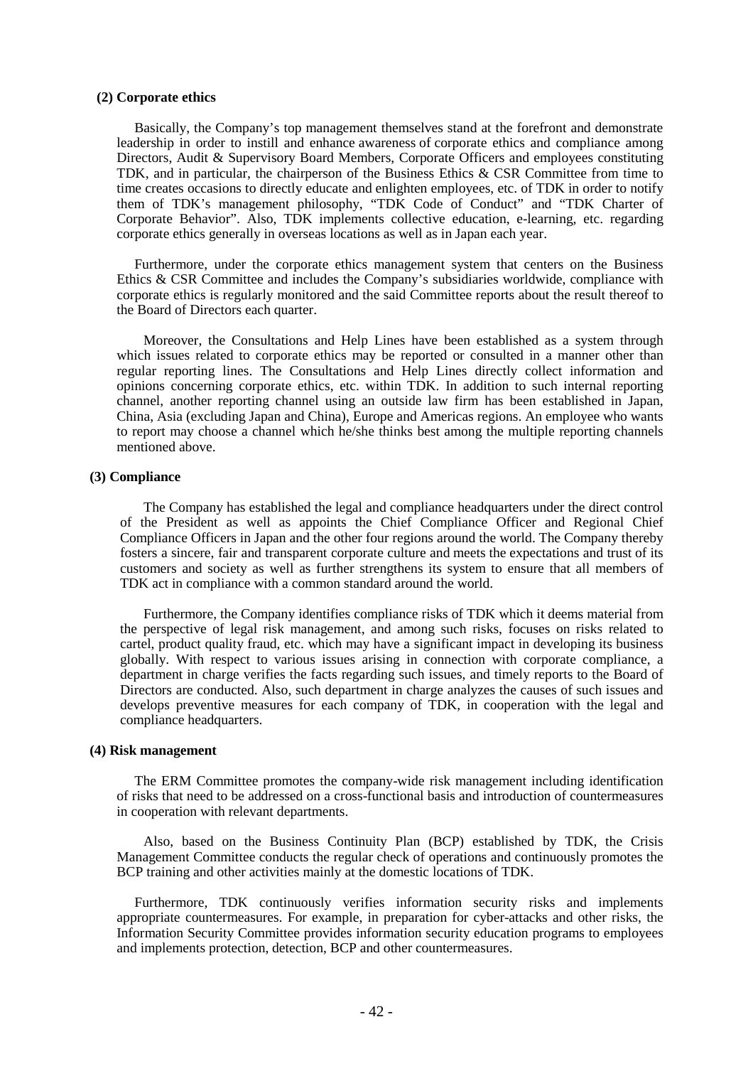### (2) Corporate ethics

Basically, the Company's top management themselves stand at the forefront and demonstrate leadership in order to instill and enhance awareness of corporate ethics and compliance among Directors, Audit & Supervisory Board Members, Corporate Officers and employees constituting TDK, and in particular, the chairperson of the Business Ethics & CSR Committee from time to time creates occasions to directly educate and enlighten employees, etc. of TDK in order to notify them of TDK's management philosophy, "TDK Code of Conduct" and "TDK Charter of Corporate Behavior". Also, TDK implements collective education, e-learning, etc. regarding corporate ethics generally in overseas locations as well as in Japan each year.

Furthermore, under the corporate ethics management system that centers on the Business Ethics & CSR Committee and includes the Company's subsidiaries worldwide, compliance with corporate ethics is regularly monitored and the said Committee reports about the result thereof to the Board of Directors each quarter.

Moreover, the Consultations and Help Lines have been established as a system through which issues related to corporate ethics may be reported or consulted in a manner other than regular reporting lines. The Consultations and Help Lines directly collect information and opinions concerning corporate ethics, etc. within TDK. In addition to such internal reporting channel, another reporting channel using an outside law firm has been established in Japan, China, Asia (excluding Japan and China), Europe and Americas regions. An employee who wants to report may choose a channel which he/she thinks best among the multiple reporting channels mentioned above.

### (3) Compliance

The Company has established the legal and compliance headquarters under the direct control of the President as well as appoints the Chief Compliance Officer and Regional Chief Compliance Officers in Japan and the other four regions around the world. The Company thereby fosters a sincere, fair and transparent corporate culture and meets the expectations and trust of its customers and society as well as further strengthens its system to ensure that all members of TDK act in compliance with a common standard around the world.

Furthermore, the Company identifies compliance risks of TDK which it deems material from the perspective of legal risk management, and among such risks, focuses on risks related to cartel, product quality fraud, etc. which may have a significant impact in developing its business globally. With respect to various issues arising in connection with corporate compliance, a department in charge verifies the facts regarding such issues, and timely reports to the Board of Directors are conducted. Also, such department in charge analyzes the causes of such issues and develops preventive measures for each company of TDK, in cooperation with the legal and compliance headquarters.

### (4) Risk management

The ERM Committee promotes the company-wide risk management including identification of risks that need to be addressed on a cross-functional basis and introduction of countermeasures in cooperation with relevant departments.

Also, based on the Business Continuity Plan (BCP) established by TDK, the Crisis Management Committee conducts the regular check of operations and continuously promotes the BCP training and other activities mainly at the domestic locations of TDK.

Furthermore, TDK continuously verifies information security risks and implements appropriate countermeasures. For example, in preparation for cyber-attacks and other risks, the Information Security Committee provides information security education programs to employees and implements protection, detection, BCP and other countermeasures.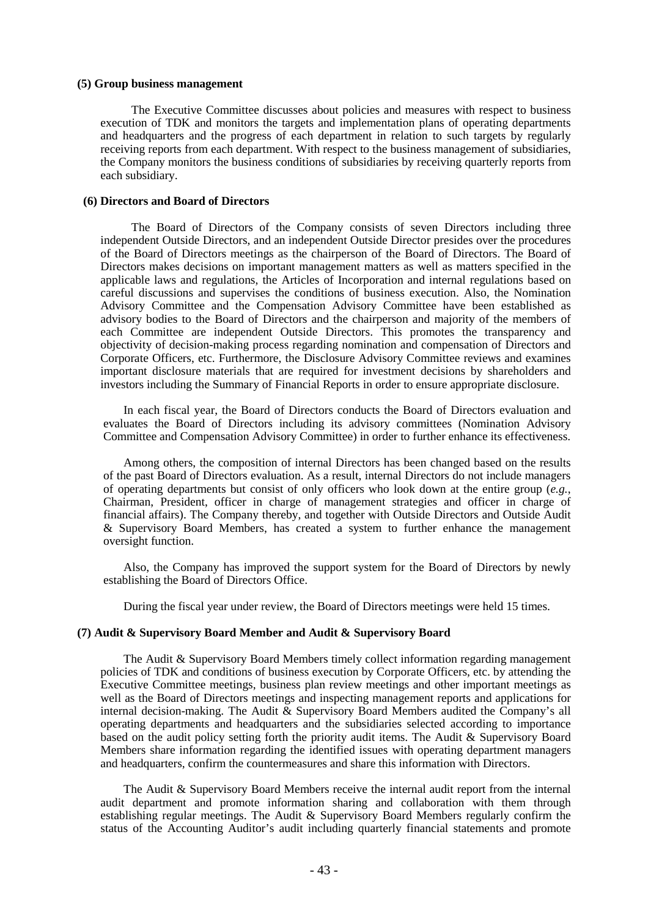**(5) Group business management**

The Executive Committee discusses about policies and measures with respect to business execution of TDK and monitors the targets and implementation plans of operating departments and headquarters and the progress of each department in relation to such targets by regularly receiving reports from each department. With respect to the business management of subsidiaries, the Company monitors the business conditions of subsidiaries by receiving quarterly reports from each subsidiary.

**(6) Directors and Board of Directors**

The Board of Directors of the Company consists of seven Directors including three independent Outside Directors, and an independent Outside Director presides over the procedures of the Board of Directors meetings as the chairperson of the Board of Directors. The Board of Directors makes decisions on important management matters as well as matters specified in the applicable laws and regulations, the Articles of Incorporation and internal regulations based on careful discussions and supervises the conditions of business execution. Also, the Nomination Advisory Committee and the Compensation Advisory Committee have been established as advisory bodies to the Board of Directors and the chairperson and majority of the members of each Committee are independent Outside Directors. This promotes the transparency and objectivity of decision-making process regarding nomination and compensation of Directors and Corporate Officers, etc. Furthermore, the Disclosure Advisory Committee reviews and examines important disclosure materials that are required for investment decisions by shareholders and investors including the Summary of Financial Reports in order to ensure appropriate disclosure.

In each fiscal year, the Board of Directors conducts the Board of Directors evaluation and evaluates the Board of Directors including its advisory committees (Nomination Advisory Committee and Compensation Advisory Committee) in order to further enhance its effectiveness.

Among others, the composition of internal Directors has been changed based on the results of the past Board of Directors evaluation. As a result, internal Directors do not include managers of operating departments but consist of only officers who look down at the entire group (*e.g.*, Chairman, President, officer in charge of management strategies and officer in charge of financial affairs). The Company thereby, and together with Outside Directors and Outside Audit & Supervisory Board Members, has created a system to further enhance the management oversight function.

Also, the Company has improved the support system for the Board of Directors by newly establishing the Board of Directors Office.

During the fiscal year under review, the Board of Directors meetings were held 15 times.

**(7) Audit & Supervisory Board Member and Audit & Supervisory Board**

The Audit & Supervisory Board Members timely collect information regarding management policies of TDK and conditions of business execution by Corporate Officers, etc. by attending the Executive Committee meetings, business plan review meetings and other important meetings as well as the Board of Directors meetings and inspecting management reports and applications for internal decision-making. The Audit & Supervisory Board Members audited the Company's all operating departments and headquarters and the subsidiaries selected according to importance based on the audit policy setting forth the priority audit items. The Audit & Supervisory Board Members share information regarding the identified issues with operating department managers and headquarters, confirm the countermeasures and share this information with Directors.

The Audit & Supervisory Board Members receive the internal audit report from the internal audit department and promote information sharing and collaboration with them through establishing regular meetings. The Audit & Supervisory Board Members regularly confirm the status of the Accounting Auditor's audit including quarterly financial statements and promote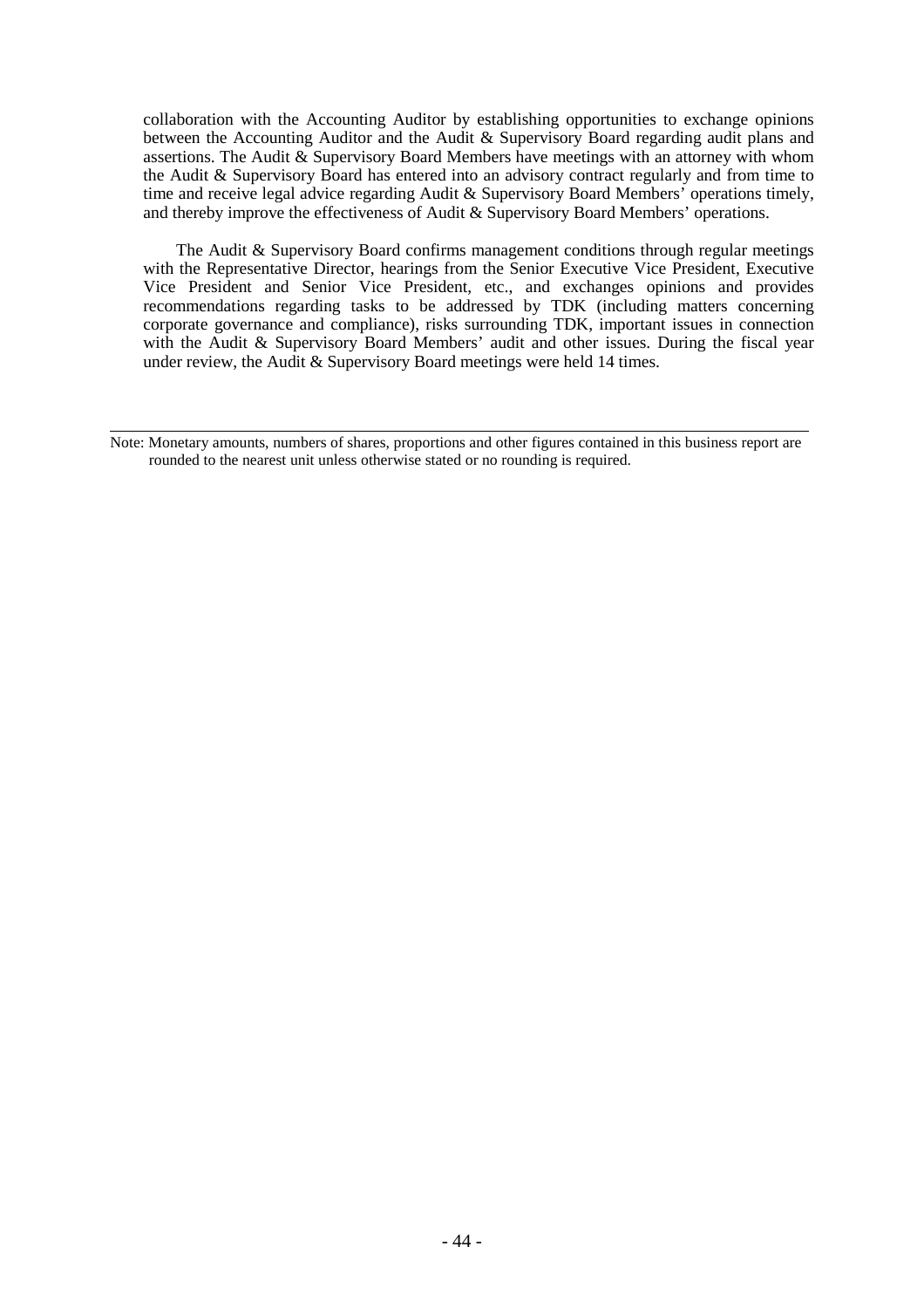collaboration with the Accounting Auditor by establishing opportunities to exchange opinions between the Accounting Auditor and the Audit & Supervisory Board regarding audit plans and assertions. The Audit & Supervisory Board Members have meetings with an attorney with whom the Audit & Supervisory Board has entered into an advisory contract regularly and from time to time and receive legal advice regarding Audit & Supervisory Board Members' operations timely, and thereby improve the effectiveness of Audit & Supervisory Board Members' operations.

The Audit & Supervisory Board confirms management conditions through regular meetings with the Representative Director, hearings from the Senior Executive Vice President, Executive Vice President and Senior Vice President, etc., and exchanges opinions and provides recommendations regarding tasks to be addressed by TDK (including matters concerning corporate governance and compliance), risks surrounding TDK, important issues in connection with the Audit & Supervisory Board Members' audit and other issues. During the fiscal year under review, the Audit & Supervisory Board meetings were held 14 times.

---

Note: Monetary amounts, numbers of shares, proportions and other figures contained in this business report are rounded to the nearest unit unless otherwise stated or no rounding is required.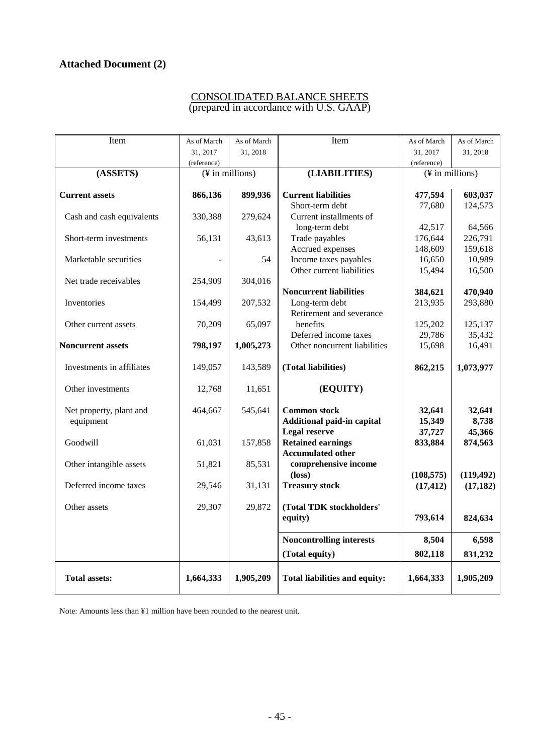## Attached Document (2)

CONSOLIDATED BALANCE SHEETS
(prepared in accordance with U.S. GAAP)

| Item | As of March 31, 2017 (reference) | As of March 31, 2018 | Item | As of March 31, 2017 (reference) | As of March 31, 2018 |
|---|---|---|---|---|---|
| **(ASSETS)** | (¥ in millions) | | **(LIABILITIES)** | (¥ in millions) | |
| **Current assets** | **866,136** | **899,936** | **Current liabilities** | **477,594** | **603,037** |
| Cash and cash equivalents | 330,388 | 279,624 | Short-term debt | 77,680 | 124,573 |
| Short-term investments | 56,131 | 43,613 | Current installments of long-term debt | 42,517 | 64,566 |
| Marketable securities | - | 54 | Trade payables | 176,644 | 226,791 |
| Net trade receivables | 254,909 | 304,016 | Accrued expenses | 148,609 | 159,618 |
| Inventories | 154,499 | 207,532 | Income taxes payables | 16,650 | 10,989 |
| Other current assets | 70,209 | 65,097 | Other current liabilities | 15,494 | 16,500 |
| **Noncurrent assets** | **798,197** | **1,005,273** | **Noncurrent liabilities** | **384,621** | **470,940** |
| Investments in affiliates | 149,057 | 143,589 | Long-term debt | 213,935 | 293,880 |
| Other investments | 12,768 | 11,651 | Retirement and severance benefits | 125,202 | 125,137 |
| Net property, plant and equipment | 464,667 | 545,641 | Deferred income taxes | 29,786 | 35,432 |
| Goodwill | 61,031 | 157,858 | Other noncurrent liabilities | 15,698 | 16,491 |
| Other intangible assets | 51,821 | 85,531 | **(Total liabilities)** | **862,215** | **1,073,977** |
| Deferred income taxes | 29,546 | 31,131 | **(EQUITY)** | | |
| Other assets | 29,307 | 29,872 | **Common stock** | **32,641** | **32,641** |
| | | | **Additional paid-in capital** | **15,349** | **8,738** |
| | | | **Legal reserve** | **37,727** | **45,366** |
| | | | **Retained earnings** | **833,884** | **874,563** |
| | | | **Accumulated other comprehensive income (loss)** | **(108,575)** | **(119,492)** |
| | | | **Treasury stock** | **(17,412)** | **(17,182)** |
| | | | **(Total TDK stockholders' equity)** | **793,614** | **824,634** |
| | | | **Noncontrolling interests** | **8,504** | **6,598** |
| | | | **(Total equity)** | **802,118** | **831,232** |
| **Total assets:** | **1,664,333** | **1,905,209** | **Total liabilities and equity:** | **1,664,333** | **1,905,209** |

Note: Amounts less than ¥1 million have been rounded to the nearest unit.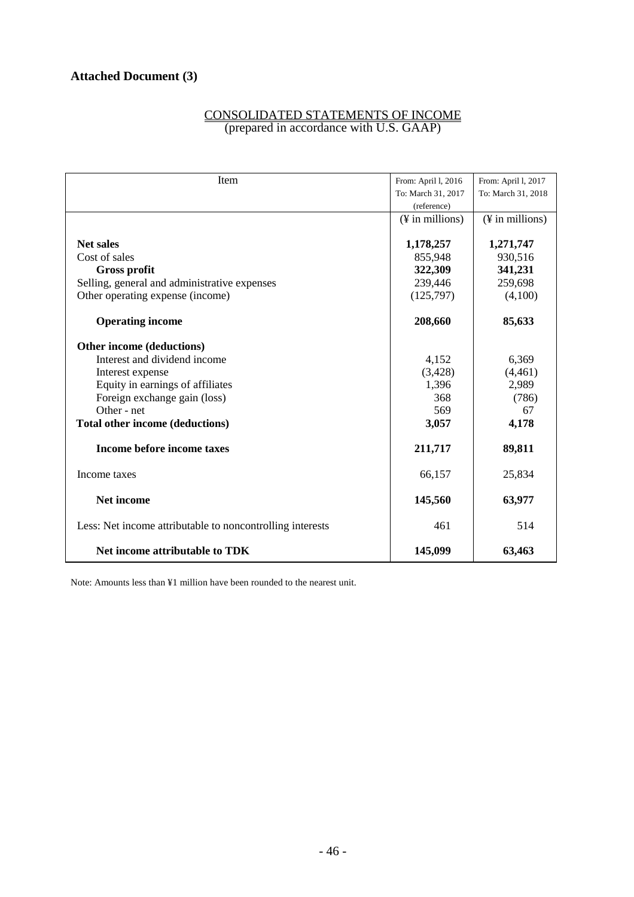**Attached Document (3)**

CONSOLIDATED STATEMENTS OF INCOME
(prepared in accordance with U.S. GAAP)

| Item | From: April l, 2016<br>To: March 31, 2017<br>(reference) | From: April l, 2017<br>To: March 31, 2018 |
|---|---|---|
| | (¥ in millions) | (¥ in millions) |
| **Net sales** | **1,178,257** | **1,271,747** |
| Cost of sales | 855,948 | 930,516 |
| **Gross profit** | **322,309** | **341,231** |
| Selling, general and administrative expenses | 239,446 | 259,698 |
| Other operating expense (income) | (125,797) | (4,100) |
| **Operating income** | **208,660** | **85,633** |
| **Other income (deductions)** | | |
| Interest and dividend income | 4,152 | 6,369 |
| Interest expense | (3,428) | (4,461) |
| Equity in earnings of affiliates | 1,396 | 2,989 |
| Foreign exchange gain (loss) | 368 | (786) |
| Other - net | 569 | 67 |
| **Total other income (deductions)** | **3,057** | **4,178** |
| **Income before income taxes** | **211,717** | **89,811** |
| Income taxes | 66,157 | 25,834 |
| **Net income** | **145,560** | **63,977** |
| Less: Net income attributable to noncontrolling interests | 461 | 514 |
| **Net income attributable to TDK** | **145,099** | **63,463** |

Note: Amounts less than ¥1 million have been rounded to the nearest unit.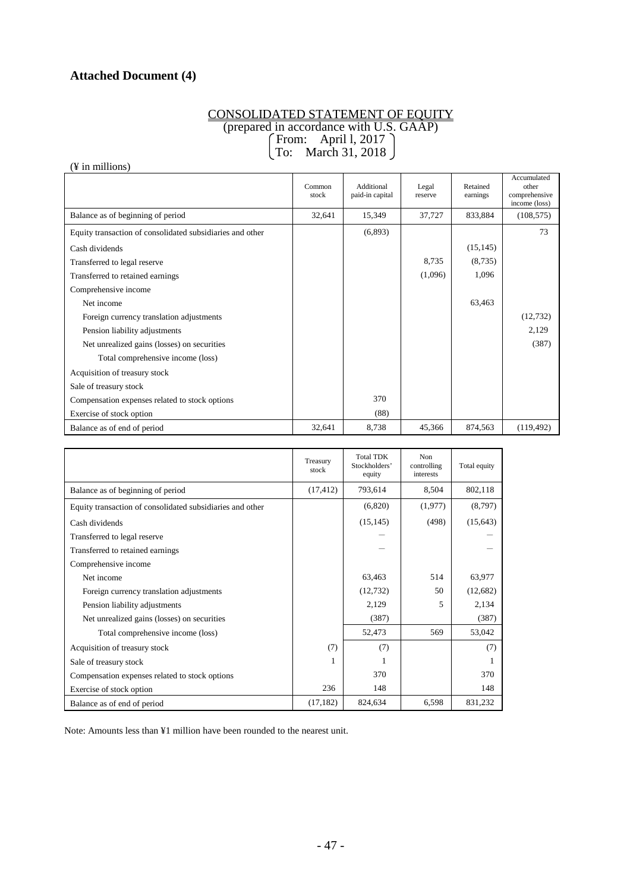## Attached Document (4)

CONSOLIDATED STATEMENT OF EQUITY
(prepared in accordance with U.S. GAAP)
From: April l, 2017
To: March 31, 2018

(¥ in millions)

| | Common stock | Additional paid-in capital | Legal reserve | Retained earnings | Accumulated other comprehensive income (loss) |
|---|---|---|---|---|---|
| Balance as of beginning of period | 32,641 | 15,349 | 37,727 | 833,884 | (108,575) |
| Equity transaction of consolidated subsidiaries and other | | (6,893) | | | 73 |
| Cash dividends | | | | (15,145) | |
| Transferred to legal reserve | | | 8,735 | (8,735) | |
| Transferred to retained earnings | | | (1,096) | 1,096 | |
| Comprehensive income | | | | | |
| Net income | | | | 63,463 | |
| Foreign currency translation adjustments | | | | | (12,732) |
| Pension liability adjustments | | | | | 2,129 |
| Net unrealized gains (losses) on securities | | | | | (387) |
| Total comprehensive income (loss) | | | | | |
| Acquisition of treasury stock | | | | | |
| Sale of treasury stock | | | | | |
| Compensation expenses related to stock options | | 370 | | | |
| Exercise of stock option | | (88) | | | |
| Balance as of end of period | 32,641 | 8,738 | 45,366 | 874,563 | (119,492) |

| | Treasury stock | Total TDK Stockholders' equity | Non controlling interests | Total equity |
|---|---|---|---|---|
| Balance as of beginning of period | (17,412) | 793,614 | 8,504 | 802,118 |
| Equity transaction of consolidated subsidiaries and other | | (6,820) | (1,977) | (8,797) |
| Cash dividends | | (15,145) | (498) | (15,643) |
| Transferred to legal reserve | | — | | — |
| Transferred to retained earnings | | — | | — |
| Comprehensive income | | | | |
| Net income | | 63,463 | 514 | 63,977 |
| Foreign currency translation adjustments | | (12,732) | 50 | (12,682) |
| Pension liability adjustments | | 2,129 | 5 | 2,134 |
| Net unrealized gains (losses) on securities | | (387) | | (387) |
| Total comprehensive income (loss) | | 52,473 | 569 | 53,042 |
| Acquisition of treasury stock | (7) | (7) | | (7) |
| Sale of treasury stock | 1 | 1 | | 1 |
| Compensation expenses related to stock options | | 370 | | 370 |
| Exercise of stock option | 236 | 148 | | 148 |
| Balance as of end of period | (17,182) | 824,634 | 6,598 | 831,232 |

Note: Amounts less than ¥1 million have been rounded to the nearest unit.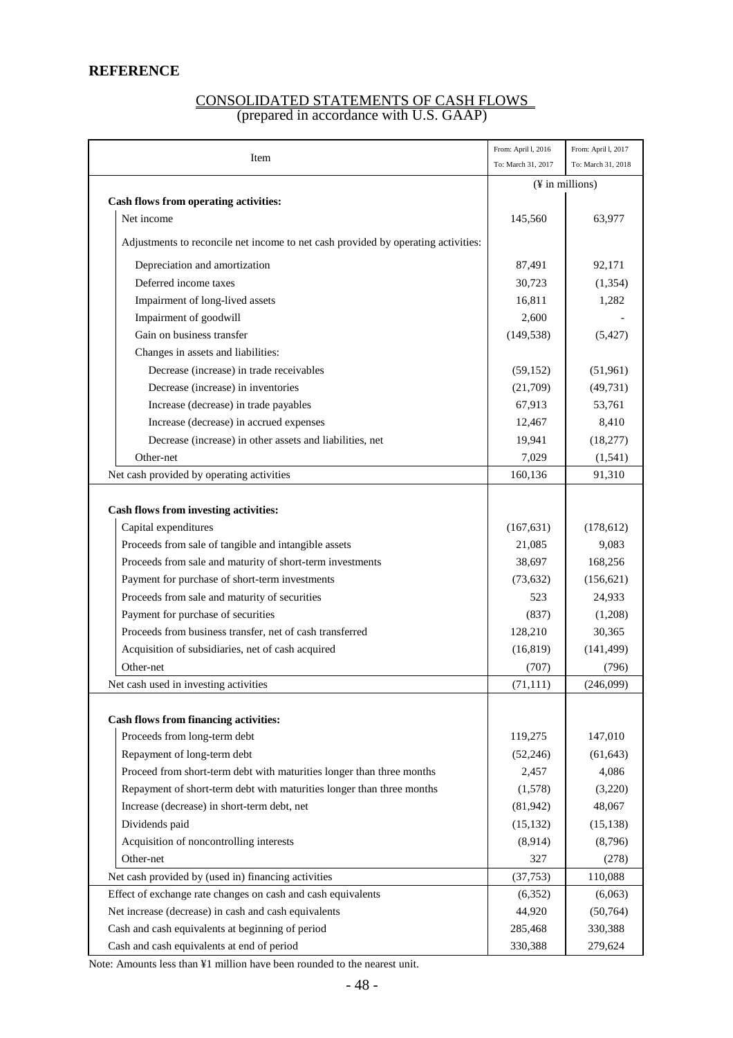## REFERENCE

CONSOLIDATED STATEMENTS OF CASH FLOWS
(prepared in accordance with U.S. GAAP)

| Item | From: April 1, 2016<br>To: March 31, 2017 | From: April 1, 2017<br>To: March 31, 2018 |
|---|---|---|
| | (¥ in millions) | |
| **Cash flows from operating activities:** | | |
| Net income | 145,560 | 63,977 |
| Adjustments to reconcile net income to net cash provided by operating activities: | | |
| Depreciation and amortization | 87,491 | 92,171 |
| Deferred income taxes | 30,723 | (1,354) |
| Impairment of long-lived assets | 16,811 | 1,282 |
| Impairment of goodwill | 2,600 | - |
| Gain on business transfer | (149,538) | (5,427) |
| Changes in assets and liabilities: | | |
| Decrease (increase) in trade receivables | (59,152) | (51,961) |
| Decrease (increase) in inventories | (21,709) | (49,731) |
| Increase (decrease) in trade payables | 67,913 | 53,761 |
| Increase (decrease) in accrued expenses | 12,467 | 8,410 |
| Decrease (increase) in other assets and liabilities, net | 19,941 | (18,277) |
| Other-net | 7,029 | (1,541) |
| Net cash provided by operating activities | 160,136 | 91,310 |
| **Cash flows from investing activities:** | | |
| Capital expenditures | (167,631) | (178,612) |
| Proceeds from sale of tangible and intangible assets | 21,085 | 9,083 |
| Proceeds from sale and maturity of short-term investments | 38,697 | 168,256 |
| Payment for purchase of short-term investments | (73,632) | (156,621) |
| Proceeds from sale and maturity of securities | 523 | 24,933 |
| Payment for purchase of securities | (837) | (1,208) |
| Proceeds from business transfer, net of cash transferred | 128,210 | 30,365 |
| Acquisition of subsidiaries, net of cash acquired | (16,819) | (141,499) |
| Other-net | (707) | (796) |
| Net cash used in investing activities | (71,111) | (246,099) |
| **Cash flows from financing activities:** | | |
| Proceeds from long-term debt | 119,275 | 147,010 |
| Repayment of long-term debt | (52,246) | (61,643) |
| Proceed from short-term debt with maturities longer than three months | 2,457 | 4,086 |
| Repayment of short-term debt with maturities longer than three months | (1,578) | (3,220) |
| Increase (decrease) in short-term debt, net | (81,942) | 48,067 |
| Dividends paid | (15,132) | (15,138) |
| Acquisition of noncontrolling interests | (8,914) | (8,796) |
| Other-net | 327 | (278) |
| Net cash provided by (used in) financing activities | (37,753) | 110,088 |
| Effect of exchange rate changes on cash and cash equivalents | (6,352) | (6,063) |
| Net increase (decrease) in cash and cash equivalents | 44,920 | (50,764) |
| Cash and cash equivalents at beginning of period | 285,468 | 330,388 |
| Cash and cash equivalents at end of period | 330,388 | 279,624 |

Note: Amounts less than ¥1 million have been rounded to the nearest unit.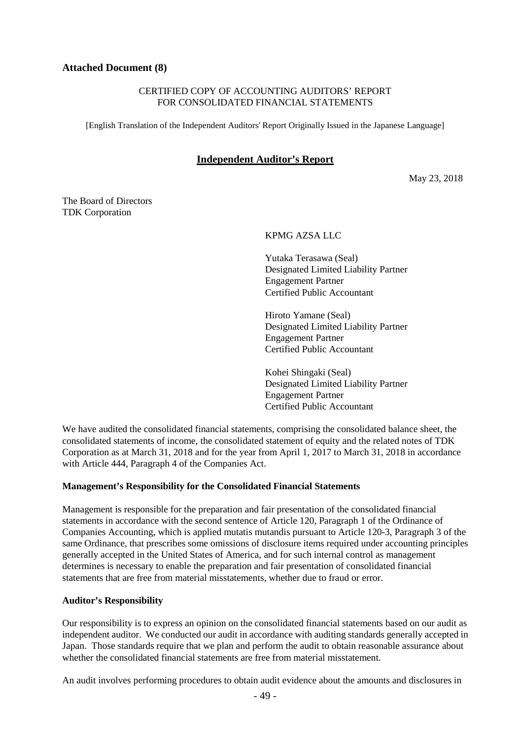**Attached Document (8)**

CERTIFIED COPY OF ACCOUNTING AUDITORS' REPORT
FOR CONSOLIDATED FINANCIAL STATEMENTS

[English Translation of the Independent Auditors' Report Originally Issued in the Japanese Language]

## Independent Auditor's Report

May 23, 2018

The Board of Directors
TDK Corporation

KPMG AZSA LLC

Yutaka Terasawa (Seal)
Designated Limited Liability Partner
Engagement Partner
Certified Public Accountant

Hiroto Yamane (Seal)
Designated Limited Liability Partner
Engagement Partner
Certified Public Accountant

Kohei Shingaki (Seal)
Designated Limited Liability Partner
Engagement Partner
Certified Public Accountant

We have audited the consolidated financial statements, comprising the consolidated balance sheet, the consolidated statements of income, the consolidated statement of equity and the related notes of TDK Corporation as at March 31, 2018 and for the year from April 1, 2017 to March 31, 2018 in accordance with Article 444, Paragraph 4 of the Companies Act.

**Management's Responsibility for the Consolidated Financial Statements**

Management is responsible for the preparation and fair presentation of the consolidated financial statements in accordance with the second sentence of Article 120, Paragraph 1 of the Ordinance of Companies Accounting, which is applied mutatis mutandis pursuant to Article 120-3, Paragraph 3 of the same Ordinance, that prescribes some omissions of disclosure items required under accounting principles generally accepted in the United States of America, and for such internal control as management determines is necessary to enable the preparation and fair presentation of consolidated financial statements that are free from material misstatements, whether due to fraud or error.

**Auditor's Responsibility**

Our responsibility is to express an opinion on the consolidated financial statements based on our audit as independent auditor. We conducted our audit in accordance with auditing standards generally accepted in Japan. Those standards require that we plan and perform the audit to obtain reasonable assurance about whether the consolidated financial statements are free from material misstatement.

An audit involves performing procedures to obtain audit evidence about the amounts and disclosures in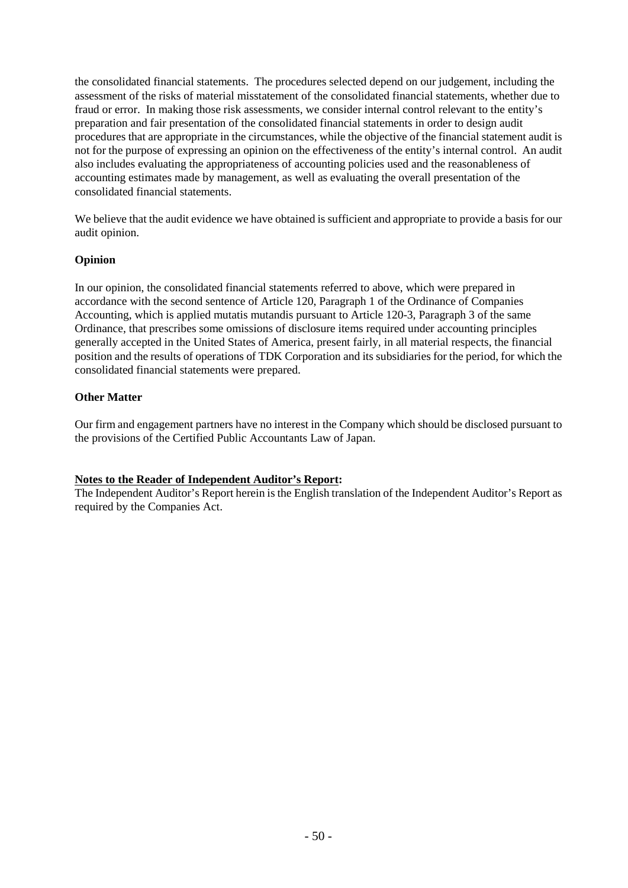the consolidated financial statements. The procedures selected depend on our judgement, including the assessment of the risks of material misstatement of the consolidated financial statements, whether due to fraud or error. In making those risk assessments, we consider internal control relevant to the entity's preparation and fair presentation of the consolidated financial statements in order to design audit procedures that are appropriate in the circumstances, while the objective of the financial statement audit is not for the purpose of expressing an opinion on the effectiveness of the entity's internal control. An audit also includes evaluating the appropriateness of accounting policies used and the reasonableness of accounting estimates made by management, as well as evaluating the overall presentation of the consolidated financial statements.

We believe that the audit evidence we have obtained is sufficient and appropriate to provide a basis for our audit opinion.

**Opinion**

In our opinion, the consolidated financial statements referred to above, which were prepared in accordance with the second sentence of Article 120, Paragraph 1 of the Ordinance of Companies Accounting, which is applied mutatis mutandis pursuant to Article 120-3, Paragraph 3 of the same Ordinance, that prescribes some omissions of disclosure items required under accounting principles generally accepted in the United States of America, present fairly, in all material respects, the financial position and the results of operations of TDK Corporation and its subsidiaries for the period, for which the consolidated financial statements were prepared.

**Other Matter**

Our firm and engagement partners have no interest in the Company which should be disclosed pursuant to the provisions of the Certified Public Accountants Law of Japan.

**Notes to the Reader of Independent Auditor's Report:**

The Independent Auditor's Report herein is the English translation of the Independent Auditor's Report as required by the Companies Act.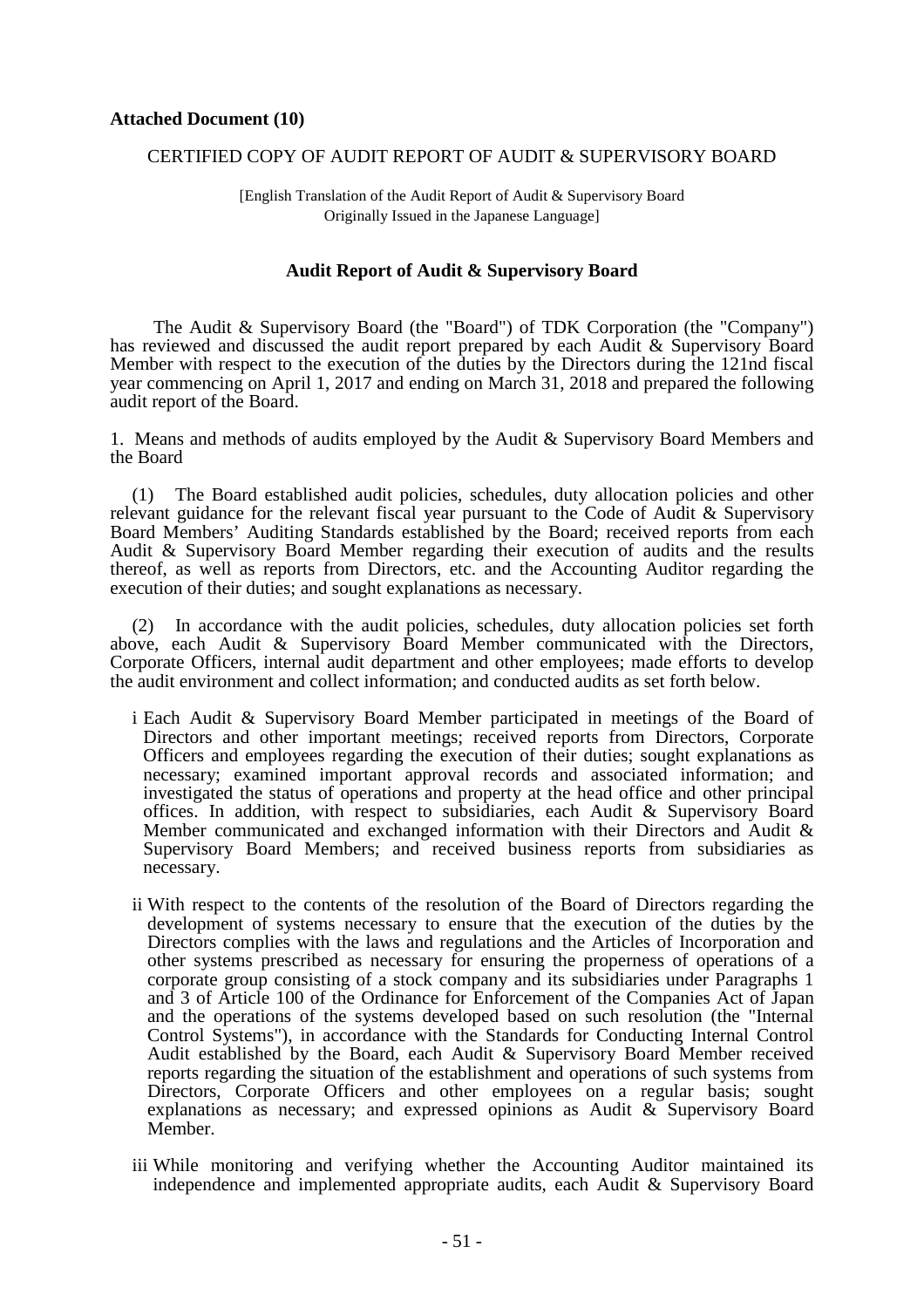**Attached Document (10)**

CERTIFIED COPY OF AUDIT REPORT OF AUDIT & SUPERVISORY BOARD

[English Translation of the Audit Report of Audit & Supervisory Board Originally Issued in the Japanese Language]

## Audit Report of Audit & Supervisory Board

The Audit & Supervisory Board (the "Board") of TDK Corporation (the "Company") has reviewed and discussed the audit report prepared by each Audit & Supervisory Board Member with respect to the execution of the duties by the Directors during the 121nd fiscal year commencing on April 1, 2017 and ending on March 31, 2018 and prepared the following audit report of the Board.

1. Means and methods of audits employed by the Audit & Supervisory Board Members and the Board

(1) The Board established audit policies, schedules, duty allocation policies and other relevant guidance for the relevant fiscal year pursuant to the Code of Audit & Supervisory Board Members' Auditing Standards established by the Board; received reports from each Audit & Supervisory Board Member regarding their execution of audits and the results thereof, as well as reports from Directors, etc. and the Accounting Auditor regarding the execution of their duties; and sought explanations as necessary.

(2) In accordance with the audit policies, schedules, duty allocation policies set forth above, each Audit & Supervisory Board Member communicated with the Directors, Corporate Officers, internal audit department and other employees; made efforts to develop the audit environment and collect information; and conducted audits as set forth below.

i Each Audit & Supervisory Board Member participated in meetings of the Board of Directors and other important meetings; received reports from Directors, Corporate Officers and employees regarding the execution of their duties; sought explanations as necessary; examined important approval records and associated information; and investigated the status of operations and property at the head office and other principal offices. In addition, with respect to subsidiaries, each Audit & Supervisory Board Member communicated and exchanged information with their Directors and Audit & Supervisory Board Members; and received business reports from subsidiaries as necessary.

ii With respect to the contents of the resolution of the Board of Directors regarding the development of systems necessary to ensure that the execution of the duties by the Directors complies with the laws and regulations and the Articles of Incorporation and other systems prescribed as necessary for ensuring the properness of operations of a corporate group consisting of a stock company and its subsidiaries under Paragraphs 1 and 3 of Article 100 of the Ordinance for Enforcement of the Companies Act of Japan and the operations of the systems developed based on such resolution (the "Internal Control Systems"), in accordance with the Standards for Conducting Internal Control Audit established by the Board, each Audit & Supervisory Board Member received reports regarding the situation of the establishment and operations of such systems from Directors, Corporate Officers and other employees on a regular basis; sought explanations as necessary; and expressed opinions as Audit & Supervisory Board Member.

iii While monitoring and verifying whether the Accounting Auditor maintained its independence and implemented appropriate audits, each Audit & Supervisory Board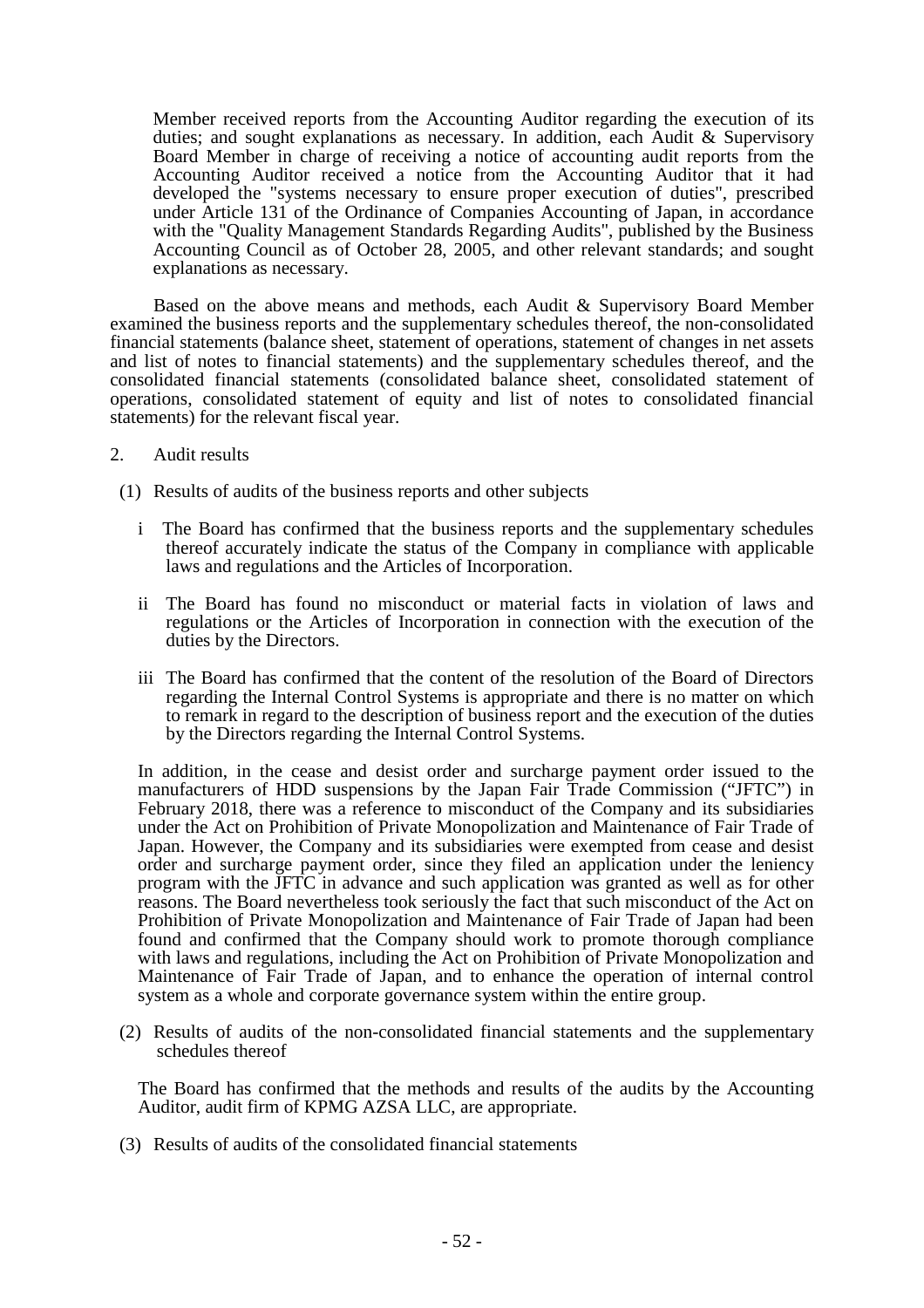Member received reports from the Accounting Auditor regarding the execution of its duties; and sought explanations as necessary. In addition, each Audit & Supervisory Board Member in charge of receiving a notice of accounting audit reports from the Accounting Auditor received a notice from the Accounting Auditor that it had developed the "systems necessary to ensure proper execution of duties", prescribed under Article 131 of the Ordinance of Companies Accounting of Japan, in accordance with the "Quality Management Standards Regarding Audits", published by the Business Accounting Council as of October 28, 2005, and other relevant standards; and sought explanations as necessary.

Based on the above means and methods, each Audit & Supervisory Board Member examined the business reports and the supplementary schedules thereof, the non-consolidated financial statements (balance sheet, statement of operations, statement of changes in net assets and list of notes to financial statements) and the supplementary schedules thereof, and the consolidated financial statements (consolidated balance sheet, consolidated statement of operations, consolidated statement of equity and list of notes to consolidated financial statements) for the relevant fiscal year.

2. Audit results

(1) Results of audits of the business reports and other subjects

i The Board has confirmed that the business reports and the supplementary schedules thereof accurately indicate the status of the Company in compliance with applicable laws and regulations and the Articles of Incorporation.

ii The Board has found no misconduct or material facts in violation of laws and regulations or the Articles of Incorporation in connection with the execution of the duties by the Directors.

iii The Board has confirmed that the content of the resolution of the Board of Directors regarding the Internal Control Systems is appropriate and there is no matter on which to remark in regard to the description of business report and the execution of the duties by the Directors regarding the Internal Control Systems.

In addition, in the cease and desist order and surcharge payment order issued to the manufacturers of HDD suspensions by the Japan Fair Trade Commission ("JFTC") in February 2018, there was a reference to misconduct of the Company and its subsidiaries under the Act on Prohibition of Private Monopolization and Maintenance of Fair Trade of Japan. However, the Company and its subsidiaries were exempted from cease and desist order and surcharge payment order, since they filed an application under the leniency program with the JFTC in advance and such application was granted as well as for other reasons. The Board nevertheless took seriously the fact that such misconduct of the Act on Prohibition of Private Monopolization and Maintenance of Fair Trade of Japan had been found and confirmed that the Company should work to promote thorough compliance with laws and regulations, including the Act on Prohibition of Private Monopolization and Maintenance of Fair Trade of Japan, and to enhance the operation of internal control system as a whole and corporate governance system within the entire group.

(2) Results of audits of the non-consolidated financial statements and the supplementary schedules thereof

The Board has confirmed that the methods and results of the audits by the Accounting Auditor, audit firm of KPMG AZSA LLC, are appropriate.

(3) Results of audits of the consolidated financial statements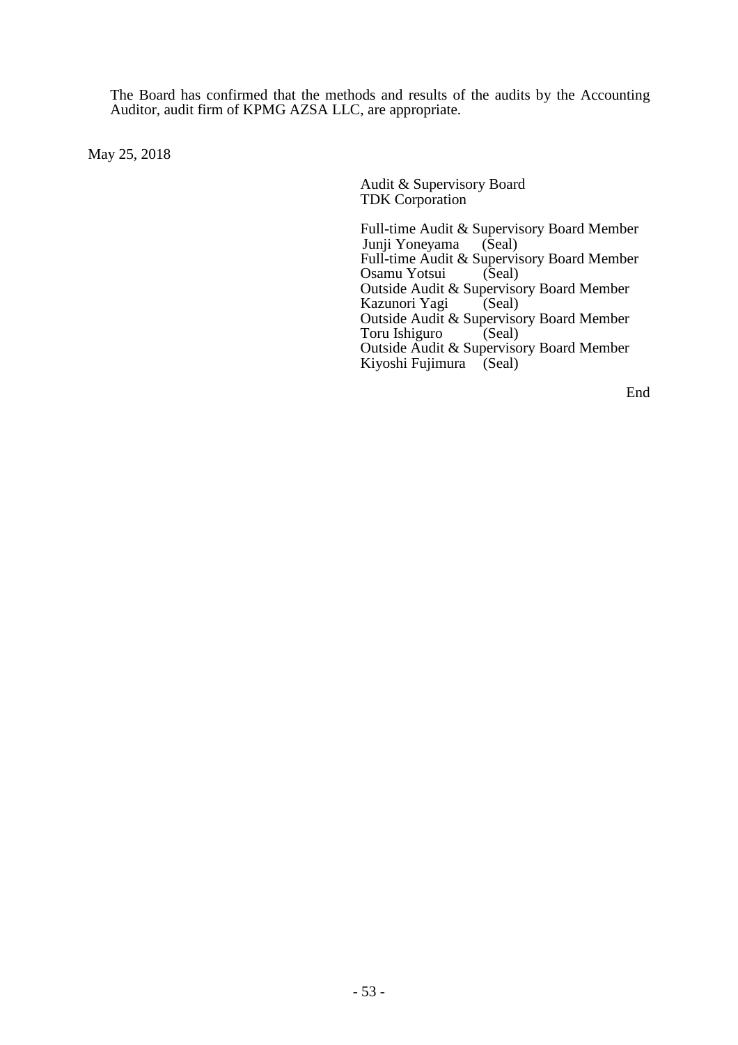The Board has confirmed that the methods and results of the audits by the Accounting Auditor, audit firm of KPMG AZSA LLC, are appropriate.

May 25, 2018

Audit & Supervisory Board
TDK Corporation

Full-time Audit & Supervisory Board Member
Junji Yoneyama (Seal)
Full-time Audit & Supervisory Board Member
Osamu Yotsui (Seal)
Outside Audit & Supervisory Board Member
Kazunori Yagi (Seal)
Outside Audit & Supervisory Board Member
Toru Ishiguro (Seal)
Outside Audit & Supervisory Board Member
Kiyoshi Fujimura (Seal)

End